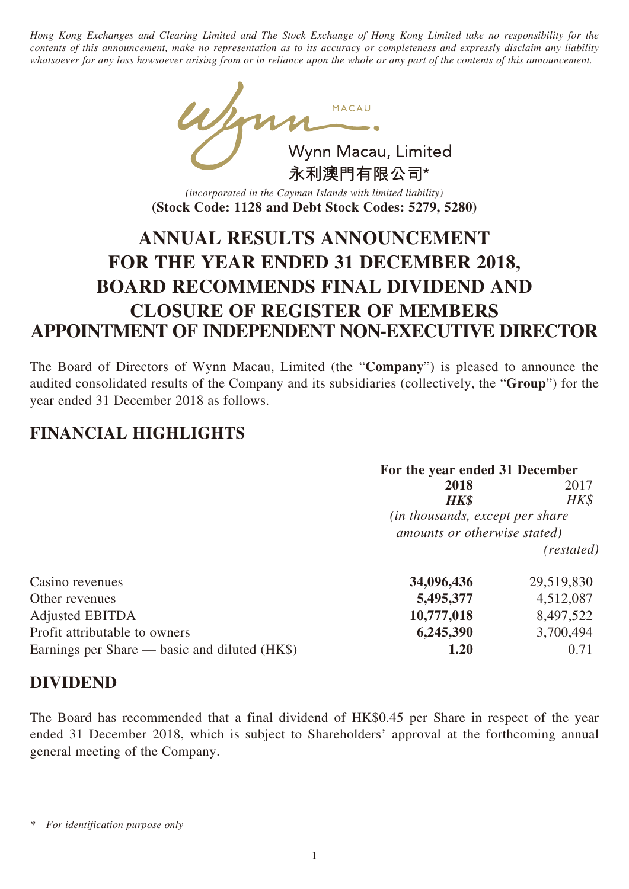*Hong Kong Exchanges and Clearing Limited and The Stock Exchange of Hong Kong Limited take no responsibility for the contents of this announcement, make no representation as to its accuracy or completeness and expressly disclaim any liability whatsoever for any loss howsoever arising from or in reliance upon the whole or any part of the contents of this announcement.*

Wynn Macau, Limited
永利澳門有限公司*

*(incorporated in the Cayman Islands with limited liability)*
**(Stock Code: 1128 and Debt Stock Codes: 5279, 5280)**

# ANNUAL RESULTS ANNOUNCEMENT FOR THE YEAR ENDED 31 DECEMBER 2018, BOARD RECOMMENDS FINAL DIVIDEND AND CLOSURE OF REGISTER OF MEMBERS APPOINTMENT OF INDEPENDENT NON-EXECUTIVE DIRECTOR

The Board of Directors of Wynn Macau, Limited (the "**Company**") is pleased to announce the audited consolidated results of the Company and its subsidiaries (collectively, the "**Group**") for the year ended 31 December 2018 as follows.

## FINANCIAL HIGHLIGHTS

| | For the year ended 31 December | |
|---|---|---|
| | **2018** | 2017 |
| | ***HK$*** | *HK$* |
| | *(in thousands, except per share amounts or otherwise stated)* | |
| | | *(restated)* |
| Casino revenues | **34,096,436** | 29,519,830 |
| Other revenues | **5,495,377** | 4,512,087 |
| Adjusted EBITDA | **10,777,018** | 8,497,522 |
| Profit attributable to owners | **6,245,390** | 3,700,494 |
| Earnings per Share — basic and diluted (HK$) | **1.20** | 0.71 |

## DIVIDEND

The Board has recommended that a final dividend of HK$0.45 per Share in respect of the year ended 31 December 2018, which is subject to Shareholders' approval at the forthcoming annual general meeting of the Company.

\* *For identification purpose only*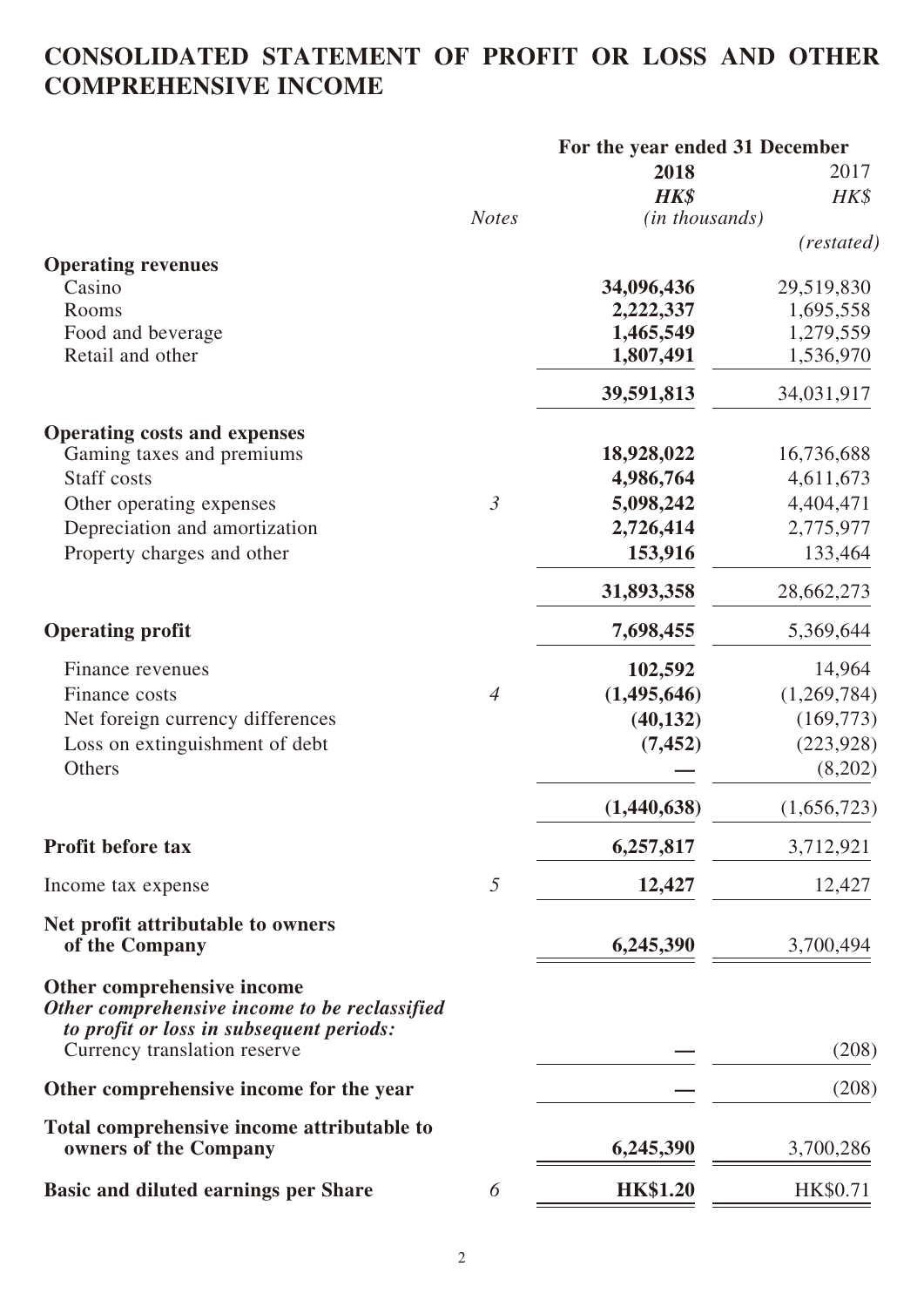# CONSOLIDATED STATEMENT OF PROFIT OR LOSS AND OTHER COMPREHENSIVE INCOME

| | Notes | For the year ended 31 December 2018 HK$ | 2017 HK$ |
|---|---|---|---|
| | | *(in thousands)* | *(restated)* |
| **Operating revenues** | | | |
| Casino | | **34,096,436** | 29,519,830 |
| Rooms | | **2,222,337** | 1,695,558 |
| Food and beverage | | **1,465,549** | 1,279,559 |
| Retail and other | | **1,807,491** | 1,536,970 |
| | | **39,591,813** | 34,031,917 |
| **Operating costs and expenses** | | | |
| Gaming taxes and premiums | | **18,928,022** | 16,736,688 |
| Staff costs | | **4,986,764** | 4,611,673 |
| Other operating expenses | *3* | **5,098,242** | 4,404,471 |
| Depreciation and amortization | | **2,726,414** | 2,775,977 |
| Property charges and other | | **153,916** | 133,464 |
| | | **31,893,358** | 28,662,273 |
| **Operating profit** | | **7,698,455** | 5,369,644 |
| Finance revenues | | **102,592** | 14,964 |
| Finance costs | *4* | **(1,495,646)** | (1,269,784) |
| Net foreign currency differences | | **(40,132)** | (169,773) |
| Loss on extinguishment of debt | | **(7,452)** | (223,928) |
| Others | | **—** | (8,202) |
| | | **(1,440,638)** | (1,656,723) |
| **Profit before tax** | | **6,257,817** | 3,712,921 |
| Income tax expense | *5* | **12,427** | 12,427 |
| **Net profit attributable to owners of the Company** | | **6,245,390** | 3,700,494 |
| **Other comprehensive income** | | | |
| ***Other comprehensive income to be reclassified to profit or loss in subsequent periods:*** | | | |
| Currency translation reserve | | **—** | (208) |
| **Other comprehensive income for the year** | | **—** | (208) |
| **Total comprehensive income attributable to owners of the Company** | | **6,245,390** | 3,700,286 |
| **Basic and diluted earnings per Share** | *6* | **HK$1.20** | HK$0.71 |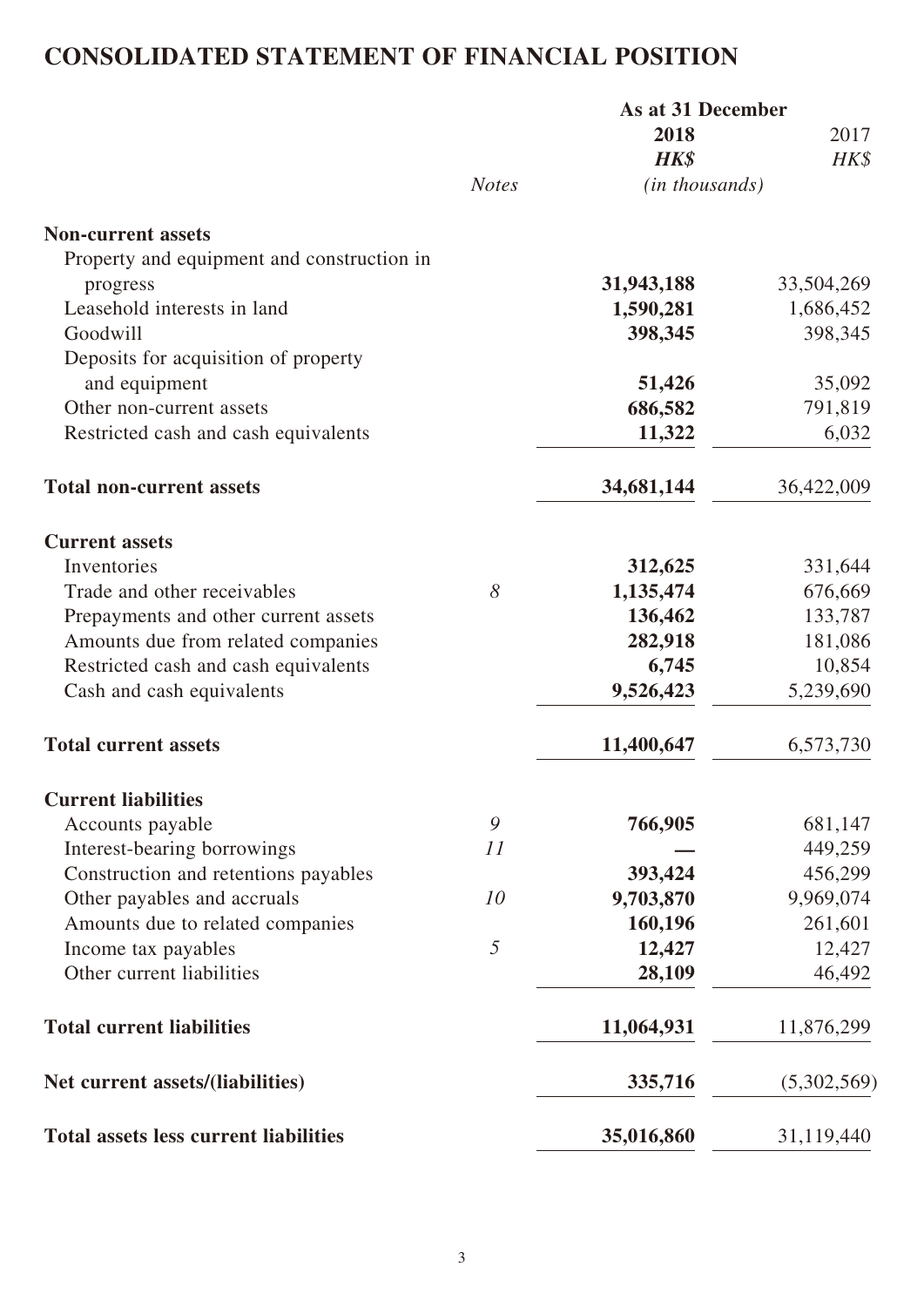# CONSOLIDATED STATEMENT OF FINANCIAL POSITION

| | Notes | As at 31 December 2018 HK$ (in thousands) | 2017 HK$ |
|---|---|---|---|
| **Non-current assets** | | | |
| Property and equipment and construction in progress | | **31,943,188** | 33,504,269 |
| Leasehold interests in land | | **1,590,281** | 1,686,452 |
| Goodwill | | **398,345** | 398,345 |
| Deposits for acquisition of property and equipment | | **51,426** | 35,092 |
| Other non-current assets | | **686,582** | 791,819 |
| Restricted cash and cash equivalents | | **11,322** | 6,032 |
| **Total non-current assets** | | **34,681,144** | 36,422,009 |
| **Current assets** | | | |
| Inventories | | **312,625** | 331,644 |
| Trade and other receivables | *8* | **1,135,474** | 676,669 |
| Prepayments and other current assets | | **136,462** | 133,787 |
| Amounts due from related companies | | **282,918** | 181,086 |
| Restricted cash and cash equivalents | | **6,745** | 10,854 |
| Cash and cash equivalents | | **9,526,423** | 5,239,690 |
| **Total current assets** | | **11,400,647** | 6,573,730 |
| **Current liabilities** | | | |
| Accounts payable | *9* | **766,905** | 681,147 |
| Interest-bearing borrowings | *11* | **—** | 449,259 |
| Construction and retentions payables | | **393,424** | 456,299 |
| Other payables and accruals | *10* | **9,703,870** | 9,969,074 |
| Amounts due to related companies | | **160,196** | 261,601 |
| Income tax payables | *5* | **12,427** | 12,427 |
| Other current liabilities | | **28,109** | 46,492 |
| **Total current liabilities** | | **11,064,931** | 11,876,299 |
| **Net current assets/(liabilities)** | | **335,716** | (5,302,569) |
| **Total assets less current liabilities** | | **35,016,860** | 31,119,440 |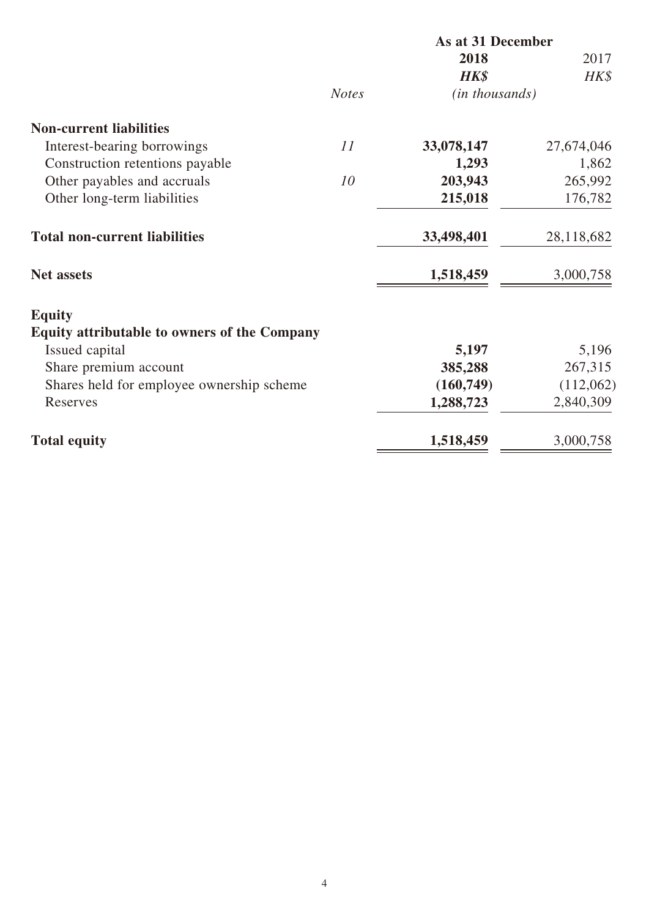| | Notes | As at 31 December 2018 HK$ | 2017 HK$ |
|---|---|---|---|
| | | (in thousands) | |
| **Non-current liabilities** | | | |
| Interest-bearing borrowings | 11 | **33,078,147** | 27,674,046 |
| Construction retentions payable | | **1,293** | 1,862 |
| Other payables and accruals | 10 | **203,943** | 265,992 |
| Other long-term liabilities | | **215,018** | 176,782 |
| **Total non-current liabilities** | | **33,498,401** | 28,118,682 |
| **Net assets** | | **1,518,459** | 3,000,758 |
| **Equity** | | | |
| **Equity attributable to owners of the Company** | | | |
| Issued capital | | **5,197** | 5,196 |
| Share premium account | | **385,288** | 267,315 |
| Shares held for employee ownership scheme | | **(160,749)** | (112,062) |
| Reserves | | **1,288,723** | 2,840,309 |
| **Total equity** | | **1,518,459** | 3,000,758 |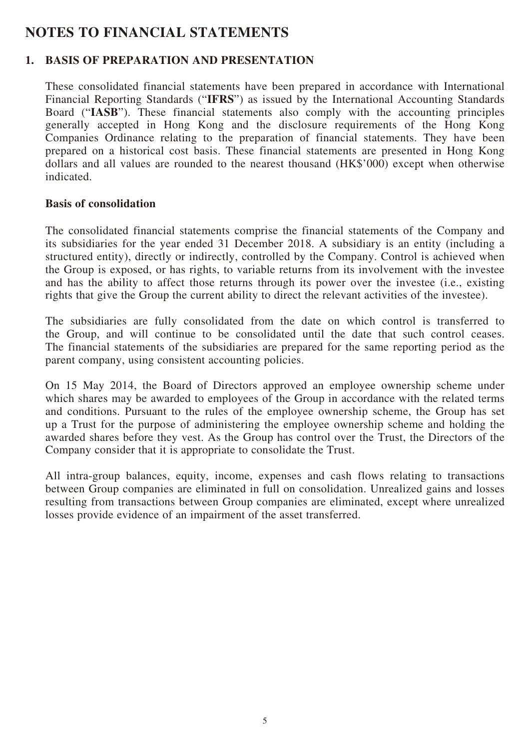# NOTES TO FINANCIAL STATEMENTS

## 1. BASIS OF PREPARATION AND PRESENTATION

These consolidated financial statements have been prepared in accordance with International Financial Reporting Standards ("**IFRS**") as issued by the International Accounting Standards Board ("**IASB**"). These financial statements also comply with the accounting principles generally accepted in Hong Kong and the disclosure requirements of the Hong Kong Companies Ordinance relating to the preparation of financial statements. They have been prepared on a historical cost basis. These financial statements are presented in Hong Kong dollars and all values are rounded to the nearest thousand (HK$'000) except when otherwise indicated.

### Basis of consolidation

The consolidated financial statements comprise the financial statements of the Company and its subsidiaries for the year ended 31 December 2018. A subsidiary is an entity (including a structured entity), directly or indirectly, controlled by the Company. Control is achieved when the Group is exposed, or has rights, to variable returns from its involvement with the investee and has the ability to affect those returns through its power over the investee (i.e., existing rights that give the Group the current ability to direct the relevant activities of the investee).

The subsidiaries are fully consolidated from the date on which control is transferred to the Group, and will continue to be consolidated until the date that such control ceases. The financial statements of the subsidiaries are prepared for the same reporting period as the parent company, using consistent accounting policies.

On 15 May 2014, the Board of Directors approved an employee ownership scheme under which shares may be awarded to employees of the Group in accordance with the related terms and conditions. Pursuant to the rules of the employee ownership scheme, the Group has set up a Trust for the purpose of administering the employee ownership scheme and holding the awarded shares before they vest. As the Group has control over the Trust, the Directors of the Company consider that it is appropriate to consolidate the Trust.

All intra-group balances, equity, income, expenses and cash flows relating to transactions between Group companies are eliminated in full on consolidation. Unrealized gains and losses resulting from transactions between Group companies are eliminated, except where unrealized losses provide evidence of an impairment of the asset transferred.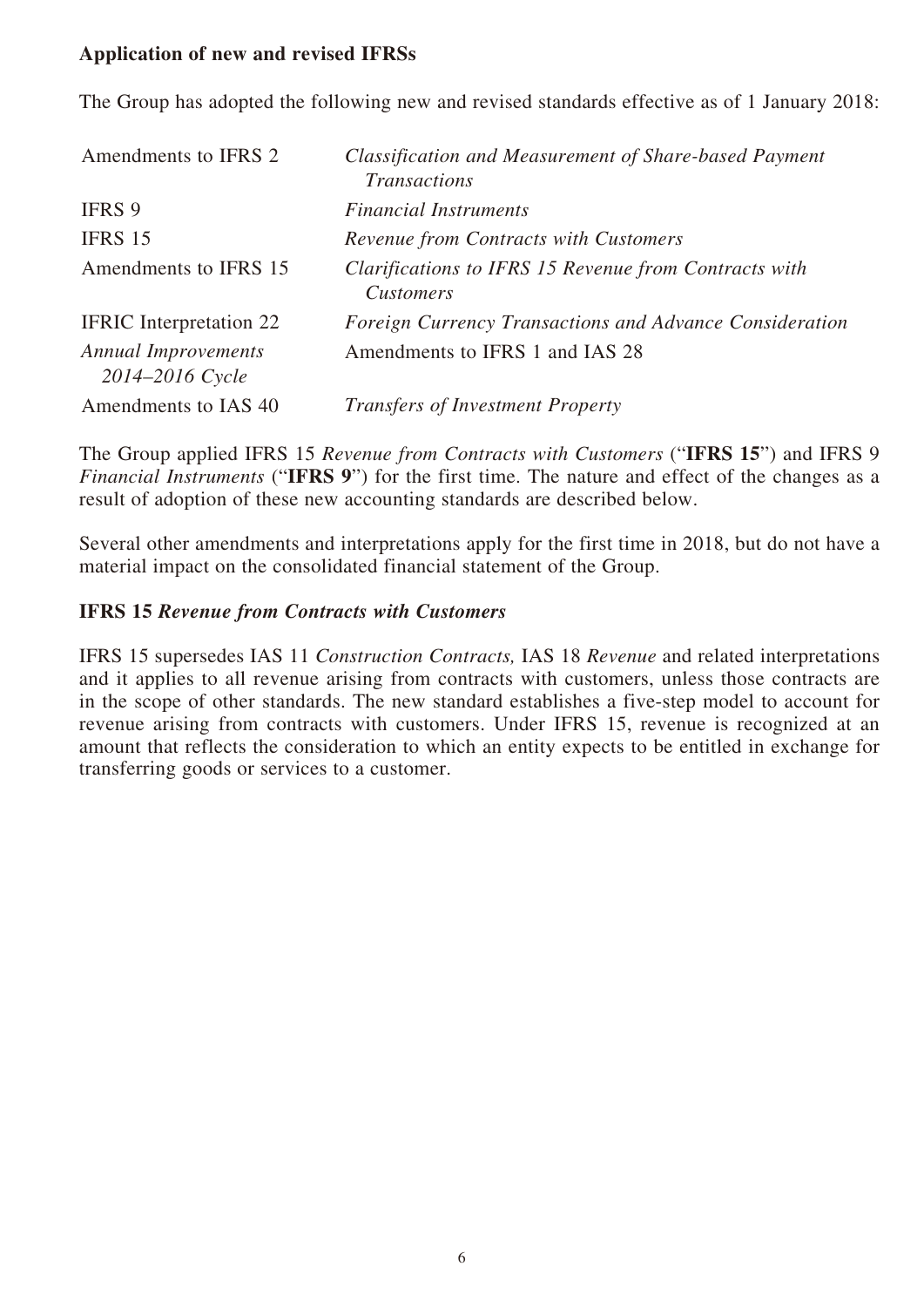**Application of new and revised IFRSs**

The Group has adopted the following new and revised standards effective as of 1 January 2018:

| | |
|---|---|
| Amendments to IFRS 2 | *Classification and Measurement of Share-based Payment Transactions* |
| IFRS 9 | *Financial Instruments* |
| IFRS 15 | *Revenue from Contracts with Customers* |
| Amendments to IFRS 15 | *Clarifications to IFRS 15 Revenue from Contracts with Customers* |
| IFRIC Interpretation 22 | *Foreign Currency Transactions and Advance Consideration* |
| *Annual Improvements 2014–2016 Cycle* | Amendments to IFRS 1 and IAS 28 |
| Amendments to IAS 40 | *Transfers of Investment Property* |

The Group applied IFRS 15 *Revenue from Contracts with Customers* ("**IFRS 15**") and IFRS 9 *Financial Instruments* ("**IFRS 9**") for the first time. The nature and effect of the changes as a result of adoption of these new accounting standards are described below.

Several other amendments and interpretations apply for the first time in 2018, but do not have a material impact on the consolidated financial statement of the Group.

**IFRS 15 *Revenue from Contracts with Customers***

IFRS 15 supersedes IAS 11 *Construction Contracts,* IAS 18 *Revenue* and related interpretations and it applies to all revenue arising from contracts with customers, unless those contracts are in the scope of other standards. The new standard establishes a five-step model to account for revenue arising from contracts with customers. Under IFRS 15, revenue is recognized at an amount that reflects the consideration to which an entity expects to be entitled in exchange for transferring goods or services to a customer.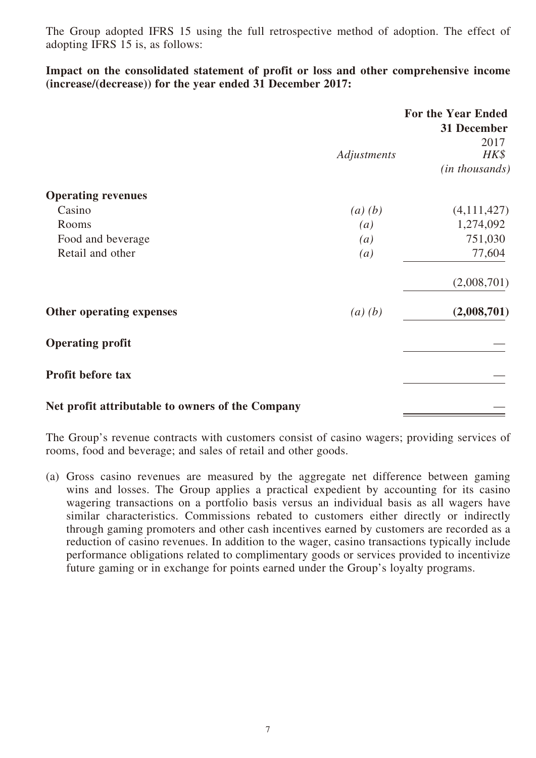The Group adopted IFRS 15 using the full retrospective method of adoption. The effect of adopting IFRS 15 is, as follows:

**Impact on the consolidated statement of profit or loss and other comprehensive income (increase/(decrease)) for the year ended 31 December 2017:**

| | *Adjustments* | **For the Year Ended 31 December** 2017 *HK$* *(in thousands)* |
|---|---|---|
| **Operating revenues** | | |
| Casino | *(a) (b)* | (4,111,427) |
| Rooms | *(a)* | 1,274,092 |
| Food and beverage | *(a)* | 751,030 |
| Retail and other | *(a)* | 77,604 |
| | | (2,008,701) |
| **Other operating expenses** | *(a) (b)* | **(2,008,701)** |
| **Operating profit** | | — |
| **Profit before tax** | | — |
| **Net profit attributable to owners of the Company** | | — |

The Group's revenue contracts with customers consist of casino wagers; providing services of rooms, food and beverage; and sales of retail and other goods.

(a) Gross casino revenues are measured by the aggregate net difference between gaming wins and losses. The Group applies a practical expedient by accounting for its casino wagering transactions on a portfolio basis versus an individual basis as all wagers have similar characteristics. Commissions rebated to customers either directly or indirectly through gaming promoters and other cash incentives earned by customers are recorded as a reduction of casino revenues. In addition to the wager, casino transactions typically include performance obligations related to complimentary goods or services provided to incentivize future gaming or in exchange for points earned under the Group's loyalty programs.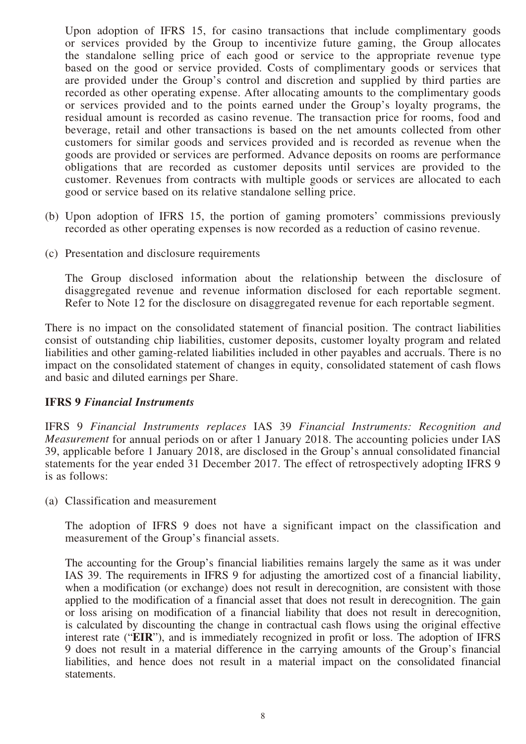Upon adoption of IFRS 15, for casino transactions that include complimentary goods or services provided by the Group to incentivize future gaming, the Group allocates the standalone selling price of each good or service to the appropriate revenue type based on the good or service provided. Costs of complimentary goods or services that are provided under the Group's control and discretion and supplied by third parties are recorded as other operating expense. After allocating amounts to the complimentary goods or services provided and to the points earned under the Group's loyalty programs, the residual amount is recorded as casino revenue. The transaction price for rooms, food and beverage, retail and other transactions is based on the net amounts collected from other customers for similar goods and services provided and is recorded as revenue when the goods are provided or services are performed. Advance deposits on rooms are performance obligations that are recorded as customer deposits until services are provided to the customer. Revenues from contracts with multiple goods or services are allocated to each good or service based on its relative standalone selling price.

(b) Upon adoption of IFRS 15, the portion of gaming promoters' commissions previously recorded as other operating expenses is now recorded as a reduction of casino revenue.

(c) Presentation and disclosure requirements

The Group disclosed information about the relationship between the disclosure of disaggregated revenue and revenue information disclosed for each reportable segment. Refer to Note 12 for the disclosure on disaggregated revenue for each reportable segment.

There is no impact on the consolidated statement of financial position. The contract liabilities consist of outstanding chip liabilities, customer deposits, customer loyalty program and related liabilities and other gaming-related liabilities included in other payables and accruals. There is no impact on the consolidated statement of changes in equity, consolidated statement of cash flows and basic and diluted earnings per Share.

**IFRS 9 *Financial Instruments***

IFRS 9 *Financial Instruments replaces* IAS 39 *Financial Instruments: Recognition and Measurement* for annual periods on or after 1 January 2018. The accounting policies under IAS 39, applicable before 1 January 2018, are disclosed in the Group's annual consolidated financial statements for the year ended 31 December 2017. The effect of retrospectively adopting IFRS 9 is as follows:

(a) Classification and measurement

The adoption of IFRS 9 does not have a significant impact on the classification and measurement of the Group's financial assets.

The accounting for the Group's financial liabilities remains largely the same as it was under IAS 39. The requirements in IFRS 9 for adjusting the amortized cost of a financial liability, when a modification (or exchange) does not result in derecognition, are consistent with those applied to the modification of a financial asset that does not result in derecognition. The gain or loss arising on modification of a financial liability that does not result in derecognition, is calculated by discounting the change in contractual cash flows using the original effective interest rate ("**EIR**"), and is immediately recognized in profit or loss. The adoption of IFRS 9 does not result in a material difference in the carrying amounts of the Group's financial liabilities, and hence does not result in a material impact on the consolidated financial statements.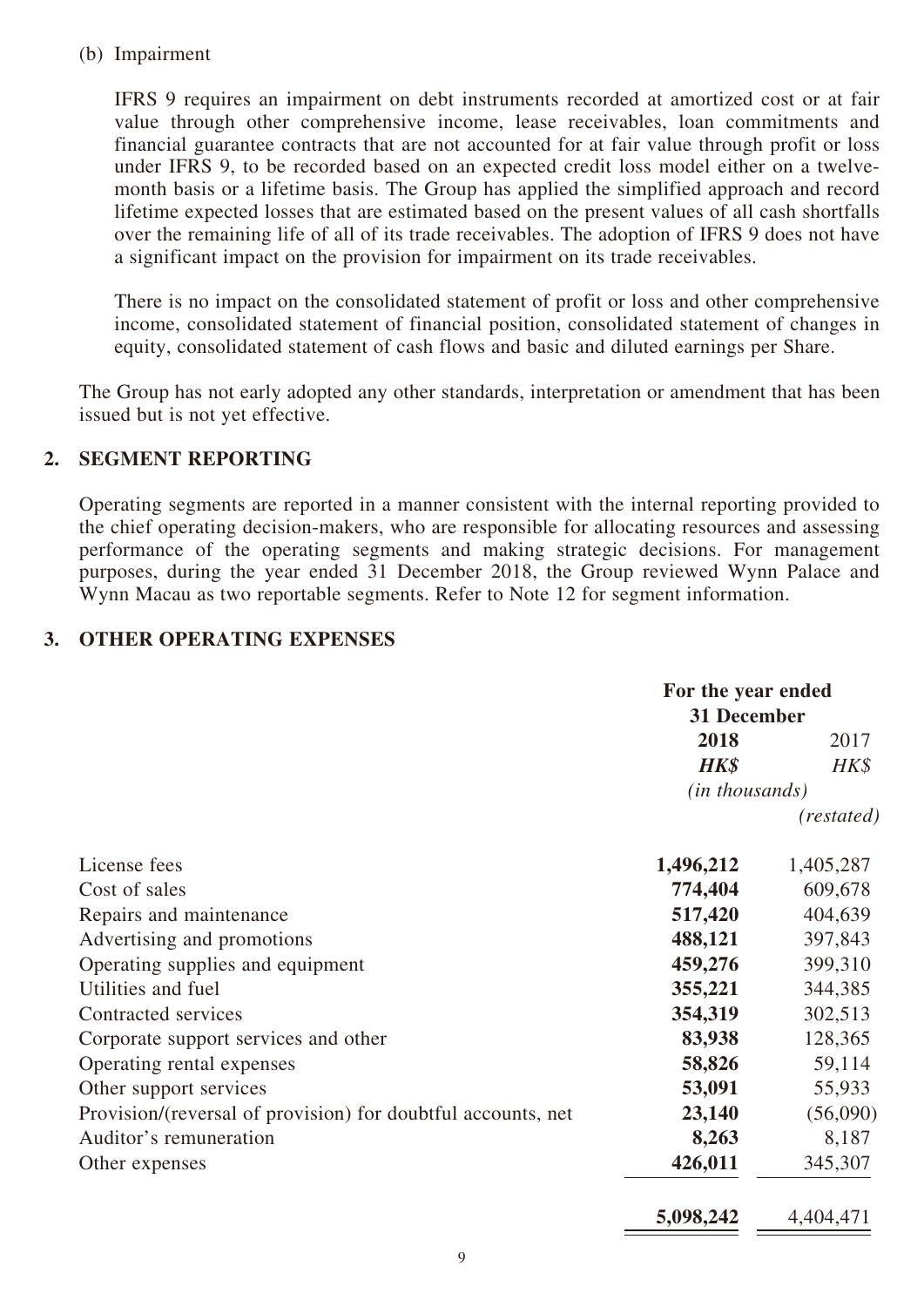(b) Impairment

IFRS 9 requires an impairment on debt instruments recorded at amortized cost or at fair value through other comprehensive income, lease receivables, loan commitments and financial guarantee contracts that are not accounted for at fair value through profit or loss under IFRS 9, to be recorded based on an expected credit loss model either on a twelve-month basis or a lifetime basis. The Group has applied the simplified approach and record lifetime expected losses that are estimated based on the present values of all cash shortfalls over the remaining life of all of its trade receivables. The adoption of IFRS 9 does not have a significant impact on the provision for impairment on its trade receivables.

There is no impact on the consolidated statement of profit or loss and other comprehensive income, consolidated statement of financial position, consolidated statement of changes in equity, consolidated statement of cash flows and basic and diluted earnings per Share.

The Group has not early adopted any other standards, interpretation or amendment that has been issued but is not yet effective.

## 2. SEGMENT REPORTING

Operating segments are reported in a manner consistent with the internal reporting provided to the chief operating decision-makers, who are responsible for allocating resources and assessing performance of the operating segments and making strategic decisions. For management purposes, during the year ended 31 December 2018, the Group reviewed Wynn Palace and Wynn Macau as two reportable segments. Refer to Note 12 for segment information.

## 3. OTHER OPERATING EXPENSES

| | **For the year ended 31 December** | |
|---|---|---|
| | **2018** | 2017 |
| | ***HK$*** | *HK$* |
| | *(in thousands)* | |
| | | *(restated)* |
| License fees | **1,496,212** | 1,405,287 |
| Cost of sales | **774,404** | 609,678 |
| Repairs and maintenance | **517,420** | 404,639 |
| Advertising and promotions | **488,121** | 397,843 |
| Operating supplies and equipment | **459,276** | 399,310 |
| Utilities and fuel | **355,221** | 344,385 |
| Contracted services | **354,319** | 302,513 |
| Corporate support services and other | **83,938** | 128,365 |
| Operating rental expenses | **58,826** | 59,114 |
| Other support services | **53,091** | 55,933 |
| Provision/(reversal of provision) for doubtful accounts, net | **23,140** | (56,090) |
| Auditor's remuneration | **8,263** | 8,187 |
| Other expenses | **426,011** | 345,307 |
| | **5,098,242** | 4,404,471 |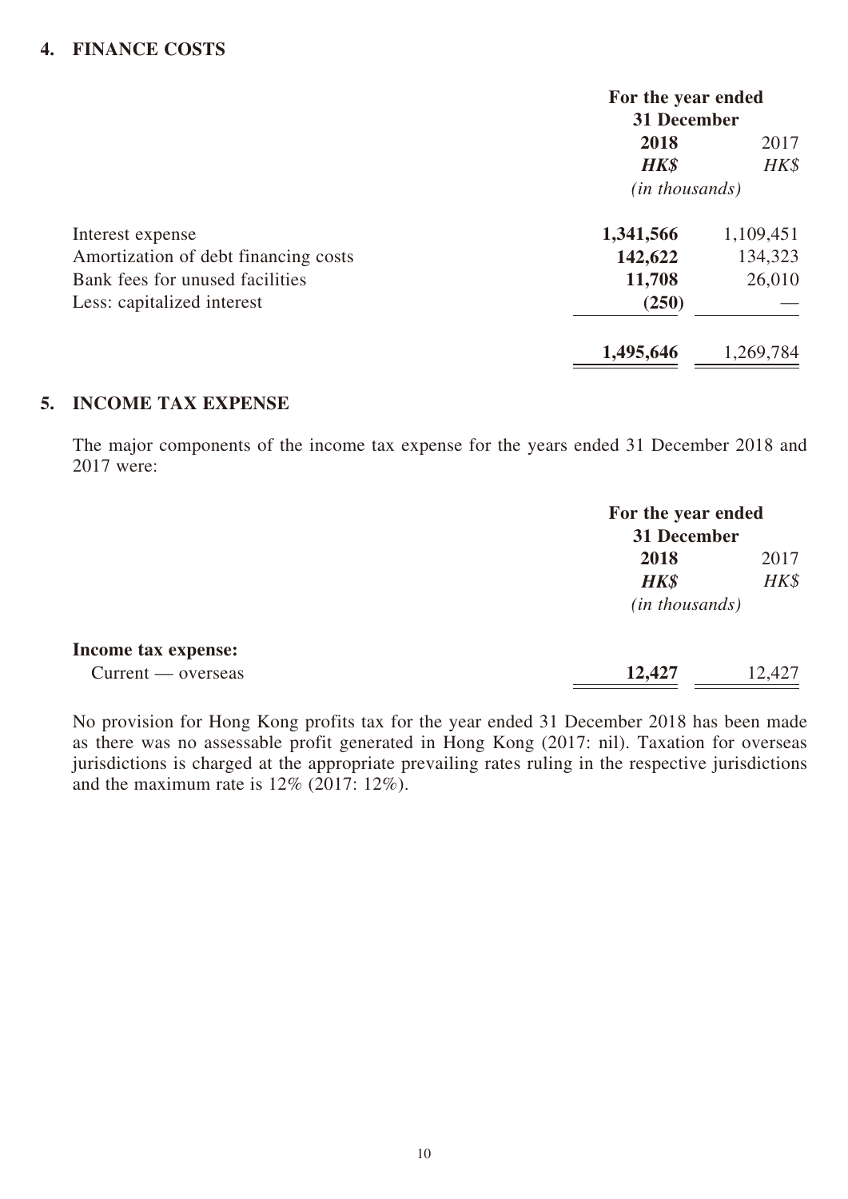## 4. FINANCE COSTS

| | For the year ended 31 December | |
|---|---|---|
| | **2018** | 2017 |
| | ***HK$*** | *HK$* |
| | *(in thousands)* | |
| Interest expense | **1,341,566** | 1,109,451 |
| Amortization of debt financing costs | **142,622** | 134,323 |
| Bank fees for unused facilities | **11,708** | 26,010 |
| Less: capitalized interest | **(250)** | — |
| | **1,495,646** | 1,269,784 |

## 5. INCOME TAX EXPENSE

The major components of the income tax expense for the years ended 31 December 2018 and 2017 were:

| | For the year ended 31 December | |
|---|---|---|
| | **2018** | 2017 |
| | ***HK$*** | *HK$* |
| | *(in thousands)* | |
| **Income tax expense:** | | |
| Current — overseas | **12,427** | 12,427 |

No provision for Hong Kong profits tax for the year ended 31 December 2018 has been made as there was no assessable profit generated in Hong Kong (2017: nil). Taxation for overseas jurisdictions is charged at the appropriate prevailing rates ruling in the respective jurisdictions and the maximum rate is 12% (2017: 12%).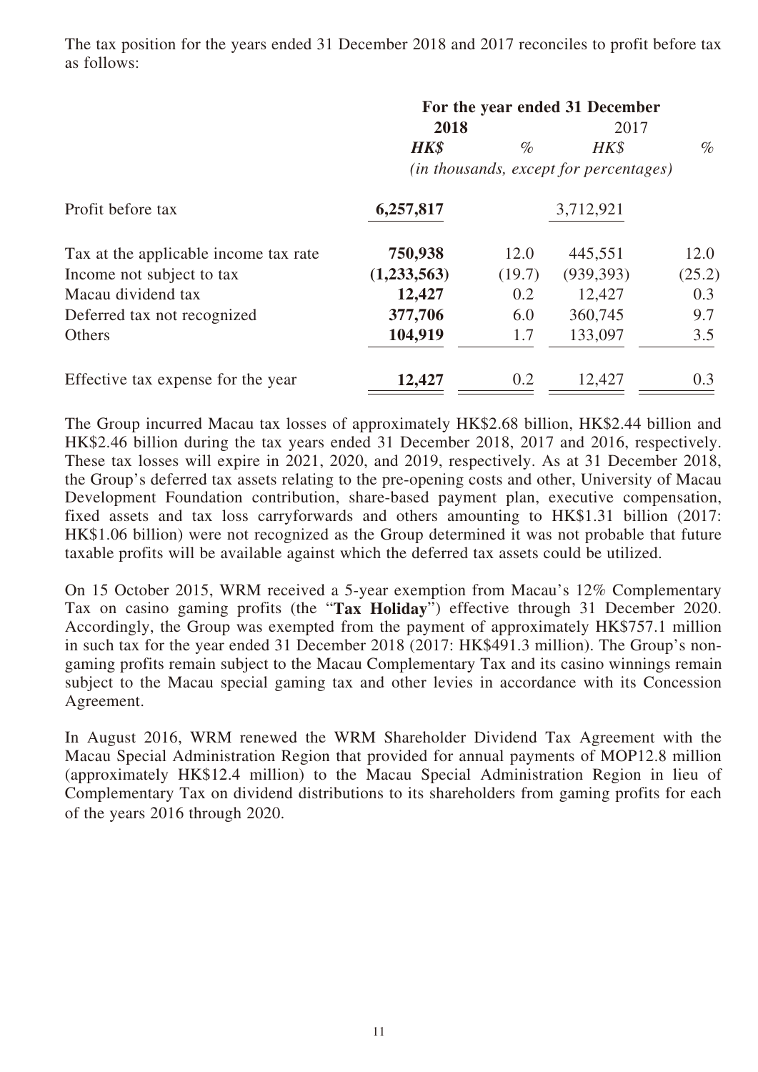The tax position for the years ended 31 December 2018 and 2017 reconciles to profit before tax as follows:

| | For the year ended 31 December | | | |
|---|---|---|---|---|
| | **2018** | | 2017 | |
| | ***HK$*** | *%* | *HK$* | *%* |
| | *(in thousands, except for percentages)* | | | |
| Profit before tax | **6,257,817** | | 3,712,921 | |
| Tax at the applicable income tax rate | **750,938** | 12.0 | 445,551 | 12.0 |
| Income not subject to tax | **(1,233,563)** | (19.7) | (939,393) | (25.2) |
| Macau dividend tax | **12,427** | 0.2 | 12,427 | 0.3 |
| Deferred tax not recognized | **377,706** | 6.0 | 360,745 | 9.7 |
| Others | **104,919** | 1.7 | 133,097 | 3.5 |
| Effective tax expense for the year | **12,427** | 0.2 | 12,427 | 0.3 |

The Group incurred Macau tax losses of approximately HK$2.68 billion, HK$2.44 billion and HK$2.46 billion during the tax years ended 31 December 2018, 2017 and 2016, respectively. These tax losses will expire in 2021, 2020, and 2019, respectively. As at 31 December 2018, the Group's deferred tax assets relating to the pre-opening costs and other, University of Macau Development Foundation contribution, share-based payment plan, executive compensation, fixed assets and tax loss carryforwards and others amounting to HK$1.31 billion (2017: HK$1.06 billion) were not recognized as the Group determined it was not probable that future taxable profits will be available against which the deferred tax assets could be utilized.

On 15 October 2015, WRM received a 5-year exemption from Macau's 12% Complementary Tax on casino gaming profits (the "**Tax Holiday**") effective through 31 December 2020. Accordingly, the Group was exempted from the payment of approximately HK$757.1 million in such tax for the year ended 31 December 2018 (2017: HK$491.3 million). The Group's non-gaming profits remain subject to the Macau Complementary Tax and its casino winnings remain subject to the Macau special gaming tax and other levies in accordance with its Concession Agreement.

In August 2016, WRM renewed the WRM Shareholder Dividend Tax Agreement with the Macau Special Administration Region that provided for annual payments of MOP12.8 million (approximately HK$12.4 million) to the Macau Special Administration Region in lieu of Complementary Tax on dividend distributions to its shareholders from gaming profits for each of the years 2016 through 2020.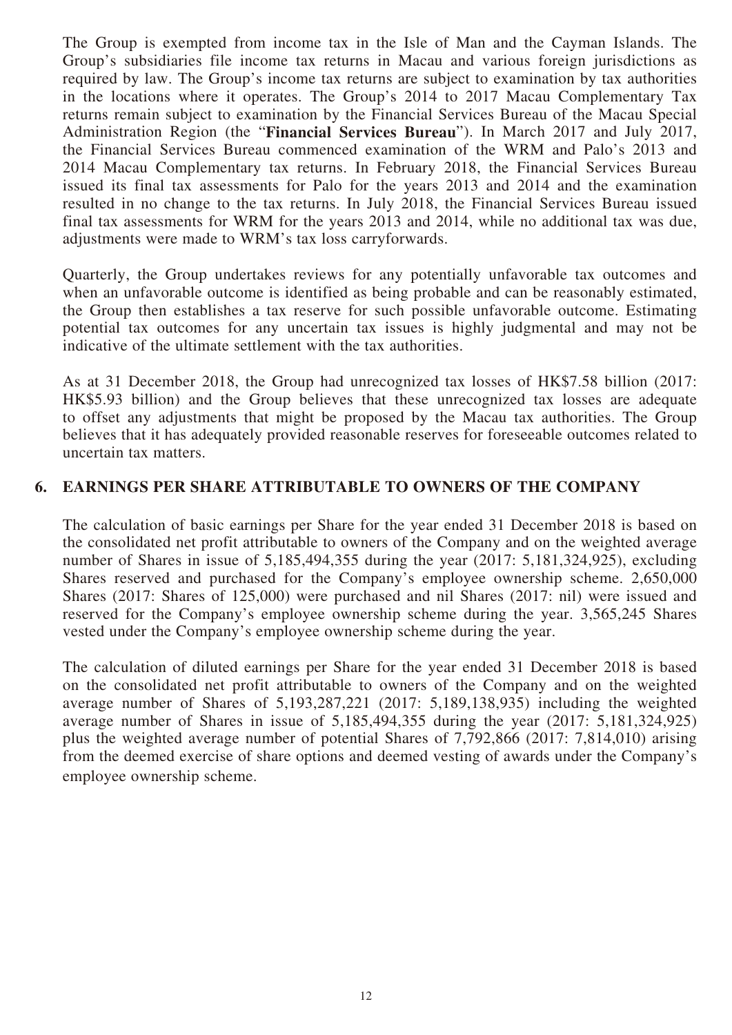The Group is exempted from income tax in the Isle of Man and the Cayman Islands. The Group's subsidiaries file income tax returns in Macau and various foreign jurisdictions as required by law. The Group's income tax returns are subject to examination by tax authorities in the locations where it operates. The Group's 2014 to 2017 Macau Complementary Tax returns remain subject to examination by the Financial Services Bureau of the Macau Special Administration Region (the "**Financial Services Bureau**"). In March 2017 and July 2017, the Financial Services Bureau commenced examination of the WRM and Palo's 2013 and 2014 Macau Complementary tax returns. In February 2018, the Financial Services Bureau issued its final tax assessments for Palo for the years 2013 and 2014 and the examination resulted in no change to the tax returns. In July 2018, the Financial Services Bureau issued final tax assessments for WRM for the years 2013 and 2014, while no additional tax was due, adjustments were made to WRM's tax loss carryforwards.

Quarterly, the Group undertakes reviews for any potentially unfavorable tax outcomes and when an unfavorable outcome is identified as being probable and can be reasonably estimated, the Group then establishes a tax reserve for such possible unfavorable outcome. Estimating potential tax outcomes for any uncertain tax issues is highly judgmental and may not be indicative of the ultimate settlement with the tax authorities.

As at 31 December 2018, the Group had unrecognized tax losses of HK$7.58 billion (2017: HK$5.93 billion) and the Group believes that these unrecognized tax losses are adequate to offset any adjustments that might be proposed by the Macau tax authorities. The Group believes that it has adequately provided reasonable reserves for foreseeable outcomes related to uncertain tax matters.

## 6. EARNINGS PER SHARE ATTRIBUTABLE TO OWNERS OF THE COMPANY

The calculation of basic earnings per Share for the year ended 31 December 2018 is based on the consolidated net profit attributable to owners of the Company and on the weighted average number of Shares in issue of 5,185,494,355 during the year (2017: 5,181,324,925), excluding Shares reserved and purchased for the Company's employee ownership scheme. 2,650,000 Shares (2017: Shares of 125,000) were purchased and nil Shares (2017: nil) were issued and reserved for the Company's employee ownership scheme during the year. 3,565,245 Shares vested under the Company's employee ownership scheme during the year.

The calculation of diluted earnings per Share for the year ended 31 December 2018 is based on the consolidated net profit attributable to owners of the Company and on the weighted average number of Shares of 5,193,287,221 (2017: 5,189,138,935) including the weighted average number of Shares in issue of 5,185,494,355 during the year (2017: 5,181,324,925) plus the weighted average number of potential Shares of 7,792,866 (2017: 7,814,010) arising from the deemed exercise of share options and deemed vesting of awards under the Company's employee ownership scheme.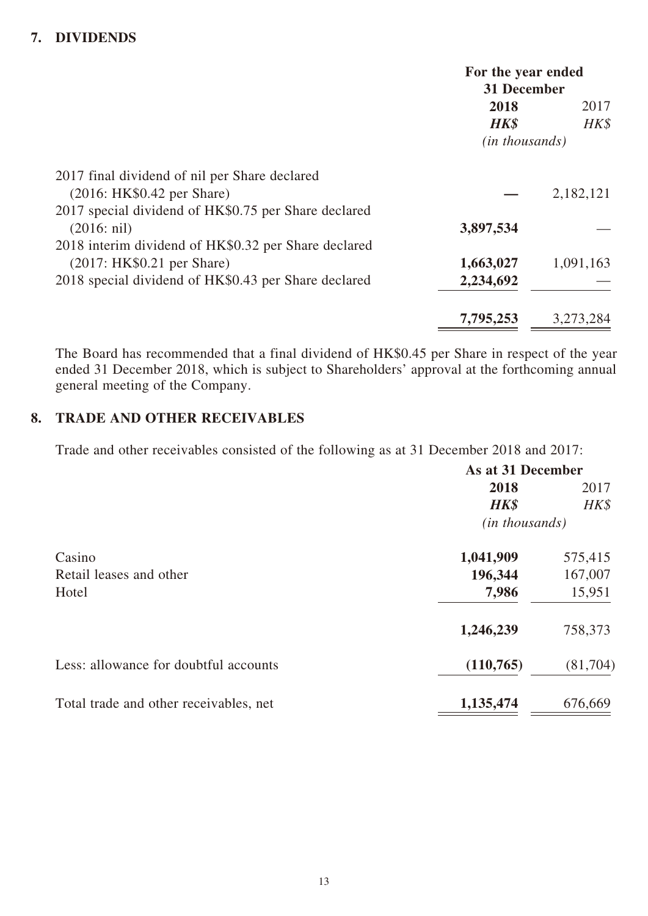## 7. DIVIDENDS

| | For the year ended 31 December | |
|---|---|---|
| | **2018** | 2017 |
| | ***HK$*** | *HK$* |
| | *(in thousands)* | |
| 2017 final dividend of nil per Share declared (2016: HK$0.42 per Share) | **—** | 2,182,121 |
| 2017 special dividend of HK$0.75 per Share declared (2016: nil) | **3,897,534** | — |
| 2018 interim dividend of HK$0.32 per Share declared (2017: HK$0.21 per Share) | **1,663,027** | 1,091,163 |
| 2018 special dividend of HK$0.43 per Share declared | **2,234,692** | — |
| | **7,795,253** | 3,273,284 |

The Board has recommended that a final dividend of HK$0.45 per Share in respect of the year ended 31 December 2018, which is subject to Shareholders' approval at the forthcoming annual general meeting of the Company.

## 8. TRADE AND OTHER RECEIVABLES

Trade and other receivables consisted of the following as at 31 December 2018 and 2017:

| | As at 31 December | |
|---|---|---|
| | **2018** | 2017 |
| | ***HK$*** | *HK$* |
| | *(in thousands)* | |
| Casino | **1,041,909** | 575,415 |
| Retail leases and other | **196,344** | 167,007 |
| Hotel | **7,986** | 15,951 |
| | **1,246,239** | 758,373 |
| Less: allowance for doubtful accounts | **(110,765)** | (81,704) |
| Total trade and other receivables, net | **1,135,474** | 676,669 |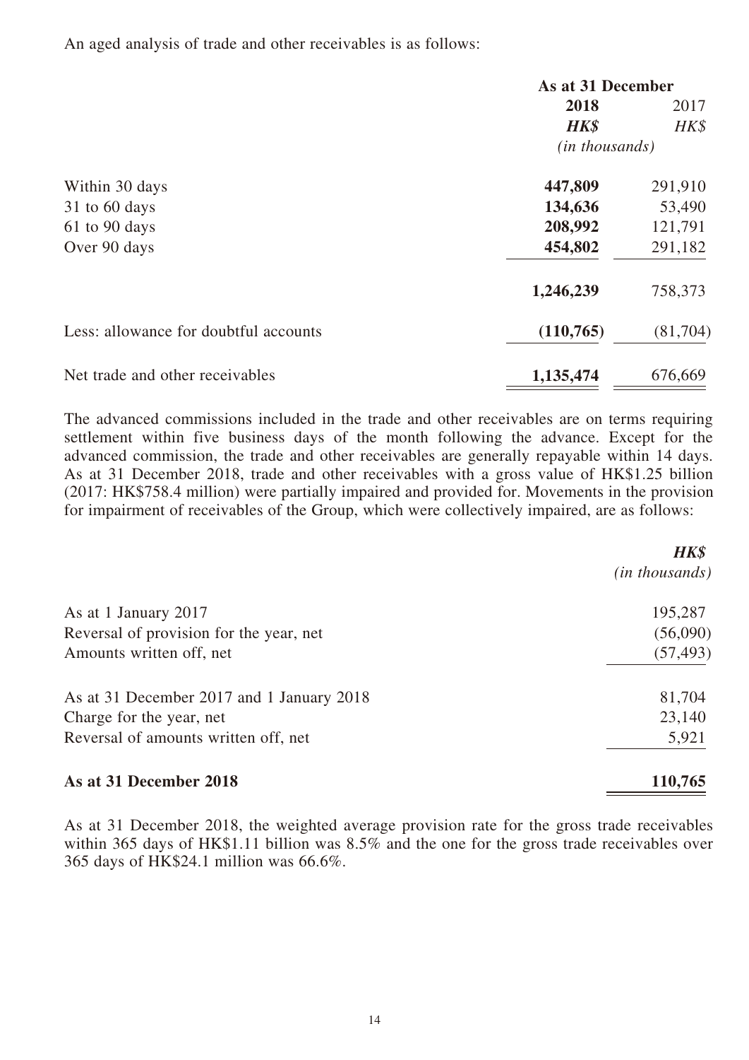An aged analysis of trade and other receivables is as follows:

| | As at 31 December | |
|---|---|---|
| | **2018** | 2017 |
| | ***HK$*** | *HK$* |
| | *(in thousands)* | |
| Within 30 days | **447,809** | 291,910 |
| 31 to 60 days | **134,636** | 53,490 |
| 61 to 90 days | **208,992** | 121,791 |
| Over 90 days | **454,802** | 291,182 |
| | **1,246,239** | 758,373 |
| Less: allowance for doubtful accounts | **(110,765)** | (81,704) |
| Net trade and other receivables | **1,135,474** | 676,669 |

The advanced commissions included in the trade and other receivables are on terms requiring settlement within five business days of the month following the advance. Except for the advanced commission, the trade and other receivables are generally repayable within 14 days. As at 31 December 2018, trade and other receivables with a gross value of HK$1.25 billion (2017: HK$758.4 million) were partially impaired and provided for. Movements in the provision for impairment of receivables of the Group, which were collectively impaired, are as follows:

| | ***HK$*** |
|---|---|
| | *(in thousands)* |
| As at 1 January 2017 | 195,287 |
| Reversal of provision for the year, net | (56,090) |
| Amounts written off, net | (57,493) |
| As at 31 December 2017 and 1 January 2018 | 81,704 |
| Charge for the year, net | 23,140 |
| Reversal of amounts written off, net | 5,921 |
| **As at 31 December 2018** | **110,765** |

As at 31 December 2018, the weighted average provision rate for the gross trade receivables within 365 days of HK$1.11 billion was 8.5% and the one for the gross trade receivables over 365 days of HK$24.1 million was 66.6%.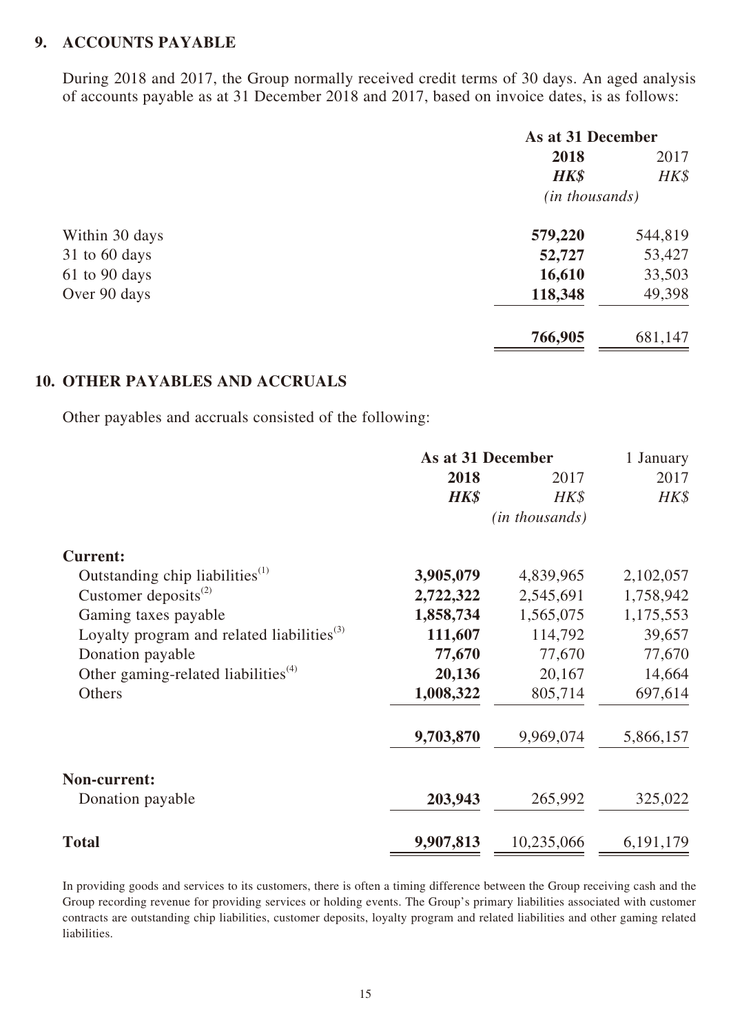## 9. ACCOUNTS PAYABLE

During 2018 and 2017, the Group normally received credit terms of 30 days. An aged analysis of accounts payable as at 31 December 2018 and 2017, based on invoice dates, is as follows:

| | As at 31 December | |
|---|---|---|
| | **2018** | 2017 |
| | ***HK$*** | *HK$* |
| | *(in thousands)* | |
| Within 30 days | **579,220** | 544,819 |
| 31 to 60 days | **52,727** | 53,427 |
| 61 to 90 days | **16,610** | 33,503 |
| Over 90 days | **118,348** | 49,398 |
| | **766,905** | 681,147 |

## 10. OTHER PAYABLES AND ACCRUALS

Other payables and accruals consisted of the following:

| | As at 31 December | | 1 January |
|---|---|---|---|
| | **2018** | 2017 | 2017 |
| | ***HK$*** | *HK$* | *HK$* |
| | | *(in thousands)* | |
| **Current:** | | | |
| Outstanding chip liabilities[(1)] | **3,905,079** | 4,839,965 | 2,102,057 |
| Customer deposits[(2)] | **2,722,322** | 2,545,691 | 1,758,942 |
| Gaming taxes payable | **1,858,734** | 1,565,075 | 1,175,553 |
| Loyalty program and related liabilities[(3)] | **111,607** | 114,792 | 39,657 |
| Donation payable | **77,670** | 77,670 | 77,670 |
| Other gaming-related liabilities[(4)] | **20,136** | 20,167 | 14,664 |
| Others | **1,008,322** | 805,714 | 697,614 |
| | **9,703,870** | 9,969,074 | 5,866,157 |
| **Non-current:** | | | |
| Donation payable | **203,943** | 265,992 | 325,022 |
| **Total** | **9,907,813** | 10,235,066 | 6,191,179 |

In providing goods and services to its customers, there is often a timing difference between the Group receiving cash and the Group recording revenue for providing services or holding events. The Group's primary liabilities associated with customer contracts are outstanding chip liabilities, customer deposits, loyalty program and related liabilities and other gaming related liabilities.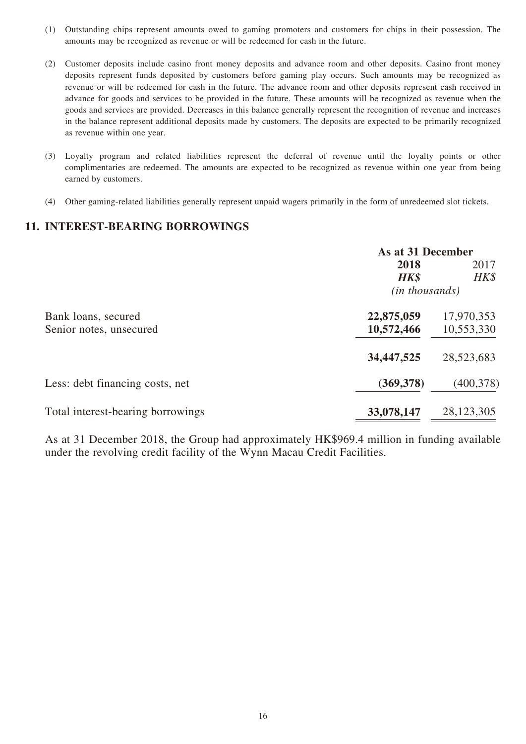(1) Outstanding chips represent amounts owed to gaming promoters and customers for chips in their possession. The amounts may be recognized as revenue or will be redeemed for cash in the future.

(2) Customer deposits include casino front money deposits and advance room and other deposits. Casino front money deposits represent funds deposited by customers before gaming play occurs. Such amounts may be recognized as revenue or will be redeemed for cash in the future. The advance room and other deposits represent cash received in advance for goods and services to be provided in the future. These amounts will be recognized as revenue when the goods and services are provided. Decreases in this balance generally represent the recognition of revenue and increases in the balance represent additional deposits made by customers. The deposits are expected to be primarily recognized as revenue within one year.

(3) Loyalty program and related liabilities represent the deferral of revenue until the loyalty points or other complimentaries are redeemed. The amounts are expected to be recognized as revenue within one year from being earned by customers.

(4) Other gaming-related liabilities generally represent unpaid wagers primarily in the form of unredeemed slot tickets.

## 11. INTEREST-BEARING BORROWINGS

| | As at 31 December | |
|---|---|---|
| | **2018** | 2017 |
| | ***HK$*** | *HK$* |
| | *(in thousands)* | |
| Bank loans, secured | **22,875,059** | 17,970,353 |
| Senior notes, unsecured | **10,572,466** | 10,553,330 |
| | **34,447,525** | 28,523,683 |
| Less: debt financing costs, net | **(369,378)** | (400,378) |
| Total interest-bearing borrowings | **33,078,147** | 28,123,305 |

As at 31 December 2018, the Group had approximately HK$969.4 million in funding available under the revolving credit facility of the Wynn Macau Credit Facilities.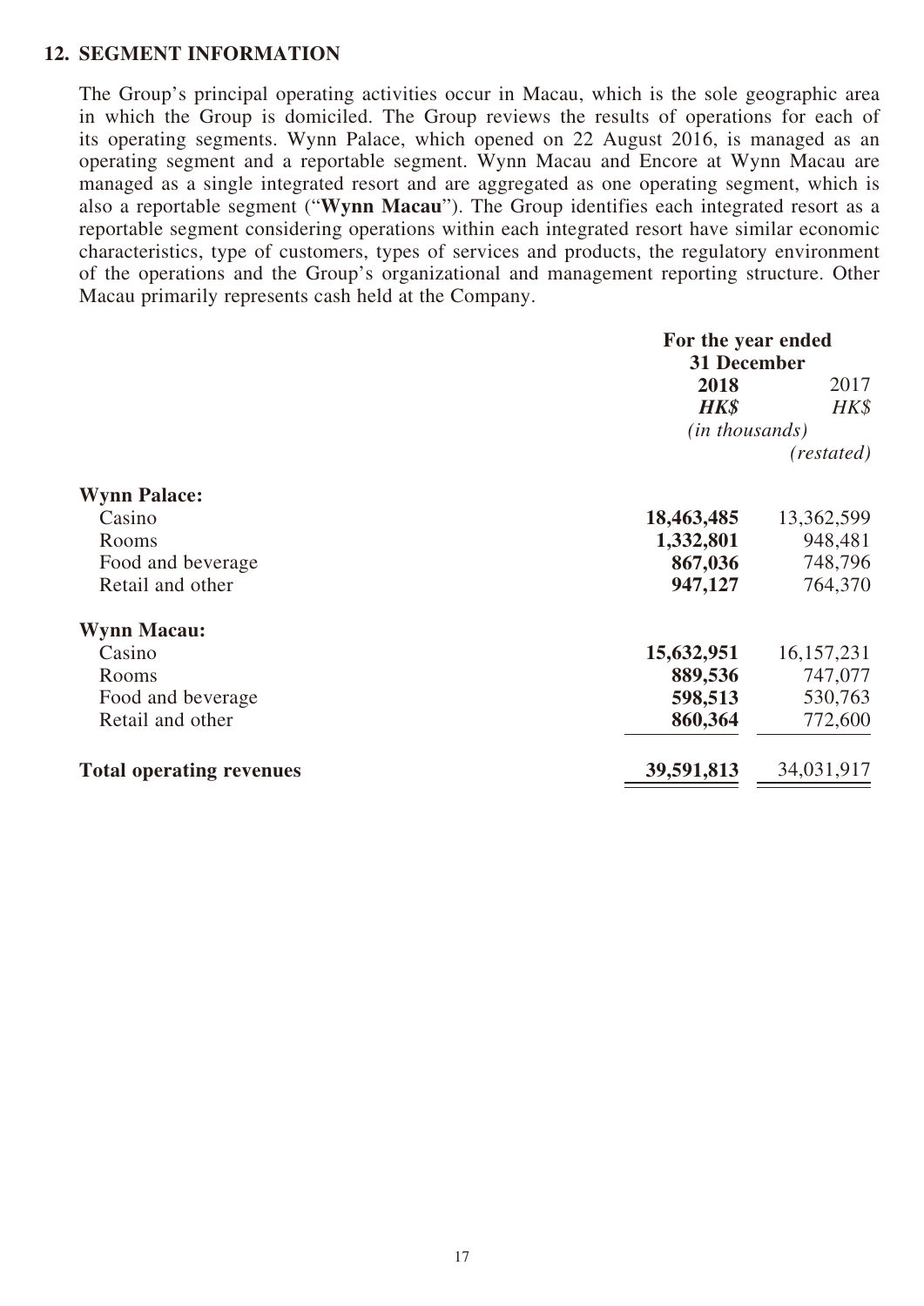## 12. SEGMENT INFORMATION

The Group's principal operating activities occur in Macau, which is the sole geographic area in which the Group is domiciled. The Group reviews the results of operations for each of its operating segments. Wynn Palace, which opened on 22 August 2016, is managed as an operating segment and a reportable segment. Wynn Macau and Encore at Wynn Macau are managed as a single integrated resort and are aggregated as one operating segment, which is also a reportable segment ("**Wynn Macau**"). The Group identifies each integrated resort as a reportable segment considering operations within each integrated resort have similar economic characteristics, type of customers, types of services and products, the regulatory environment of the operations and the Group's organizational and management reporting structure. Other Macau primarily represents cash held at the Company.

| | For the year ended 31 December | |
|---|---|---|
| | **2018** | 2017 |
| | ***HK$*** | *HK$* |
| | *(in thousands)* | |
| | | *(restated)* |
| **Wynn Palace:** | | |
| Casino | **18,463,485** | 13,362,599 |
| Rooms | **1,332,801** | 948,481 |
| Food and beverage | **867,036** | 748,796 |
| Retail and other | **947,127** | 764,370 |
| **Wynn Macau:** | | |
| Casino | **15,632,951** | 16,157,231 |
| Rooms | **889,536** | 747,077 |
| Food and beverage | **598,513** | 530,763 |
| Retail and other | **860,364** | 772,600 |
| **Total operating revenues** | **39,591,813** | 34,031,917 |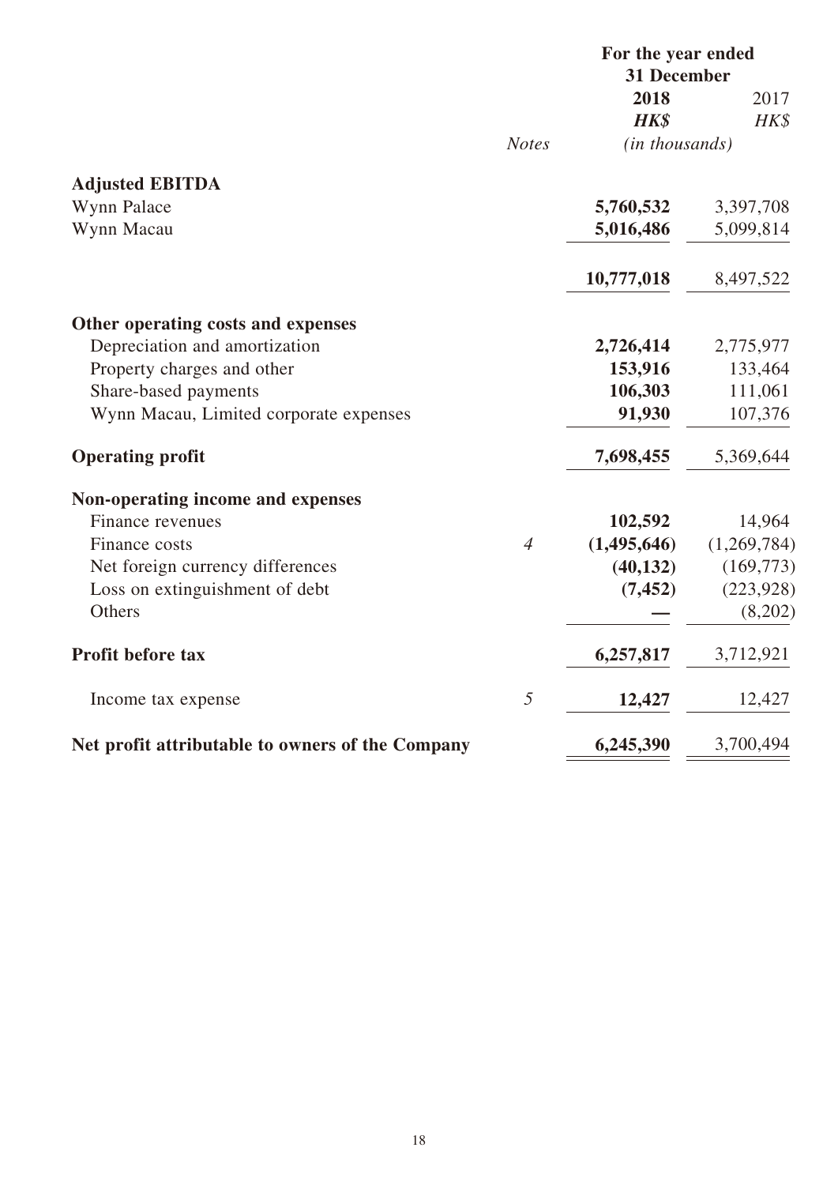| | Notes | For the year ended 31 December | |
|---|---|---|---|
| | | **2018** | 2017 |
| | | ***HK$*** | *HK$* |
| | | *(in thousands)* | |
| **Adjusted EBITDA** | | | |
| Wynn Palace | | **5,760,532** | 3,397,708 |
| Wynn Macau | | **5,016,486** | 5,099,814 |
| | | **10,777,018** | 8,497,522 |
| **Other operating costs and expenses** | | | |
| Depreciation and amortization | | **2,726,414** | 2,775,977 |
| Property charges and other | | **153,916** | 133,464 |
| Share-based payments | | **106,303** | 111,061 |
| Wynn Macau, Limited corporate expenses | | **91,930** | 107,376 |
| **Operating profit** | | **7,698,455** | 5,369,644 |
| **Non-operating income and expenses** | | | |
| Finance revenues | | **102,592** | 14,964 |
| Finance costs | *4* | **(1,495,646)** | (1,269,784) |
| Net foreign currency differences | | **(40,132)** | (169,773) |
| Loss on extinguishment of debt | | **(7,452)** | (223,928) |
| Others | | **—** | (8,202) |
| **Profit before tax** | | **6,257,817** | 3,712,921 |
| Income tax expense | *5* | **12,427** | 12,427 |
| **Net profit attributable to owners of the Company** | | **6,245,390** | 3,700,494 |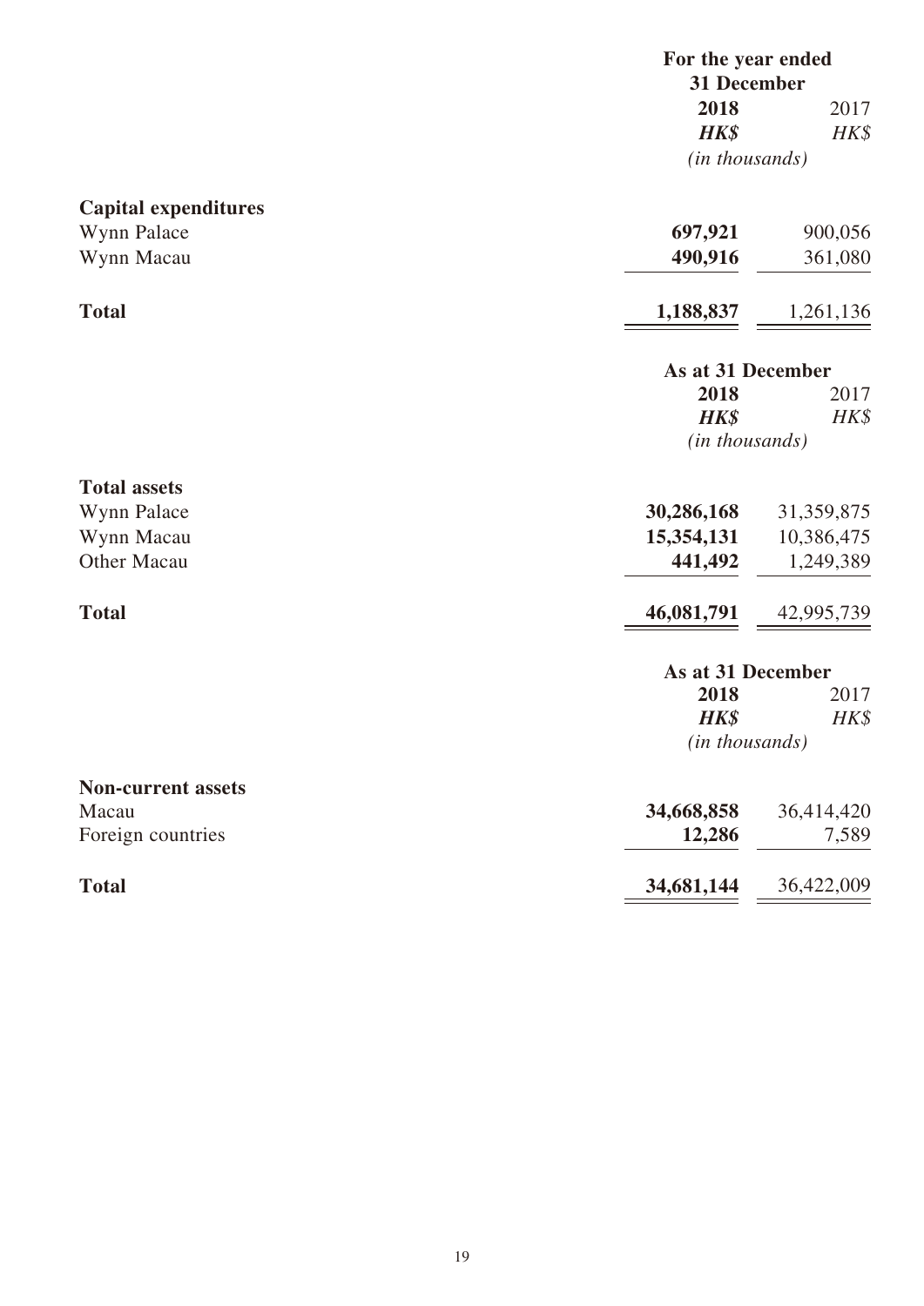| | For the year ended 31 December | |
|---|---|---|
| | **2018** | 2017 |
| | ***HK$*** | *HK$* |
| | *(in thousands)* | |
| **Capital expenditures** | | |
| Wynn Palace | **697,921** | 900,056 |
| Wynn Macau | **490,916** | 361,080 |
| **Total** | **1,188,837** | 1,261,136 |

| | As at 31 December | |
|---|---|---|
| | **2018** | 2017 |
| | ***HK$*** | *HK$* |
| | *(in thousands)* | |
| **Total assets** | | |
| Wynn Palace | **30,286,168** | 31,359,875 |
| Wynn Macau | **15,354,131** | 10,386,475 |
| Other Macau | **441,492** | 1,249,389 |
| **Total** | **46,081,791** | 42,995,739 |

| | As at 31 December | |
|---|---|---|
| | **2018** | 2017 |
| | ***HK$*** | *HK$* |
| | *(in thousands)* | |
| **Non-current assets** | | |
| Macau | **34,668,858** | 36,414,420 |
| Foreign countries | **12,286** | 7,589 |
| **Total** | **34,681,144** | 36,422,009 |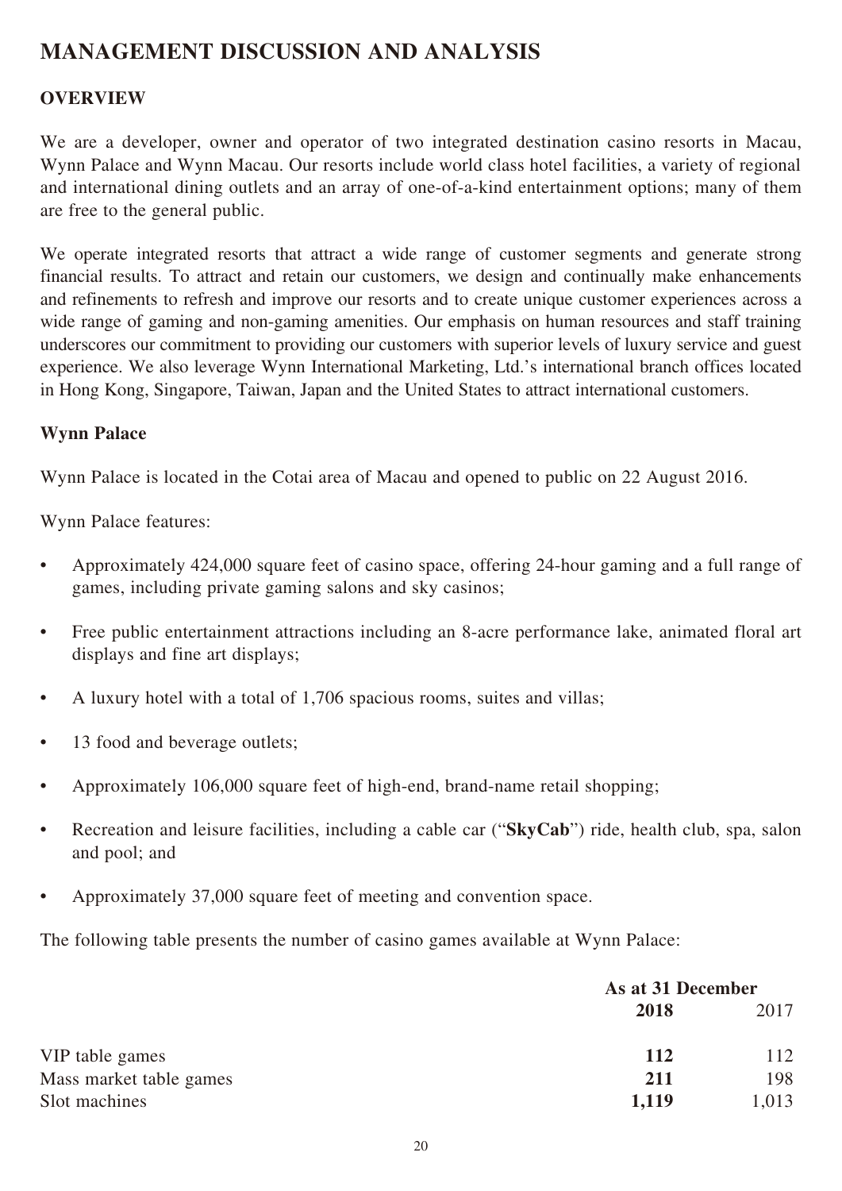# MANAGEMENT DISCUSSION AND ANALYSIS

## OVERVIEW

We are a developer, owner and operator of two integrated destination casino resorts in Macau, Wynn Palace and Wynn Macau. Our resorts include world class hotel facilities, a variety of regional and international dining outlets and an array of one-of-a-kind entertainment options; many of them are free to the general public.

We operate integrated resorts that attract a wide range of customer segments and generate strong financial results. To attract and retain our customers, we design and continually make enhancements and refinements to refresh and improve our resorts and to create unique customer experiences across a wide range of gaming and non-gaming amenities. Our emphasis on human resources and staff training underscores our commitment to providing our customers with superior levels of luxury service and guest experience. We also leverage Wynn International Marketing, Ltd.'s international branch offices located in Hong Kong, Singapore, Taiwan, Japan and the United States to attract international customers.

### Wynn Palace

Wynn Palace is located in the Cotai area of Macau and opened to public on 22 August 2016.

Wynn Palace features:

- Approximately 424,000 square feet of casino space, offering 24-hour gaming and a full range of games, including private gaming salons and sky casinos;
- Free public entertainment attractions including an 8-acre performance lake, animated floral art displays and fine art displays;
- A luxury hotel with a total of 1,706 spacious rooms, suites and villas;
- 13 food and beverage outlets;
- Approximately 106,000 square feet of high-end, brand-name retail shopping;
- Recreation and leisure facilities, including a cable car ("**SkyCab**") ride, health club, spa, salon and pool; and
- Approximately 37,000 square feet of meeting and convention space.

The following table presents the number of casino games available at Wynn Palace:

| | As at 31 December | |
|---|---|---|
| | **2018** | 2017 |
| VIP table games | **112** | 112 |
| Mass market table games | **211** | 198 |
| Slot machines | **1,119** | 1,013 |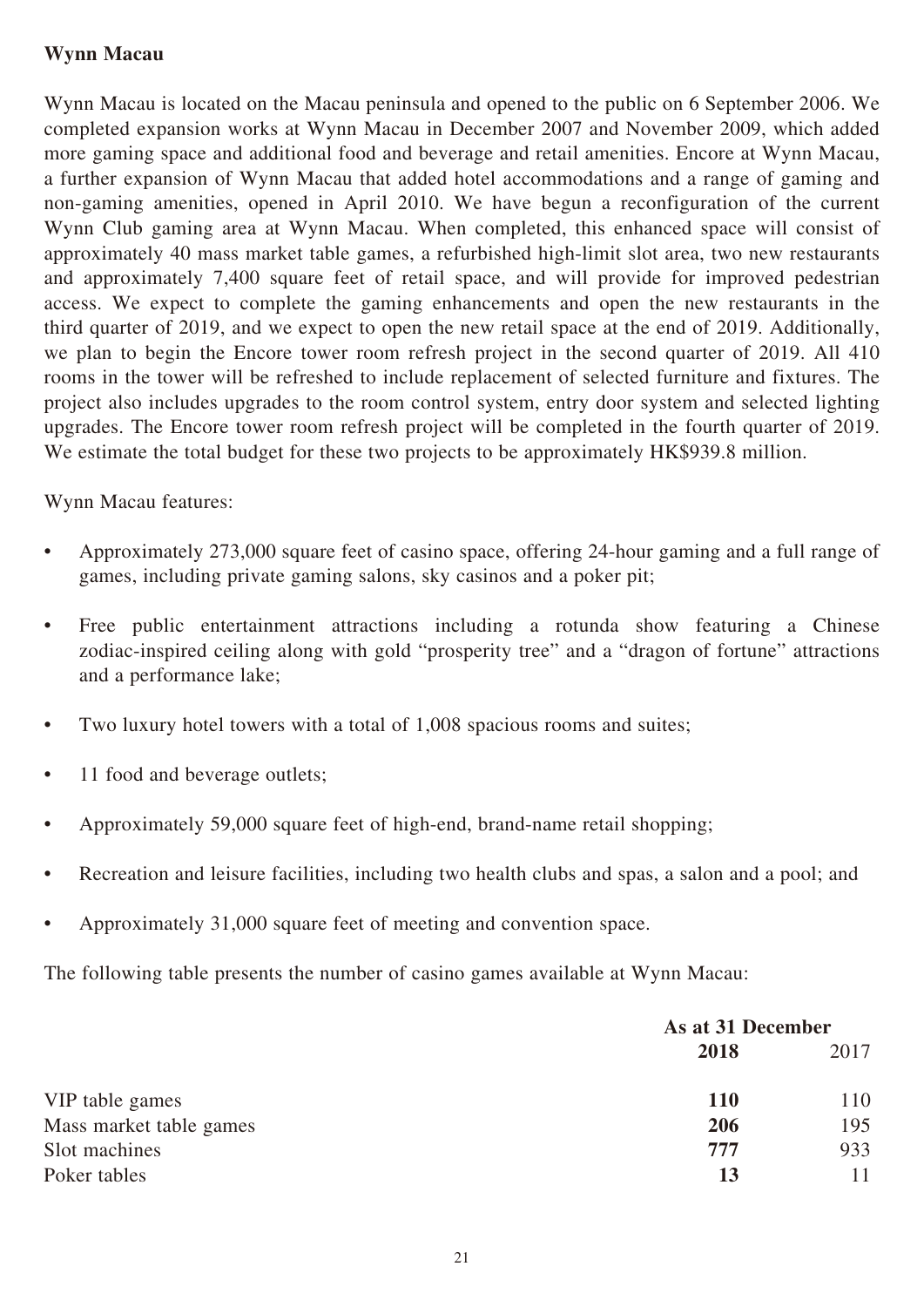## Wynn Macau

Wynn Macau is located on the Macau peninsula and opened to the public on 6 September 2006. We completed expansion works at Wynn Macau in December 2007 and November 2009, which added more gaming space and additional food and beverage and retail amenities. Encore at Wynn Macau, a further expansion of Wynn Macau that added hotel accommodations and a range of gaming and non-gaming amenities, opened in April 2010. We have begun a reconfiguration of the current Wynn Club gaming area at Wynn Macau. When completed, this enhanced space will consist of approximately 40 mass market table games, a refurbished high-limit slot area, two new restaurants and approximately 7,400 square feet of retail space, and will provide for improved pedestrian access. We expect to complete the gaming enhancements and open the new restaurants in the third quarter of 2019, and we expect to open the new retail space at the end of 2019. Additionally, we plan to begin the Encore tower room refresh project in the second quarter of 2019. All 410 rooms in the tower will be refreshed to include replacement of selected furniture and fixtures. The project also includes upgrades to the room control system, entry door system and selected lighting upgrades. The Encore tower room refresh project will be completed in the fourth quarter of 2019. We estimate the total budget for these two projects to be approximately HK$939.8 million.

Wynn Macau features:

- Approximately 273,000 square feet of casino space, offering 24-hour gaming and a full range of games, including private gaming salons, sky casinos and a poker pit;
- Free public entertainment attractions including a rotunda show featuring a Chinese zodiac-inspired ceiling along with gold "prosperity tree" and a "dragon of fortune" attractions and a performance lake;
- Two luxury hotel towers with a total of 1,008 spacious rooms and suites;
- 11 food and beverage outlets;
- Approximately 59,000 square feet of high-end, brand-name retail shopping;
- Recreation and leisure facilities, including two health clubs and spas, a salon and a pool; and
- Approximately 31,000 square feet of meeting and convention space.

The following table presents the number of casino games available at Wynn Macau:

| | As at 31 December | |
|---|---|---|
| | **2018** | 2017 |
| VIP table games | **110** | 110 |
| Mass market table games | **206** | 195 |
| Slot machines | **777** | 933 |
| Poker tables | **13** | 11 |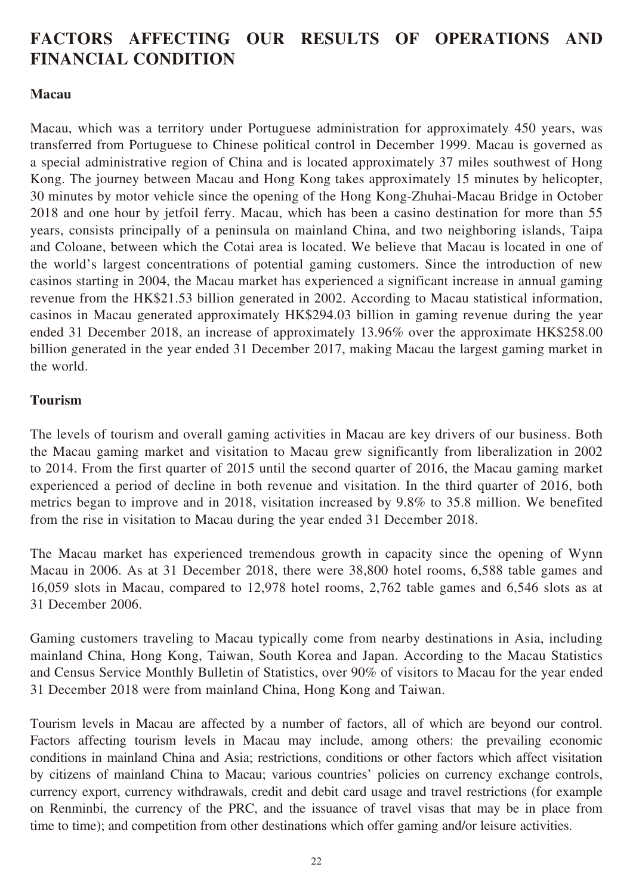# FACTORS AFFECTING OUR RESULTS OF OPERATIONS AND FINANCIAL CONDITION

### Macau

Macau, which was a territory under Portuguese administration for approximately 450 years, was transferred from Portuguese to Chinese political control in December 1999. Macau is governed as a special administrative region of China and is located approximately 37 miles southwest of Hong Kong. The journey between Macau and Hong Kong takes approximately 15 minutes by helicopter, 30 minutes by motor vehicle since the opening of the Hong Kong-Zhuhai-Macau Bridge in October 2018 and one hour by jetfoil ferry. Macau, which has been a casino destination for more than 55 years, consists principally of a peninsula on mainland China, and two neighboring islands, Taipa and Coloane, between which the Cotai area is located. We believe that Macau is located in one of the world's largest concentrations of potential gaming customers. Since the introduction of new casinos starting in 2004, the Macau market has experienced a significant increase in annual gaming revenue from the HK$21.53 billion generated in 2002. According to Macau statistical information, casinos in Macau generated approximately HK$294.03 billion in gaming revenue during the year ended 31 December 2018, an increase of approximately 13.96% over the approximate HK$258.00 billion generated in the year ended 31 December 2017, making Macau the largest gaming market in the world.

### Tourism

The levels of tourism and overall gaming activities in Macau are key drivers of our business. Both the Macau gaming market and visitation to Macau grew significantly from liberalization in 2002 to 2014. From the first quarter of 2015 until the second quarter of 2016, the Macau gaming market experienced a period of decline in both revenue and visitation. In the third quarter of 2016, both metrics began to improve and in 2018, visitation increased by 9.8% to 35.8 million. We benefited from the rise in visitation to Macau during the year ended 31 December 2018.

The Macau market has experienced tremendous growth in capacity since the opening of Wynn Macau in 2006. As at 31 December 2018, there were 38,800 hotel rooms, 6,588 table games and 16,059 slots in Macau, compared to 12,978 hotel rooms, 2,762 table games and 6,546 slots as at 31 December 2006.

Gaming customers traveling to Macau typically come from nearby destinations in Asia, including mainland China, Hong Kong, Taiwan, South Korea and Japan. According to the Macau Statistics and Census Service Monthly Bulletin of Statistics, over 90% of visitors to Macau for the year ended 31 December 2018 were from mainland China, Hong Kong and Taiwan.

Tourism levels in Macau are affected by a number of factors, all of which are beyond our control. Factors affecting tourism levels in Macau may include, among others: the prevailing economic conditions in mainland China and Asia; restrictions, conditions or other factors which affect visitation by citizens of mainland China to Macau; various countries' policies on currency exchange controls, currency export, currency withdrawals, credit and debit card usage and travel restrictions (for example on Renminbi, the currency of the PRC, and the issuance of travel visas that may be in place from time to time); and competition from other destinations which offer gaming and/or leisure activities.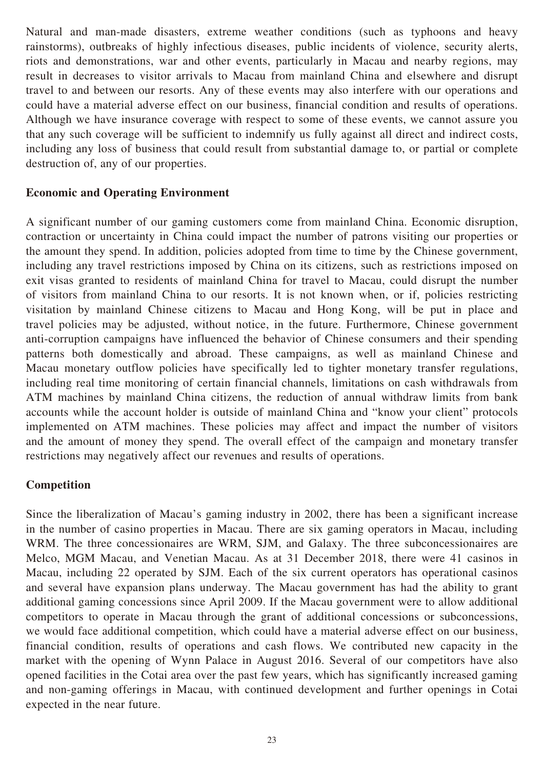Natural and man-made disasters, extreme weather conditions (such as typhoons and heavy rainstorms), outbreaks of highly infectious diseases, public incidents of violence, security alerts, riots and demonstrations, war and other events, particularly in Macau and nearby regions, may result in decreases to visitor arrivals to Macau from mainland China and elsewhere and disrupt travel to and between our resorts. Any of these events may also interfere with our operations and could have a material adverse effect on our business, financial condition and results of operations. Although we have insurance coverage with respect to some of these events, we cannot assure you that any such coverage will be sufficient to indemnify us fully against all direct and indirect costs, including any loss of business that could result from substantial damage to, or partial or complete destruction of, any of our properties.

**Economic and Operating Environment**

A significant number of our gaming customers come from mainland China. Economic disruption, contraction or uncertainty in China could impact the number of patrons visiting our properties or the amount they spend. In addition, policies adopted from time to time by the Chinese government, including any travel restrictions imposed by China on its citizens, such as restrictions imposed on exit visas granted to residents of mainland China for travel to Macau, could disrupt the number of visitors from mainland China to our resorts. It is not known when, or if, policies restricting visitation by mainland Chinese citizens to Macau and Hong Kong, will be put in place and travel policies may be adjusted, without notice, in the future. Furthermore, Chinese government anti-corruption campaigns have influenced the behavior of Chinese consumers and their spending patterns both domestically and abroad. These campaigns, as well as mainland Chinese and Macau monetary outflow policies have specifically led to tighter monetary transfer regulations, including real time monitoring of certain financial channels, limitations on cash withdrawals from ATM machines by mainland China citizens, the reduction of annual withdraw limits from bank accounts while the account holder is outside of mainland China and "know your client" protocols implemented on ATM machines. These policies may affect and impact the number of visitors and the amount of money they spend. The overall effect of the campaign and monetary transfer restrictions may negatively affect our revenues and results of operations.

**Competition**

Since the liberalization of Macau's gaming industry in 2002, there has been a significant increase in the number of casino properties in Macau. There are six gaming operators in Macau, including WRM. The three concessionaires are WRM, SJM, and Galaxy. The three subconcessionaires are Melco, MGM Macau, and Venetian Macau. As at 31 December 2018, there were 41 casinos in Macau, including 22 operated by SJM. Each of the six current operators has operational casinos and several have expansion plans underway. The Macau government has had the ability to grant additional gaming concessions since April 2009. If the Macau government were to allow additional competitors to operate in Macau through the grant of additional concessions or subconcessions, we would face additional competition, which could have a material adverse effect on our business, financial condition, results of operations and cash flows. We contributed new capacity in the market with the opening of Wynn Palace in August 2016. Several of our competitors have also opened facilities in the Cotai area over the past few years, which has significantly increased gaming and non-gaming offerings in Macau, with continued development and further openings in Cotai expected in the near future.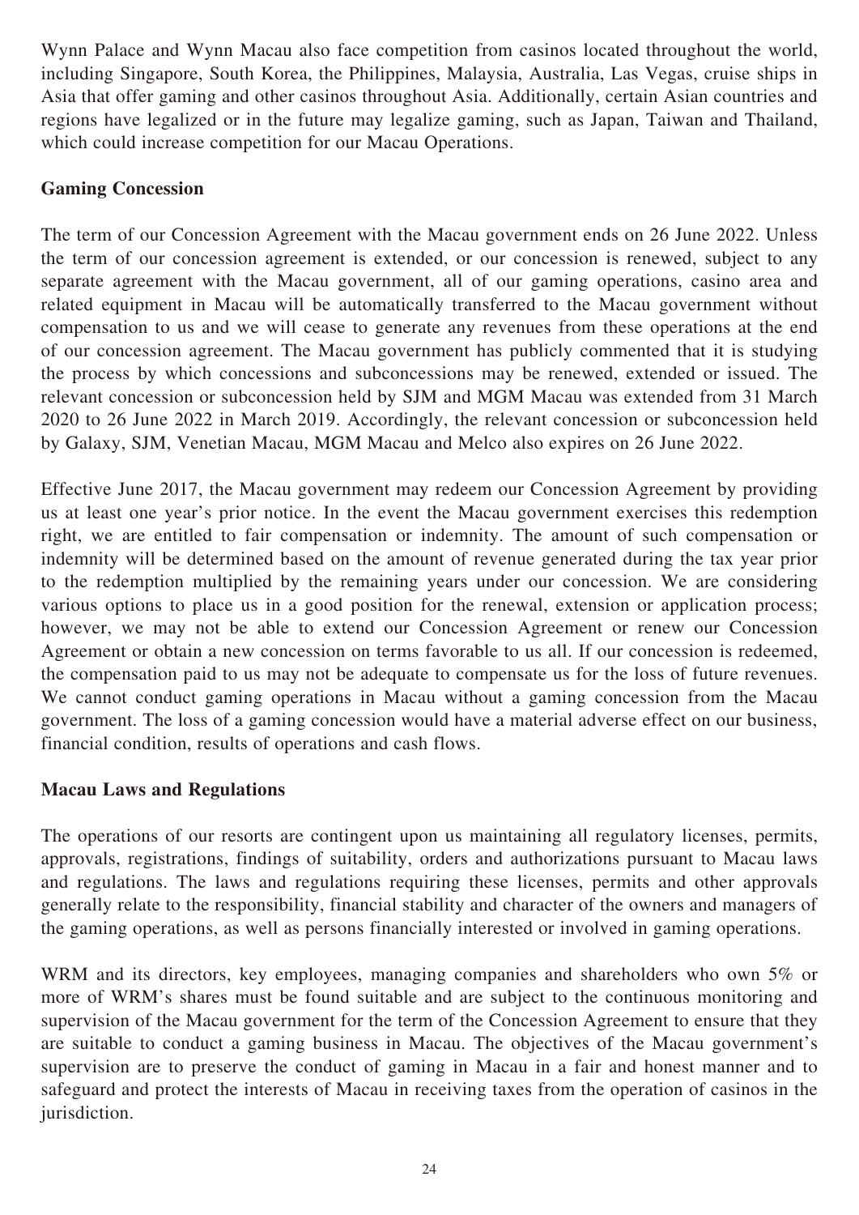Wynn Palace and Wynn Macau also face competition from casinos located throughout the world, including Singapore, South Korea, the Philippines, Malaysia, Australia, Las Vegas, cruise ships in Asia that offer gaming and other casinos throughout Asia. Additionally, certain Asian countries and regions have legalized or in the future may legalize gaming, such as Japan, Taiwan and Thailand, which could increase competition for our Macau Operations.

**Gaming Concession**

The term of our Concession Agreement with the Macau government ends on 26 June 2022. Unless the term of our concession agreement is extended, or our concession is renewed, subject to any separate agreement with the Macau government, all of our gaming operations, casino area and related equipment in Macau will be automatically transferred to the Macau government without compensation to us and we will cease to generate any revenues from these operations at the end of our concession agreement. The Macau government has publicly commented that it is studying the process by which concessions and subconcessions may be renewed, extended or issued. The relevant concession or subconcession held by SJM and MGM Macau was extended from 31 March 2020 to 26 June 2022 in March 2019. Accordingly, the relevant concession or subconcession held by Galaxy, SJM, Venetian Macau, MGM Macau and Melco also expires on 26 June 2022.

Effective June 2017, the Macau government may redeem our Concession Agreement by providing us at least one year's prior notice. In the event the Macau government exercises this redemption right, we are entitled to fair compensation or indemnity. The amount of such compensation or indemnity will be determined based on the amount of revenue generated during the tax year prior to the redemption multiplied by the remaining years under our concession. We are considering various options to place us in a good position for the renewal, extension or application process; however, we may not be able to extend our Concession Agreement or renew our Concession Agreement or obtain a new concession on terms favorable to us all. If our concession is redeemed, the compensation paid to us may not be adequate to compensate us for the loss of future revenues. We cannot conduct gaming operations in Macau without a gaming concession from the Macau government. The loss of a gaming concession would have a material adverse effect on our business, financial condition, results of operations and cash flows.

**Macau Laws and Regulations**

The operations of our resorts are contingent upon us maintaining all regulatory licenses, permits, approvals, registrations, findings of suitability, orders and authorizations pursuant to Macau laws and regulations. The laws and regulations requiring these licenses, permits and other approvals generally relate to the responsibility, financial stability and character of the owners and managers of the gaming operations, as well as persons financially interested or involved in gaming operations.

WRM and its directors, key employees, managing companies and shareholders who own 5% or more of WRM's shares must be found suitable and are subject to the continuous monitoring and supervision of the Macau government for the term of the Concession Agreement to ensure that they are suitable to conduct a gaming business in Macau. The objectives of the Macau government's supervision are to preserve the conduct of gaming in Macau in a fair and honest manner and to safeguard and protect the interests of Macau in receiving taxes from the operation of casinos in the jurisdiction.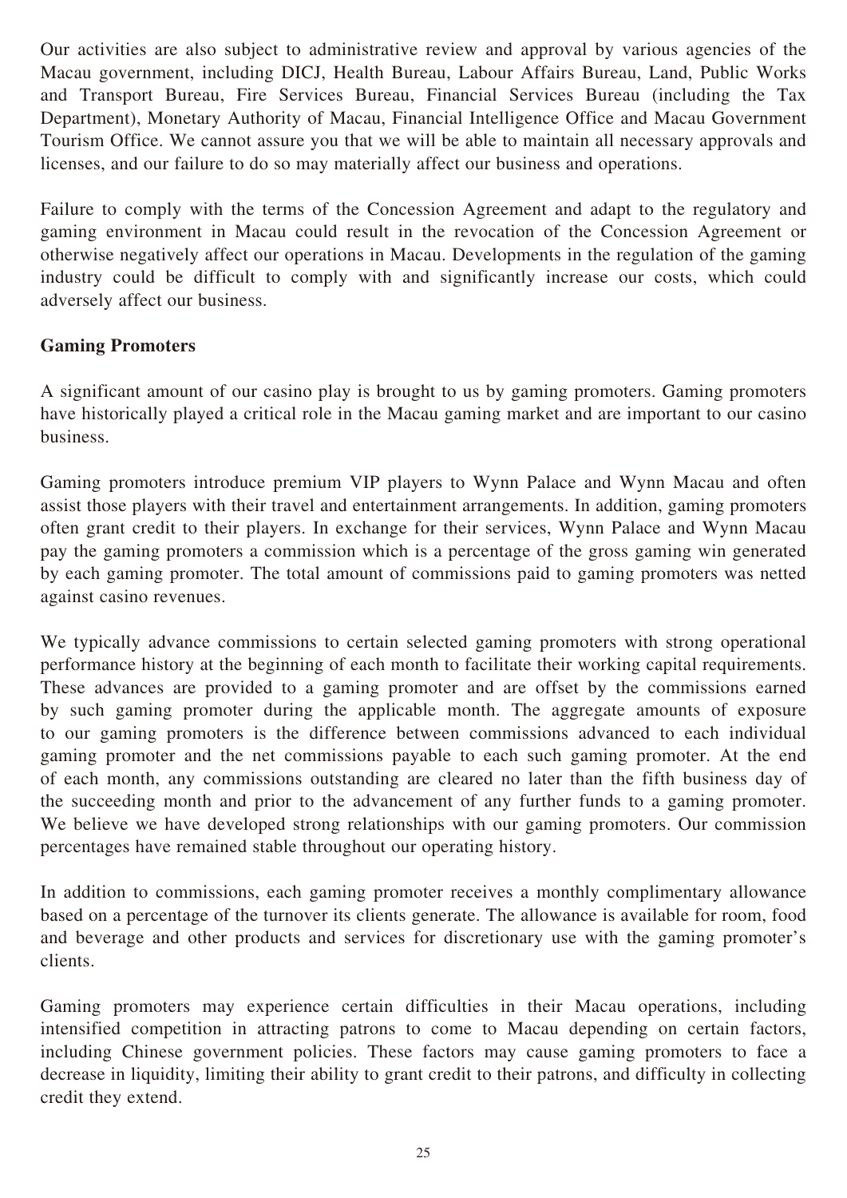Our activities are also subject to administrative review and approval by various agencies of the Macau government, including DICJ, Health Bureau, Labour Affairs Bureau, Land, Public Works and Transport Bureau, Fire Services Bureau, Financial Services Bureau (including the Tax Department), Monetary Authority of Macau, Financial Intelligence Office and Macau Government Tourism Office. We cannot assure you that we will be able to maintain all necessary approvals and licenses, and our failure to do so may materially affect our business and operations.

Failure to comply with the terms of the Concession Agreement and adapt to the regulatory and gaming environment in Macau could result in the revocation of the Concession Agreement or otherwise negatively affect our operations in Macau. Developments in the regulation of the gaming industry could be difficult to comply with and significantly increase our costs, which could adversely affect our business.

**Gaming Promoters**

A significant amount of our casino play is brought to us by gaming promoters. Gaming promoters have historically played a critical role in the Macau gaming market and are important to our casino business.

Gaming promoters introduce premium VIP players to Wynn Palace and Wynn Macau and often assist those players with their travel and entertainment arrangements. In addition, gaming promoters often grant credit to their players. In exchange for their services, Wynn Palace and Wynn Macau pay the gaming promoters a commission which is a percentage of the gross gaming win generated by each gaming promoter. The total amount of commissions paid to gaming promoters was netted against casino revenues.

We typically advance commissions to certain selected gaming promoters with strong operational performance history at the beginning of each month to facilitate their working capital requirements. These advances are provided to a gaming promoter and are offset by the commissions earned by such gaming promoter during the applicable month. The aggregate amounts of exposure to our gaming promoters is the difference between commissions advanced to each individual gaming promoter and the net commissions payable to each such gaming promoter. At the end of each month, any commissions outstanding are cleared no later than the fifth business day of the succeeding month and prior to the advancement of any further funds to a gaming promoter. We believe we have developed strong relationships with our gaming promoters. Our commission percentages have remained stable throughout our operating history.

In addition to commissions, each gaming promoter receives a monthly complimentary allowance based on a percentage of the turnover its clients generate. The allowance is available for room, food and beverage and other products and services for discretionary use with the gaming promoter's clients.

Gaming promoters may experience certain difficulties in their Macau operations, including intensified competition in attracting patrons to come to Macau depending on certain factors, including Chinese government policies. These factors may cause gaming promoters to face a decrease in liquidity, limiting their ability to grant credit to their patrons, and difficulty in collecting credit they extend.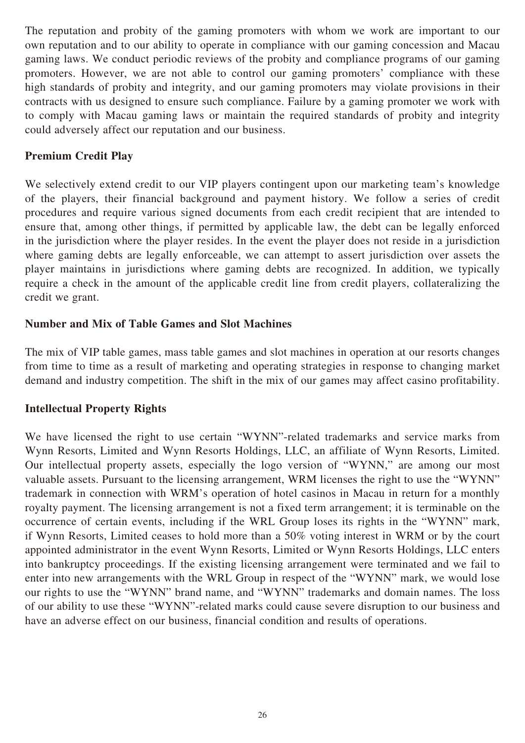The reputation and probity of the gaming promoters with whom we work are important to our own reputation and to our ability to operate in compliance with our gaming concession and Macau gaming laws. We conduct periodic reviews of the probity and compliance programs of our gaming promoters. However, we are not able to control our gaming promoters' compliance with these high standards of probity and integrity, and our gaming promoters may violate provisions in their contracts with us designed to ensure such compliance. Failure by a gaming promoter we work with to comply with Macau gaming laws or maintain the required standards of probity and integrity could adversely affect our reputation and our business.

**Premium Credit Play**

We selectively extend credit to our VIP players contingent upon our marketing team's knowledge of the players, their financial background and payment history. We follow a series of credit procedures and require various signed documents from each credit recipient that are intended to ensure that, among other things, if permitted by applicable law, the debt can be legally enforced in the jurisdiction where the player resides. In the event the player does not reside in a jurisdiction where gaming debts are legally enforceable, we can attempt to assert jurisdiction over assets the player maintains in jurisdictions where gaming debts are recognized. In addition, we typically require a check in the amount of the applicable credit line from credit players, collateralizing the credit we grant.

**Number and Mix of Table Games and Slot Machines**

The mix of VIP table games, mass table games and slot machines in operation at our resorts changes from time to time as a result of marketing and operating strategies in response to changing market demand and industry competition. The shift in the mix of our games may affect casino profitability.

**Intellectual Property Rights**

We have licensed the right to use certain "WYNN"-related trademarks and service marks from Wynn Resorts, Limited and Wynn Resorts Holdings, LLC, an affiliate of Wynn Resorts, Limited. Our intellectual property assets, especially the logo version of "WYNN," are among our most valuable assets. Pursuant to the licensing arrangement, WRM licenses the right to use the "WYNN" trademark in connection with WRM's operation of hotel casinos in Macau in return for a monthly royalty payment. The licensing arrangement is not a fixed term arrangement; it is terminable on the occurrence of certain events, including if the WRL Group loses its rights in the "WYNN" mark, if Wynn Resorts, Limited ceases to hold more than a 50% voting interest in WRM or by the court appointed administrator in the event Wynn Resorts, Limited or Wynn Resorts Holdings, LLC enters into bankruptcy proceedings. If the existing licensing arrangement were terminated and we fail to enter into new arrangements with the WRL Group in respect of the "WYNN" mark, we would lose our rights to use the "WYNN" brand name, and "WYNN" trademarks and domain names. The loss of our ability to use these "WYNN"-related marks could cause severe disruption to our business and have an adverse effect on our business, financial condition and results of operations.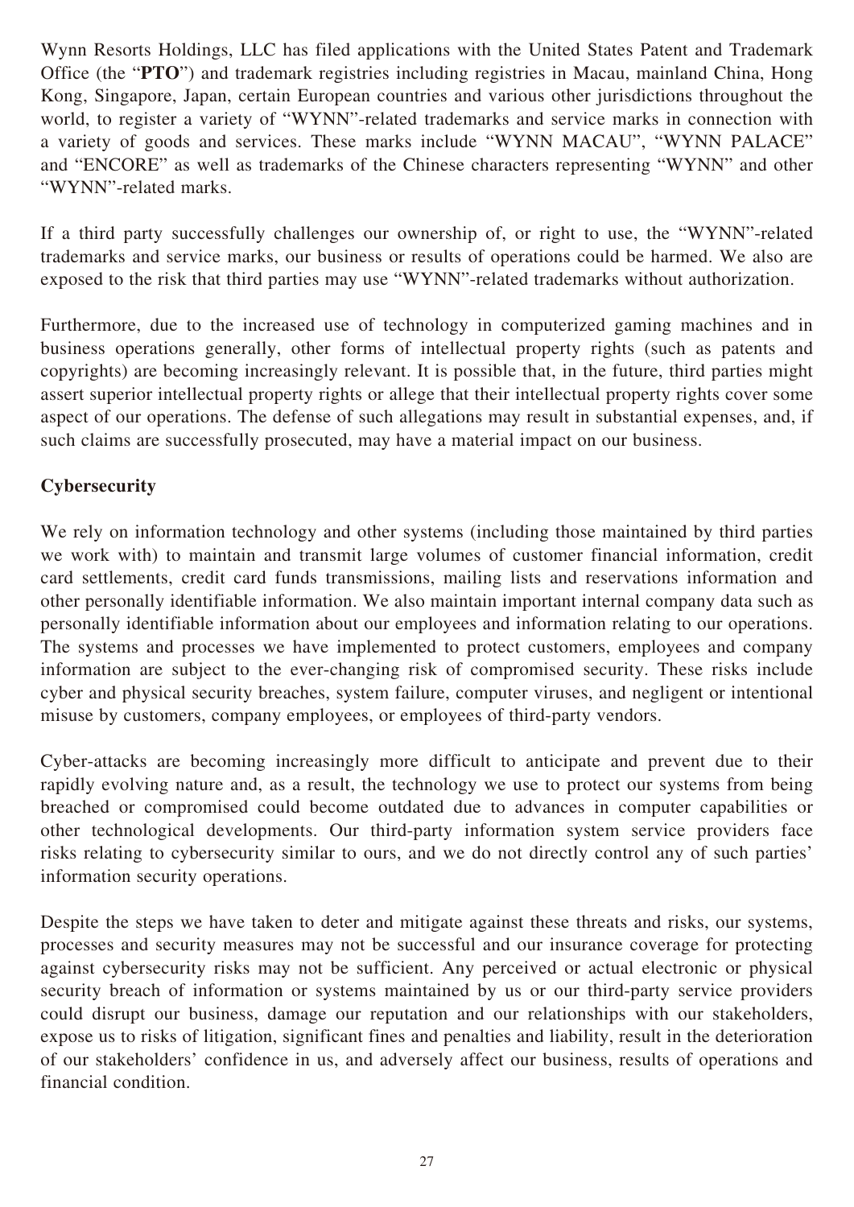Wynn Resorts Holdings, LLC has filed applications with the United States Patent and Trademark Office (the "**PTO**") and trademark registries including registries in Macau, mainland China, Hong Kong, Singapore, Japan, certain European countries and various other jurisdictions throughout the world, to register a variety of "WYNN"-related trademarks and service marks in connection with a variety of goods and services. These marks include "WYNN MACAU", "WYNN PALACE" and "ENCORE" as well as trademarks of the Chinese characters representing "WYNN" and other "WYNN"-related marks.

If a third party successfully challenges our ownership of, or right to use, the "WYNN"-related trademarks and service marks, our business or results of operations could be harmed. We also are exposed to the risk that third parties may use "WYNN"-related trademarks without authorization.

Furthermore, due to the increased use of technology in computerized gaming machines and in business operations generally, other forms of intellectual property rights (such as patents and copyrights) are becoming increasingly relevant. It is possible that, in the future, third parties might assert superior intellectual property rights or allege that their intellectual property rights cover some aspect of our operations. The defense of such allegations may result in substantial expenses, and, if such claims are successfully prosecuted, may have a material impact on our business.

**Cybersecurity**

We rely on information technology and other systems (including those maintained by third parties we work with) to maintain and transmit large volumes of customer financial information, credit card settlements, credit card funds transmissions, mailing lists and reservations information and other personally identifiable information. We also maintain important internal company data such as personally identifiable information about our employees and information relating to our operations. The systems and processes we have implemented to protect customers, employees and company information are subject to the ever-changing risk of compromised security. These risks include cyber and physical security breaches, system failure, computer viruses, and negligent or intentional misuse by customers, company employees, or employees of third-party vendors.

Cyber-attacks are becoming increasingly more difficult to anticipate and prevent due to their rapidly evolving nature and, as a result, the technology we use to protect our systems from being breached or compromised could become outdated due to advances in computer capabilities or other technological developments. Our third-party information system service providers face risks relating to cybersecurity similar to ours, and we do not directly control any of such parties' information security operations.

Despite the steps we have taken to deter and mitigate against these threats and risks, our systems, processes and security measures may not be successful and our insurance coverage for protecting against cybersecurity risks may not be sufficient. Any perceived or actual electronic or physical security breach of information or systems maintained by us or our third-party service providers could disrupt our business, damage our reputation and our relationships with our stakeholders, expose us to risks of litigation, significant fines and penalties and liability, result in the deterioration of our stakeholders' confidence in us, and adversely affect our business, results of operations and financial condition.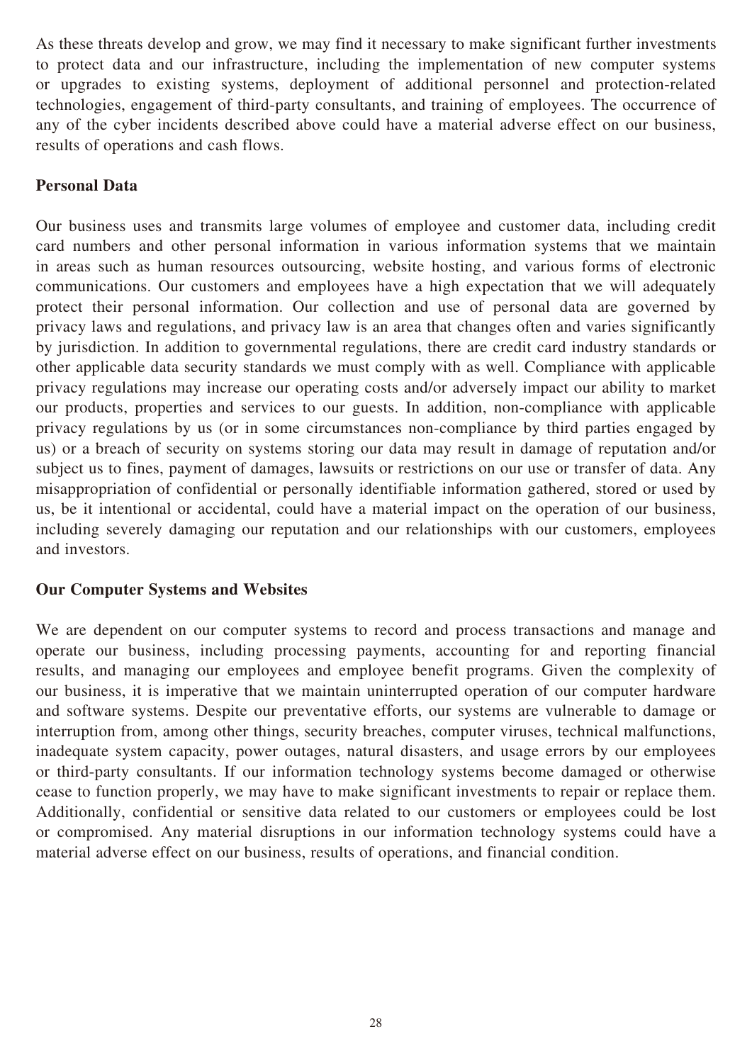As these threats develop and grow, we may find it necessary to make significant further investments to protect data and our infrastructure, including the implementation of new computer systems or upgrades to existing systems, deployment of additional personnel and protection-related technologies, engagement of third-party consultants, and training of employees. The occurrence of any of the cyber incidents described above could have a material adverse effect on our business, results of operations and cash flows.

**Personal Data**

Our business uses and transmits large volumes of employee and customer data, including credit card numbers and other personal information in various information systems that we maintain in areas such as human resources outsourcing, website hosting, and various forms of electronic communications. Our customers and employees have a high expectation that we will adequately protect their personal information. Our collection and use of personal data are governed by privacy laws and regulations, and privacy law is an area that changes often and varies significantly by jurisdiction. In addition to governmental regulations, there are credit card industry standards or other applicable data security standards we must comply with as well. Compliance with applicable privacy regulations may increase our operating costs and/or adversely impact our ability to market our products, properties and services to our guests. In addition, non-compliance with applicable privacy regulations by us (or in some circumstances non-compliance by third parties engaged by us) or a breach of security on systems storing our data may result in damage of reputation and/or subject us to fines, payment of damages, lawsuits or restrictions on our use or transfer of data. Any misappropriation of confidential or personally identifiable information gathered, stored or used by us, be it intentional or accidental, could have a material impact on the operation of our business, including severely damaging our reputation and our relationships with our customers, employees and investors.

**Our Computer Systems and Websites**

We are dependent on our computer systems to record and process transactions and manage and operate our business, including processing payments, accounting for and reporting financial results, and managing our employees and employee benefit programs. Given the complexity of our business, it is imperative that we maintain uninterrupted operation of our computer hardware and software systems. Despite our preventative efforts, our systems are vulnerable to damage or interruption from, among other things, security breaches, computer viruses, technical malfunctions, inadequate system capacity, power outages, natural disasters, and usage errors by our employees or third-party consultants. If our information technology systems become damaged or otherwise cease to function properly, we may have to make significant investments to repair or replace them. Additionally, confidential or sensitive data related to our customers or employees could be lost or compromised. Any material disruptions in our information technology systems could have a material adverse effect on our business, results of operations, and financial condition.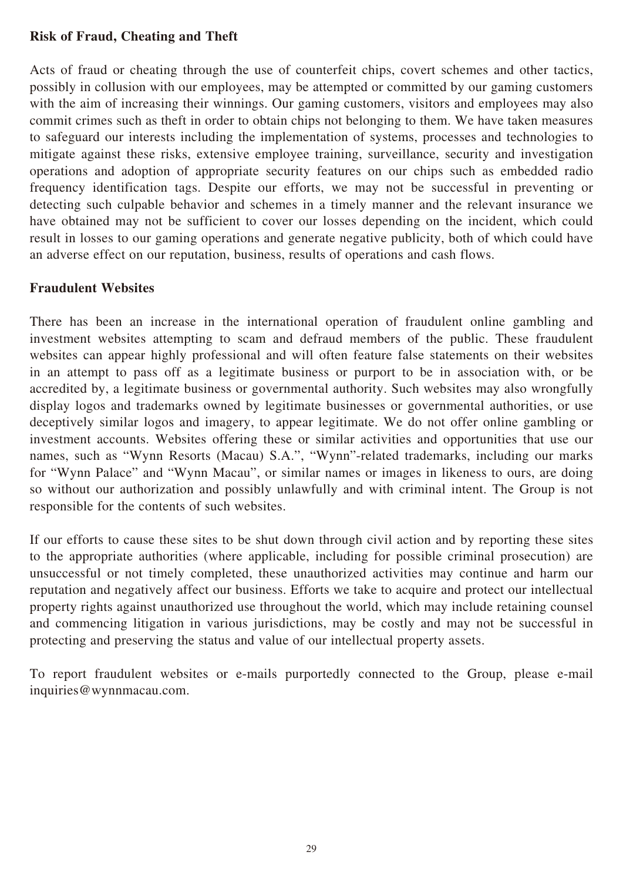**Risk of Fraud, Cheating and Theft**

Acts of fraud or cheating through the use of counterfeit chips, covert schemes and other tactics, possibly in collusion with our employees, may be attempted or committed by our gaming customers with the aim of increasing their winnings. Our gaming customers, visitors and employees may also commit crimes such as theft in order to obtain chips not belonging to them. We have taken measures to safeguard our interests including the implementation of systems, processes and technologies to mitigate against these risks, extensive employee training, surveillance, security and investigation operations and adoption of appropriate security features on our chips such as embedded radio frequency identification tags. Despite our efforts, we may not be successful in preventing or detecting such culpable behavior and schemes in a timely manner and the relevant insurance we have obtained may not be sufficient to cover our losses depending on the incident, which could result in losses to our gaming operations and generate negative publicity, both of which could have an adverse effect on our reputation, business, results of operations and cash flows.

**Fraudulent Websites**

There has been an increase in the international operation of fraudulent online gambling and investment websites attempting to scam and defraud members of the public. These fraudulent websites can appear highly professional and will often feature false statements on their websites in an attempt to pass off as a legitimate business or purport to be in association with, or be accredited by, a legitimate business or governmental authority. Such websites may also wrongfully display logos and trademarks owned by legitimate businesses or governmental authorities, or use deceptively similar logos and imagery, to appear legitimate. We do not offer online gambling or investment accounts. Websites offering these or similar activities and opportunities that use our names, such as "Wynn Resorts (Macau) S.A.", "Wynn"-related trademarks, including our marks for "Wynn Palace" and "Wynn Macau", or similar names or images in likeness to ours, are doing so without our authorization and possibly unlawfully and with criminal intent. The Group is not responsible for the contents of such websites.

If our efforts to cause these sites to be shut down through civil action and by reporting these sites to the appropriate authorities (where applicable, including for possible criminal prosecution) are unsuccessful or not timely completed, these unauthorized activities may continue and harm our reputation and negatively affect our business. Efforts we take to acquire and protect our intellectual property rights against unauthorized use throughout the world, which may include retaining counsel and commencing litigation in various jurisdictions, may be costly and may not be successful in protecting and preserving the status and value of our intellectual property assets.

To report fraudulent websites or e-mails purportedly connected to the Group, please e-mail inquiries@wynnmacau.com.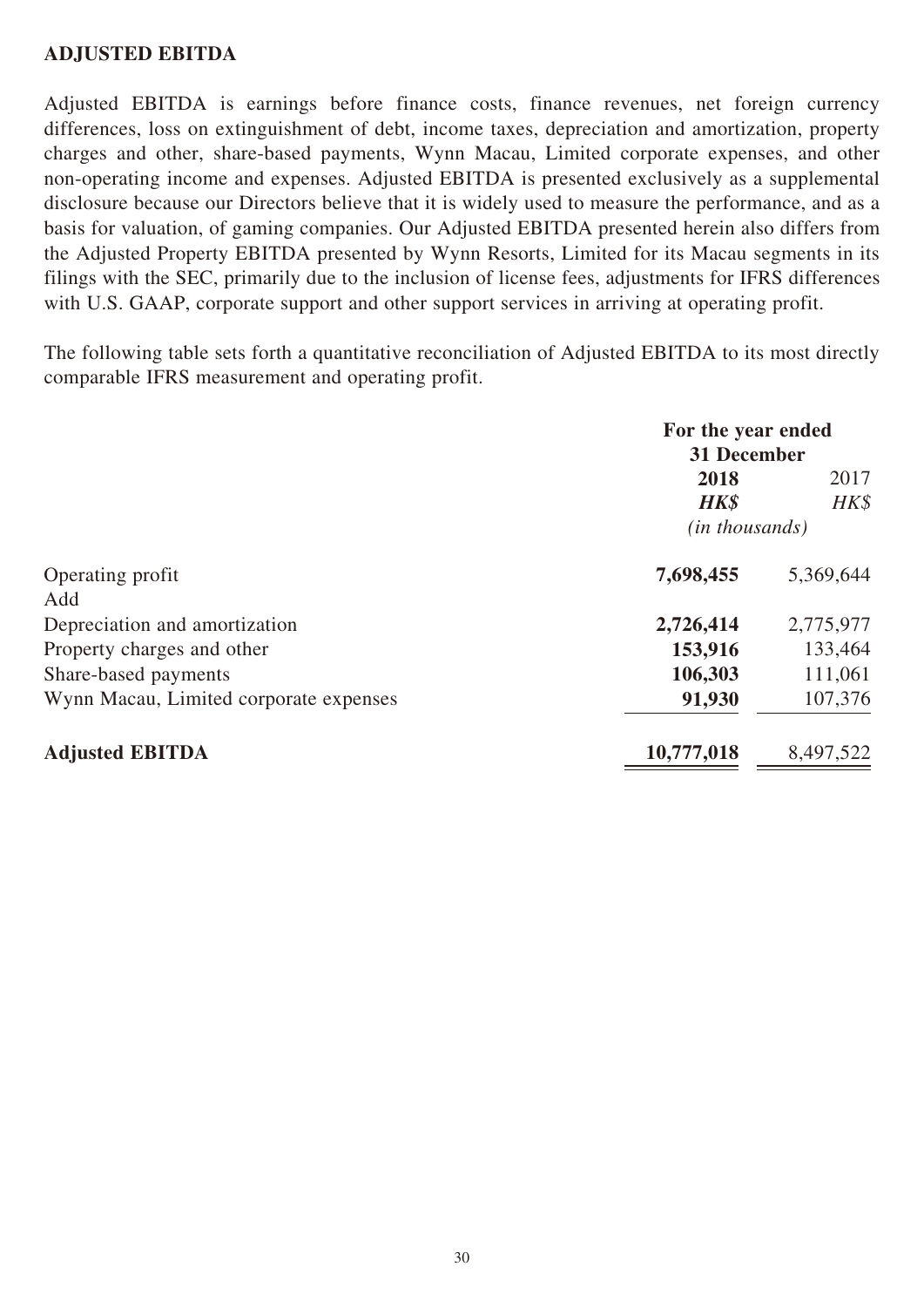## ADJUSTED EBITDA

Adjusted EBITDA is earnings before finance costs, finance revenues, net foreign currency differences, loss on extinguishment of debt, income taxes, depreciation and amortization, property charges and other, share-based payments, Wynn Macau, Limited corporate expenses, and other non-operating income and expenses. Adjusted EBITDA is presented exclusively as a supplemental disclosure because our Directors believe that it is widely used to measure the performance, and as a basis for valuation, of gaming companies. Our Adjusted EBITDA presented herein also differs from the Adjusted Property EBITDA presented by Wynn Resorts, Limited for its Macau segments in its filings with the SEC, primarily due to the inclusion of license fees, adjustments for IFRS differences with U.S. GAAP, corporate support and other support services in arriving at operating profit.

The following table sets forth a quantitative reconciliation of Adjusted EBITDA to its most directly comparable IFRS measurement and operating profit.

| | For the year ended 31 December | |
|---|---|---|
| | **2018** | 2017 |
| | ***HK$*** | *HK$* |
| | *(in thousands)* | |
| Operating profit | **7,698,455** | 5,369,644 |
| Add | | |
| Depreciation and amortization | **2,726,414** | 2,775,977 |
| Property charges and other | **153,916** | 133,464 |
| Share-based payments | **106,303** | 111,061 |
| Wynn Macau, Limited corporate expenses | **91,930** | 107,376 |
| **Adjusted EBITDA** | **10,777,018** | 8,497,522 |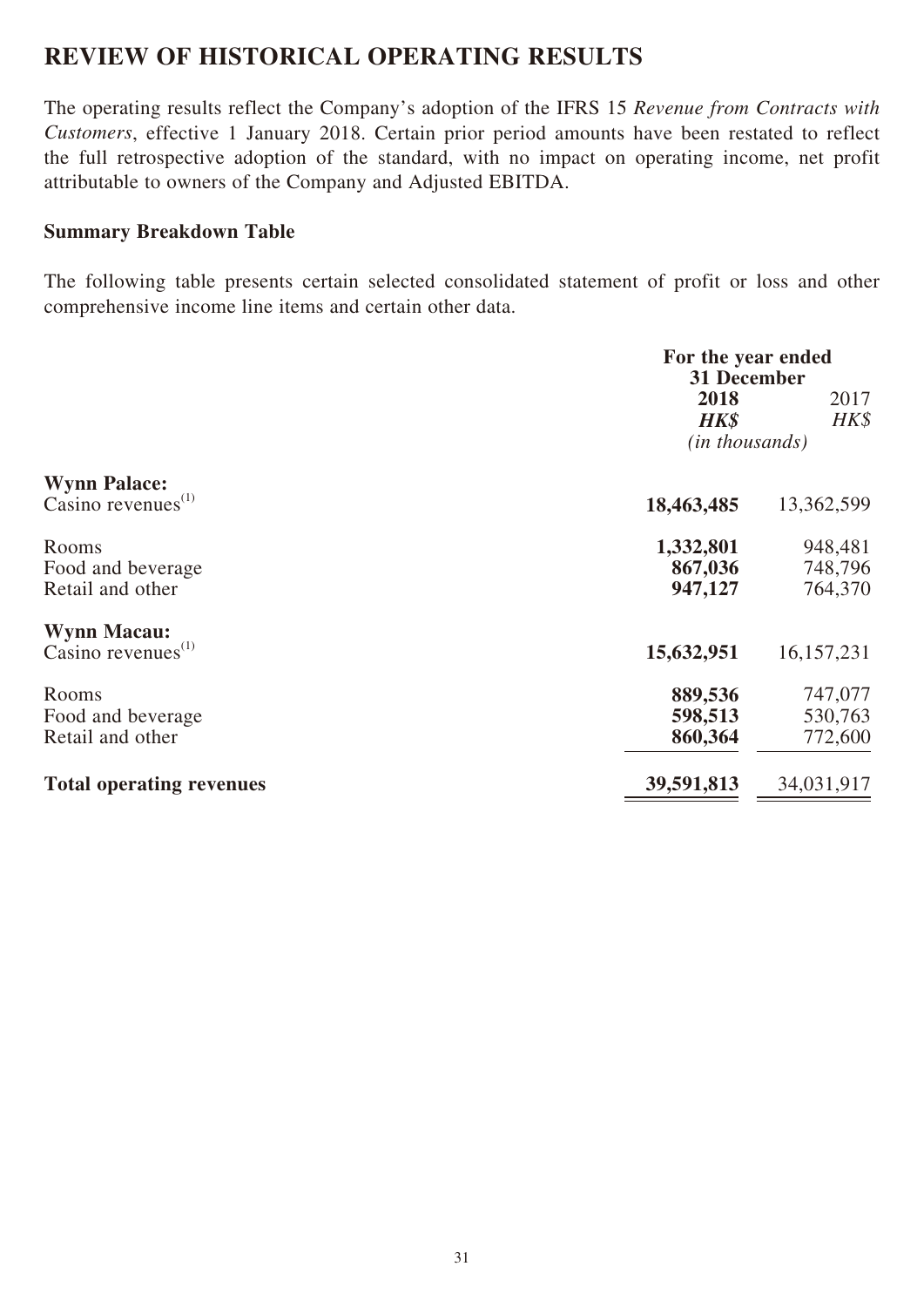# REVIEW OF HISTORICAL OPERATING RESULTS

The operating results reflect the Company's adoption of the IFRS 15 *Revenue from Contracts with Customers*, effective 1 January 2018. Certain prior period amounts have been restated to reflect the full retrospective adoption of the standard, with no impact on operating income, net profit attributable to owners of the Company and Adjusted EBITDA.

**Summary Breakdown Table**

The following table presents certain selected consolidated statement of profit or loss and other comprehensive income line items and certain other data.

| | For the year ended 31 December | |
|---|---|---|
| | **2018** | 2017 |
| | ***HK$*** | *HK$* |
| | *(in thousands)* | |
| **Wynn Palace:** | | |
| Casino revenues[1] | **18,463,485** | 13,362,599 |
| Rooms | **1,332,801** | 948,481 |
| Food and beverage | **867,036** | 748,796 |
| Retail and other | **947,127** | 764,370 |
| **Wynn Macau:** | | |
| Casino revenues[1] | **15,632,951** | 16,157,231 |
| Rooms | **889,536** | 747,077 |
| Food and beverage | **598,513** | 530,763 |
| Retail and other | **860,364** | 772,600 |
| **Total operating revenues** | **39,591,813** | 34,031,917 |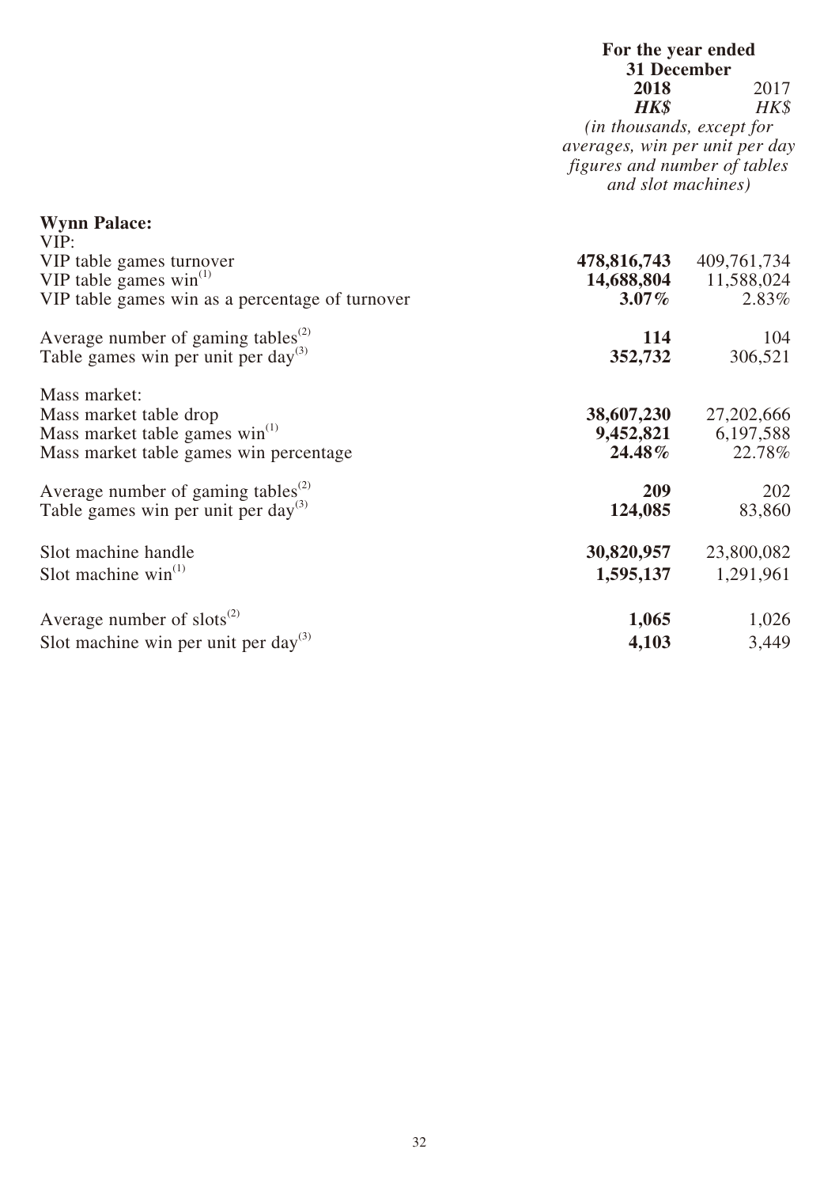| | For the year ended 31 December | |
|---|---|---|
| | **2018** | 2017 |
| | ***HK$*** | *HK$* |
| | *(in thousands, except for averages, win per unit per day figures and number of tables and slot machines)* | |
| **Wynn Palace:** | | |
| VIP: | | |
| VIP table games turnover | **478,816,743** | 409,761,734 |
| VIP table games win[(1)] | **14,688,804** | 11,588,024 |
| VIP table games win as a percentage of turnover | **3.07%** | 2.83% |
| Average number of gaming tables[(2)] | **114** | 104 |
| Table games win per unit per day[(3)] | **352,732** | 306,521 |
| Mass market: | | |
| Mass market table drop | **38,607,230** | 27,202,666 |
| Mass market table games win[(1)] | **9,452,821** | 6,197,588 |
| Mass market table games win percentage | **24.48%** | 22.78% |
| Average number of gaming tables[(2)] | **209** | 202 |
| Table games win per unit per day[(3)] | **124,085** | 83,860 |
| Slot machine handle | **30,820,957** | 23,800,082 |
| Slot machine win[(1)] | **1,595,137** | 1,291,961 |
| Average number of slots[(2)] | **1,065** | 1,026 |
| Slot machine win per unit per day[(3)] | **4,103** | 3,449 |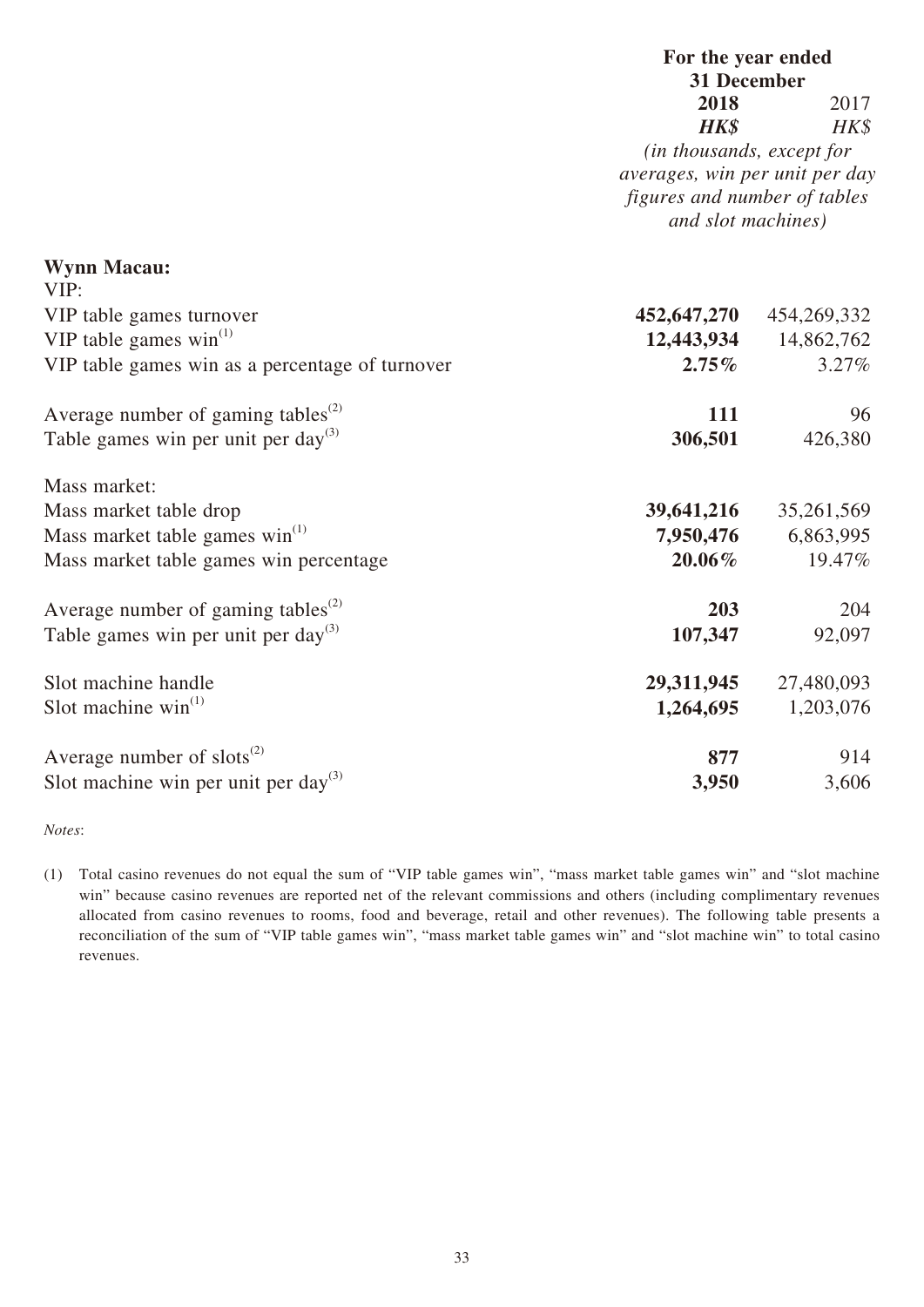| | For the year ended 31 December | |
|---|---|---|
| | **2018** | 2017 |
| | ***HK$*** | *HK$* |
| | *(in thousands, except for averages, win per unit per day figures and number of tables and slot machines)* | |
| **Wynn Macau:** | | |
| VIP: | | |
| VIP table games turnover | **452,647,270** | 454,269,332 |
| VIP table games win[(1)] | **12,443,934** | 14,862,762 |
| VIP table games win as a percentage of turnover | **2.75%** | 3.27% |
| Average number of gaming tables[(2)] | **111** | 96 |
| Table games win per unit per day[(3)] | **306,501** | 426,380 |
| Mass market: | | |
| Mass market table drop | **39,641,216** | 35,261,569 |
| Mass market table games win[(1)] | **7,950,476** | 6,863,995 |
| Mass market table games win percentage | **20.06%** | 19.47% |
| Average number of gaming tables[(2)] | **203** | 204 |
| Table games win per unit per day[(3)] | **107,347** | 92,097 |
| Slot machine handle | **29,311,945** | 27,480,093 |
| Slot machine win[(1)] | **1,264,695** | 1,203,076 |
| Average number of slots[(2)] | **877** | 914 |
| Slot machine win per unit per day[(3)] | **3,950** | 3,606 |

*Notes*:

(1) Total casino revenues do not equal the sum of "VIP table games win", "mass market table games win" and "slot machine win" because casino revenues are reported net of the relevant commissions and others (including complimentary revenues allocated from casino revenues to rooms, food and beverage, retail and other revenues). The following table presents a reconciliation of the sum of "VIP table games win", "mass market table games win" and "slot machine win" to total casino revenues.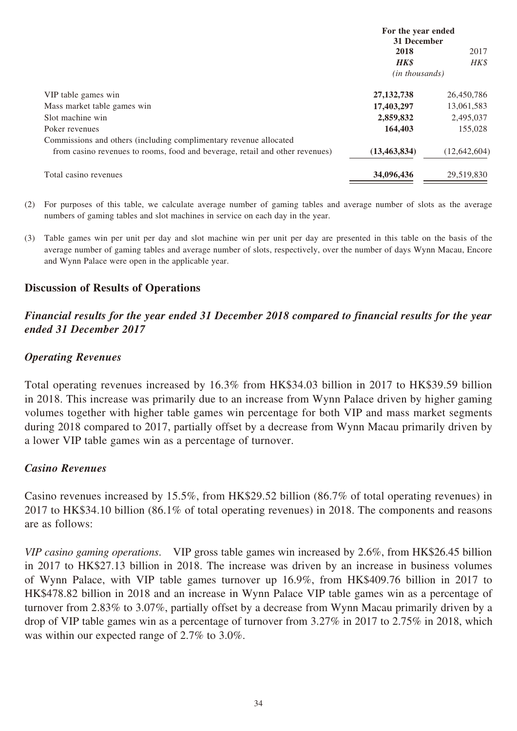| | For the year ended 31 December | |
|---|---|---|
| | **2018** | 2017 |
| | ***HK$*** | *HK$* |
| | *(in thousands)* | |
| VIP table games win | **27,132,738** | 26,450,786 |
| Mass market table games win | **17,403,297** | 13,061,583 |
| Slot machine win | **2,859,832** | 2,495,037 |
| Poker revenues | **164,403** | 155,028 |
| Commissions and others (including complimentary revenue allocated from casino revenues to rooms, food and beverage, retail and other revenues) | **(13,463,834)** | (12,642,604) |
| Total casino revenues | **34,096,436** | 29,519,830 |

(2) For purposes of this table, we calculate average number of gaming tables and average number of slots as the average numbers of gaming tables and slot machines in service on each day in the year.

(3) Table games win per unit per day and slot machine win per unit per day are presented in this table on the basis of the average number of gaming tables and average number of slots, respectively, over the number of days Wynn Macau, Encore and Wynn Palace were open in the applicable year.

## Discussion of Results of Operations

### *Financial results for the year ended 31 December 2018 compared to financial results for the year ended 31 December 2017*

### *Operating Revenues*

Total operating revenues increased by 16.3% from HK$34.03 billion in 2017 to HK$39.59 billion in 2018. This increase was primarily due to an increase from Wynn Palace driven by higher gaming volumes together with higher table games win percentage for both VIP and mass market segments during 2018 compared to 2017, partially offset by a decrease from Wynn Macau primarily driven by a lower VIP table games win as a percentage of turnover.

### *Casino Revenues*

Casino revenues increased by 15.5%, from HK$29.52 billion (86.7% of total operating revenues) in 2017 to HK$34.10 billion (86.1% of total operating revenues) in 2018. The components and reasons are as follows:

*VIP casino gaming operations*. VIP gross table games win increased by 2.6%, from HK$26.45 billion in 2017 to HK$27.13 billion in 2018. The increase was driven by an increase in business volumes of Wynn Palace, with VIP table games turnover up 16.9%, from HK$409.76 billion in 2017 to HK$478.82 billion in 2018 and an increase in Wynn Palace VIP table games win as a percentage of turnover from 2.83% to 3.07%, partially offset by a decrease from Wynn Macau primarily driven by a drop of VIP table games win as a percentage of turnover from 3.27% in 2017 to 2.75% in 2018, which was within our expected range of 2.7% to 3.0%.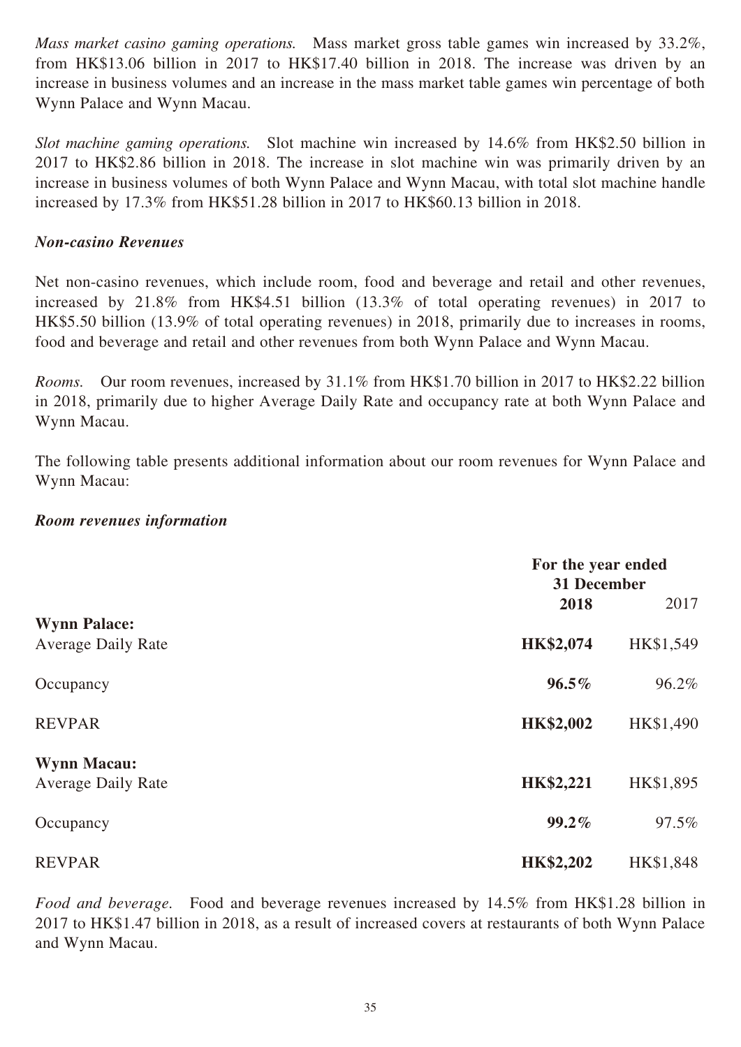*Mass market casino gaming operations.* Mass market gross table games win increased by 33.2%, from HK$13.06 billion in 2017 to HK$17.40 billion in 2018. The increase was driven by an increase in business volumes and an increase in the mass market table games win percentage of both Wynn Palace and Wynn Macau.

*Slot machine gaming operations.* Slot machine win increased by 14.6% from HK$2.50 billion in 2017 to HK$2.86 billion in 2018. The increase in slot machine win was primarily driven by an increase in business volumes of both Wynn Palace and Wynn Macau, with total slot machine handle increased by 17.3% from HK$51.28 billion in 2017 to HK$60.13 billion in 2018.

***Non-casino Revenues***

Net non-casino revenues, which include room, food and beverage and retail and other revenues, increased by 21.8% from HK$4.51 billion (13.3% of total operating revenues) in 2017 to HK$5.50 billion (13.9% of total operating revenues) in 2018, primarily due to increases in rooms, food and beverage and retail and other revenues from both Wynn Palace and Wynn Macau.

*Rooms.* Our room revenues, increased by 31.1% from HK$1.70 billion in 2017 to HK$2.22 billion in 2018, primarily due to higher Average Daily Rate and occupancy rate at both Wynn Palace and Wynn Macau.

The following table presents additional information about our room revenues for Wynn Palace and Wynn Macau:

***Room revenues information***

| | For the year ended 31 December | |
|---|---|---|
| | **2018** | 2017 |
| **Wynn Palace:** | | |
| Average Daily Rate | **HK$2,074** | HK$1,549 |
| Occupancy | **96.5%** | 96.2% |
| REVPAR | **HK$2,002** | HK$1,490 |
| **Wynn Macau:** | | |
| Average Daily Rate | **HK$2,221** | HK$1,895 |
| Occupancy | **99.2%** | 97.5% |
| REVPAR | **HK$2,202** | HK$1,848 |

*Food and beverage.* Food and beverage revenues increased by 14.5% from HK$1.28 billion in 2017 to HK$1.47 billion in 2018, as a result of increased covers at restaurants of both Wynn Palace and Wynn Macau.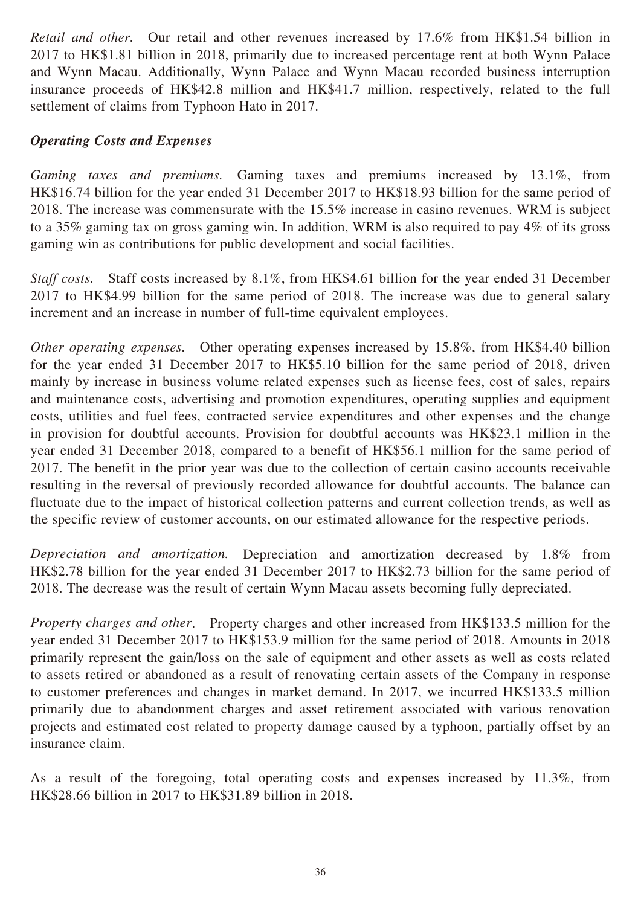*Retail and other.* Our retail and other revenues increased by 17.6% from HK$1.54 billion in 2017 to HK$1.81 billion in 2018, primarily due to increased percentage rent at both Wynn Palace and Wynn Macau. Additionally, Wynn Palace and Wynn Macau recorded business interruption insurance proceeds of HK$42.8 million and HK$41.7 million, respectively, related to the full settlement of claims from Typhoon Hato in 2017.

***Operating Costs and Expenses***

*Gaming taxes and premiums.* Gaming taxes and premiums increased by 13.1%, from HK$16.74 billion for the year ended 31 December 2017 to HK$18.93 billion for the same period of 2018. The increase was commensurate with the 15.5% increase in casino revenues. WRM is subject to a 35% gaming tax on gross gaming win. In addition, WRM is also required to pay 4% of its gross gaming win as contributions for public development and social facilities.

*Staff costs.* Staff costs increased by 8.1%, from HK$4.61 billion for the year ended 31 December 2017 to HK$4.99 billion for the same period of 2018. The increase was due to general salary increment and an increase in number of full-time equivalent employees.

*Other operating expenses.* Other operating expenses increased by 15.8%, from HK$4.40 billion for the year ended 31 December 2017 to HK$5.10 billion for the same period of 2018, driven mainly by increase in business volume related expenses such as license fees, cost of sales, repairs and maintenance costs, advertising and promotion expenditures, operating supplies and equipment costs, utilities and fuel fees, contracted service expenditures and other expenses and the change in provision for doubtful accounts. Provision for doubtful accounts was HK$23.1 million in the year ended 31 December 2018, compared to a benefit of HK$56.1 million for the same period of 2017. The benefit in the prior year was due to the collection of certain casino accounts receivable resulting in the reversal of previously recorded allowance for doubtful accounts. The balance can fluctuate due to the impact of historical collection patterns and current collection trends, as well as the specific review of customer accounts, on our estimated allowance for the respective periods.

*Depreciation and amortization.* Depreciation and amortization decreased by 1.8% from HK$2.78 billion for the year ended 31 December 2017 to HK$2.73 billion for the same period of 2018. The decrease was the result of certain Wynn Macau assets becoming fully depreciated.

*Property charges and other.* Property charges and other increased from HK$133.5 million for the year ended 31 December 2017 to HK$153.9 million for the same period of 2018. Amounts in 2018 primarily represent the gain/loss on the sale of equipment and other assets as well as costs related to assets retired or abandoned as a result of renovating certain assets of the Company in response to customer preferences and changes in market demand. In 2017, we incurred HK$133.5 million primarily due to abandonment charges and asset retirement associated with various renovation projects and estimated cost related to property damage caused by a typhoon, partially offset by an insurance claim.

As a result of the foregoing, total operating costs and expenses increased by 11.3%, from HK$28.66 billion in 2017 to HK$31.89 billion in 2018.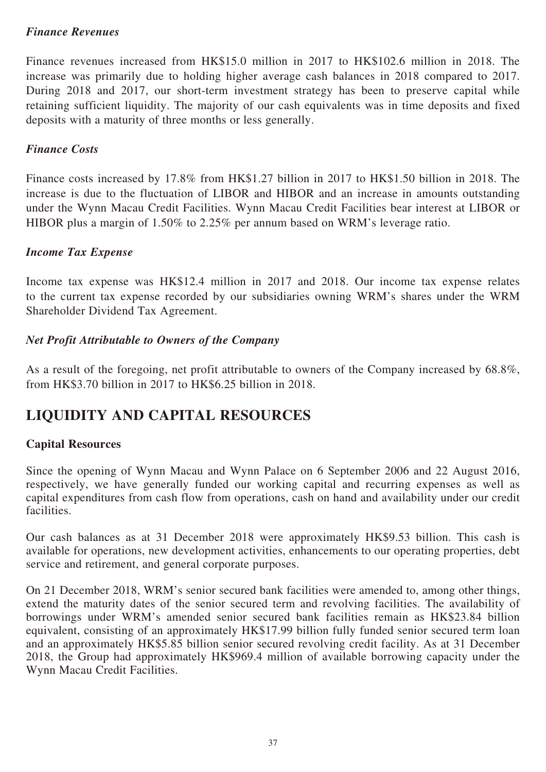### *Finance Revenues*

Finance revenues increased from HK$15.0 million in 2017 to HK$102.6 million in 2018. The increase was primarily due to holding higher average cash balances in 2018 compared to 2017. During 2018 and 2017, our short-term investment strategy has been to preserve capital while retaining sufficient liquidity. The majority of our cash equivalents was in time deposits and fixed deposits with a maturity of three months or less generally.

### *Finance Costs*

Finance costs increased by 17.8% from HK$1.27 billion in 2017 to HK$1.50 billion in 2018. The increase is due to the fluctuation of LIBOR and HIBOR and an increase in amounts outstanding under the Wynn Macau Credit Facilities. Wynn Macau Credit Facilities bear interest at LIBOR or HIBOR plus a margin of 1.50% to 2.25% per annum based on WRM's leverage ratio.

### *Income Tax Expense*

Income tax expense was HK$12.4 million in 2017 and 2018. Our income tax expense relates to the current tax expense recorded by our subsidiaries owning WRM's shares under the WRM Shareholder Dividend Tax Agreement.

### *Net Profit Attributable to Owners of the Company*

As a result of the foregoing, net profit attributable to owners of the Company increased by 68.8%, from HK$3.70 billion in 2017 to HK$6.25 billion in 2018.

## LIQUIDITY AND CAPITAL RESOURCES

### Capital Resources

Since the opening of Wynn Macau and Wynn Palace on 6 September 2006 and 22 August 2016, respectively, we have generally funded our working capital and recurring expenses as well as capital expenditures from cash flow from operations, cash on hand and availability under our credit facilities.

Our cash balances as at 31 December 2018 were approximately HK$9.53 billion. This cash is available for operations, new development activities, enhancements to our operating properties, debt service and retirement, and general corporate purposes.

On 21 December 2018, WRM's senior secured bank facilities were amended to, among other things, extend the maturity dates of the senior secured term and revolving facilities. The availability of borrowings under WRM's amended senior secured bank facilities remain as HK$23.84 billion equivalent, consisting of an approximately HK$17.99 billion fully funded senior secured term loan and an approximately HK$5.85 billion senior secured revolving credit facility. As at 31 December 2018, the Group had approximately HK$969.4 million of available borrowing capacity under the Wynn Macau Credit Facilities.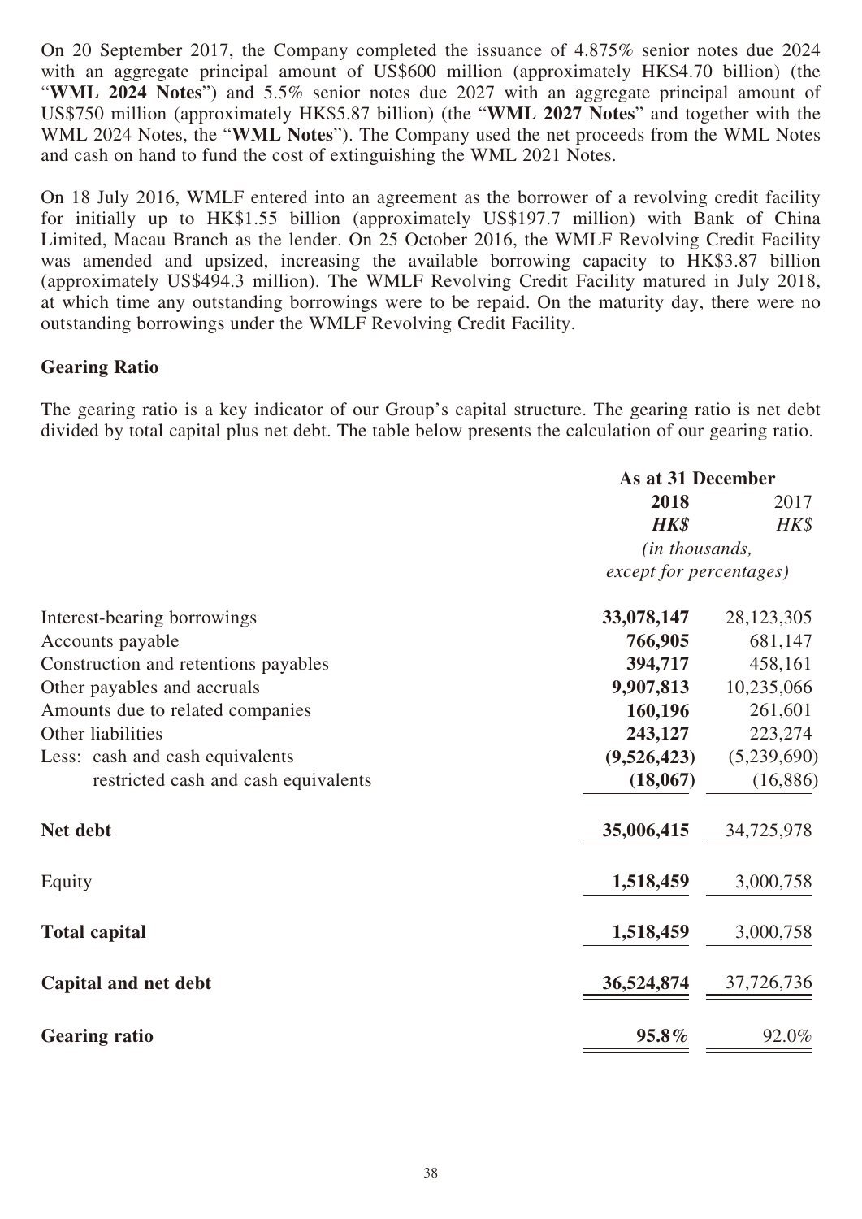On 20 September 2017, the Company completed the issuance of 4.875% senior notes due 2024 with an aggregate principal amount of US$600 million (approximately HK$4.70 billion) (the "**WML 2024 Notes**") and 5.5% senior notes due 2027 with an aggregate principal amount of US$750 million (approximately HK$5.87 billion) (the "**WML 2027 Notes**" and together with the WML 2024 Notes, the "**WML Notes**"). The Company used the net proceeds from the WML Notes and cash on hand to fund the cost of extinguishing the WML 2021 Notes.

On 18 July 2016, WMLF entered into an agreement as the borrower of a revolving credit facility for initially up to HK$1.55 billion (approximately US$197.7 million) with Bank of China Limited, Macau Branch as the lender. On 25 October 2016, the WMLF Revolving Credit Facility was amended and upsized, increasing the available borrowing capacity to HK$3.87 billion (approximately US$494.3 million). The WMLF Revolving Credit Facility matured in July 2018, at which time any outstanding borrowings were to be repaid. On the maturity day, there were no outstanding borrowings under the WMLF Revolving Credit Facility.

**Gearing Ratio**

The gearing ratio is a key indicator of our Group's capital structure. The gearing ratio is net debt divided by total capital plus net debt. The table below presents the calculation of our gearing ratio.

| | As at 31 December | |
|---|---|---|
| | **2018** | 2017 |
| | ***HK$*** | *HK$* |
| | *(in thousands, except for percentages)* | |
| Interest-bearing borrowings | **33,078,147** | 28,123,305 |
| Accounts payable | **766,905** | 681,147 |
| Construction and retentions payables | **394,717** | 458,161 |
| Other payables and accruals | **9,907,813** | 10,235,066 |
| Amounts due to related companies | **160,196** | 261,601 |
| Other liabilities | **243,127** | 223,274 |
| Less: cash and cash equivalents | **(9,526,423)** | (5,239,690) |
| restricted cash and cash equivalents | **(18,067)** | (16,886) |
| **Net debt** | **35,006,415** | 34,725,978 |
| Equity | **1,518,459** | 3,000,758 |
| **Total capital** | **1,518,459** | 3,000,758 |
| **Capital and net debt** | **36,524,874** | 37,726,736 |
| **Gearing ratio** | **95.8%** | 92.0% |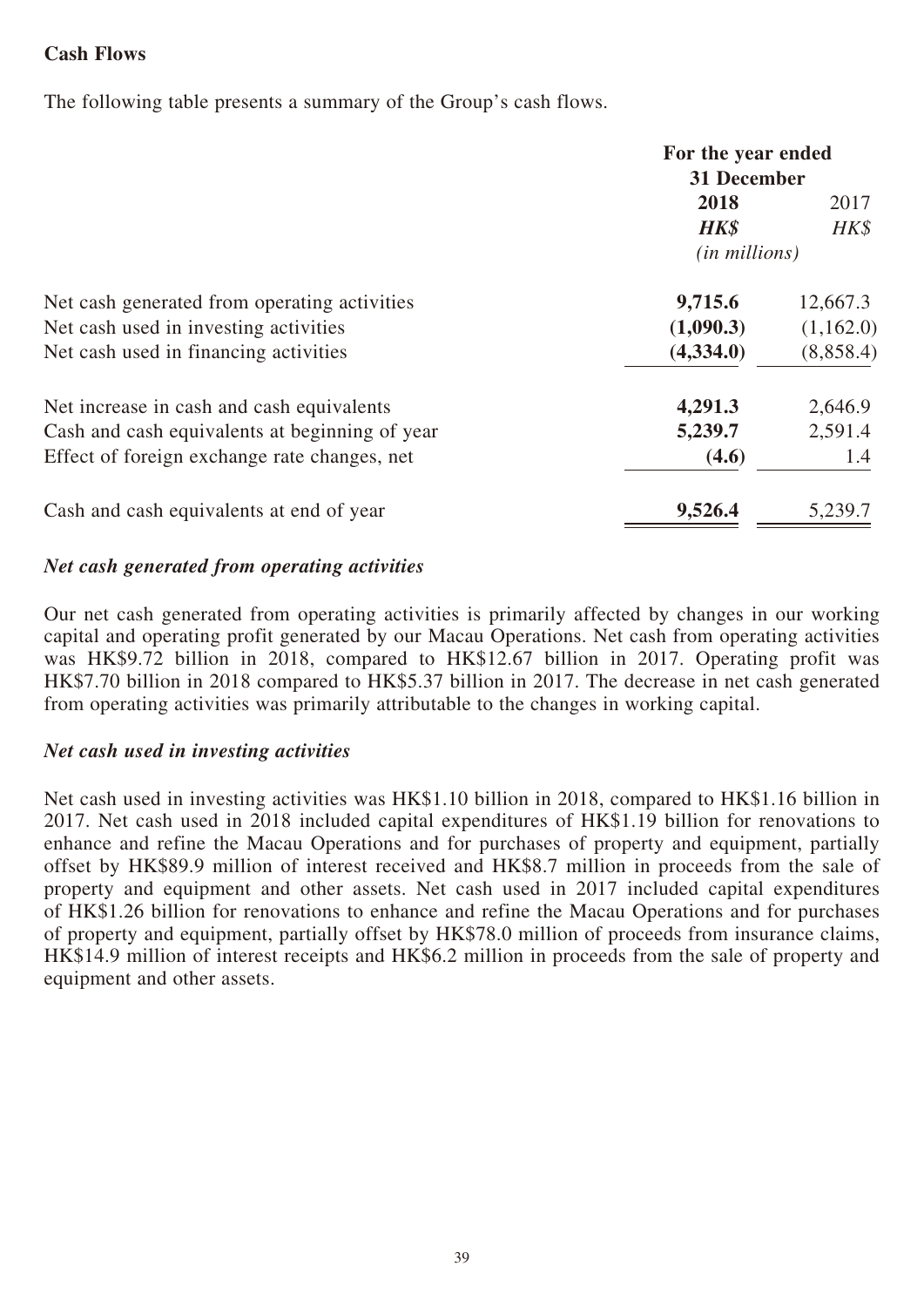## Cash Flows

The following table presents a summary of the Group's cash flows.

| | For the year ended 31 December | |
|---|---|---|
| | **2018** | 2017 |
| | ***HK$*** | *HK$* |
| | *(in millions)* | |
| Net cash generated from operating activities | **9,715.6** | 12,667.3 |
| Net cash used in investing activities | **(1,090.3)** | (1,162.0) |
| Net cash used in financing activities | **(4,334.0)** | (8,858.4) |
| Net increase in cash and cash equivalents | **4,291.3** | 2,646.9 |
| Cash and cash equivalents at beginning of year | **5,239.7** | 2,591.4 |
| Effect of foreign exchange rate changes, net | **(4.6)** | 1.4 |
| Cash and cash equivalents at end of year | **9,526.4** | 5,239.7 |

### *Net cash generated from operating activities*

Our net cash generated from operating activities is primarily affected by changes in our working capital and operating profit generated by our Macau Operations. Net cash from operating activities was HK$9.72 billion in 2018, compared to HK$12.67 billion in 2017. Operating profit was HK$7.70 billion in 2018 compared to HK$5.37 billion in 2017. The decrease in net cash generated from operating activities was primarily attributable to the changes in working capital.

### *Net cash used in investing activities*

Net cash used in investing activities was HK$1.10 billion in 2018, compared to HK$1.16 billion in 2017. Net cash used in 2018 included capital expenditures of HK$1.19 billion for renovations to enhance and refine the Macau Operations and for purchases of property and equipment, partially offset by HK$89.9 million of interest received and HK$8.7 million in proceeds from the sale of property and equipment and other assets. Net cash used in 2017 included capital expenditures of HK$1.26 billion for renovations to enhance and refine the Macau Operations and for purchases of property and equipment, partially offset by HK$78.0 million of proceeds from insurance claims, HK$14.9 million of interest receipts and HK$6.2 million in proceeds from the sale of property and equipment and other assets.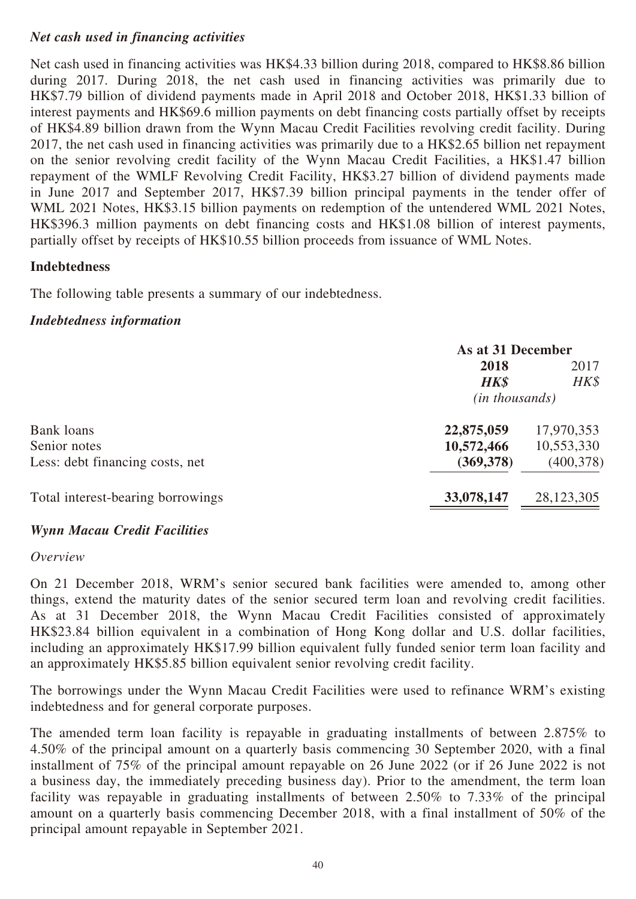### *Net cash used in financing activities*

Net cash used in financing activities was HK$4.33 billion during 2018, compared to HK$8.86 billion during 2017. During 2018, the net cash used in financing activities was primarily due to HK$7.79 billion of dividend payments made in April 2018 and October 2018, HK$1.33 billion of interest payments and HK$69.6 million payments on debt financing costs partially offset by receipts of HK$4.89 billion drawn from the Wynn Macau Credit Facilities revolving credit facility. During 2017, the net cash used in financing activities was primarily due to a HK$2.65 billion net repayment on the senior revolving credit facility of the Wynn Macau Credit Facilities, a HK$1.47 billion repayment of the WMLF Revolving Credit Facility, HK$3.27 billion of dividend payments made in June 2017 and September 2017, HK$7.39 billion principal payments in the tender offer of WML 2021 Notes, HK$3.15 billion payments on redemption of the untendered WML 2021 Notes, HK$396.3 million payments on debt financing costs and HK$1.08 billion of interest payments, partially offset by receipts of HK$10.55 billion proceeds from issuance of WML Notes.

## Indebtedness

The following table presents a summary of our indebtedness.

### *Indebtedness information*

| | As at 31 December | |
|---|---|---|
| | **2018** | 2017 |
| | ***HK$*** | *HK$* |
| | *(in thousands)* | |
| Bank loans | **22,875,059** | 17,970,353 |
| Senior notes | **10,572,466** | 10,553,330 |
| Less: debt financing costs, net | **(369,378)** | (400,378) |
| Total interest-bearing borrowings | **33,078,147** | 28,123,305 |

### *Wynn Macau Credit Facilities*

*Overview*

On 21 December 2018, WRM's senior secured bank facilities were amended to, among other things, extend the maturity dates of the senior secured term loan and revolving credit facilities. As at 31 December 2018, the Wynn Macau Credit Facilities consisted of approximately HK$23.84 billion equivalent in a combination of Hong Kong dollar and U.S. dollar facilities, including an approximately HK$17.99 billion equivalent fully funded senior term loan facility and an approximately HK$5.85 billion equivalent senior revolving credit facility.

The borrowings under the Wynn Macau Credit Facilities were used to refinance WRM's existing indebtedness and for general corporate purposes.

The amended term loan facility is repayable in graduating installments of between 2.875% to 4.50% of the principal amount on a quarterly basis commencing 30 September 2020, with a final installment of 75% of the principal amount repayable on 26 June 2022 (or if 26 June 2022 is not a business day, the immediately preceding business day). Prior to the amendment, the term loan facility was repayable in graduating installments of between 2.50% to 7.33% of the principal amount on a quarterly basis commencing December 2018, with a final installment of 50% of the principal amount repayable in September 2021.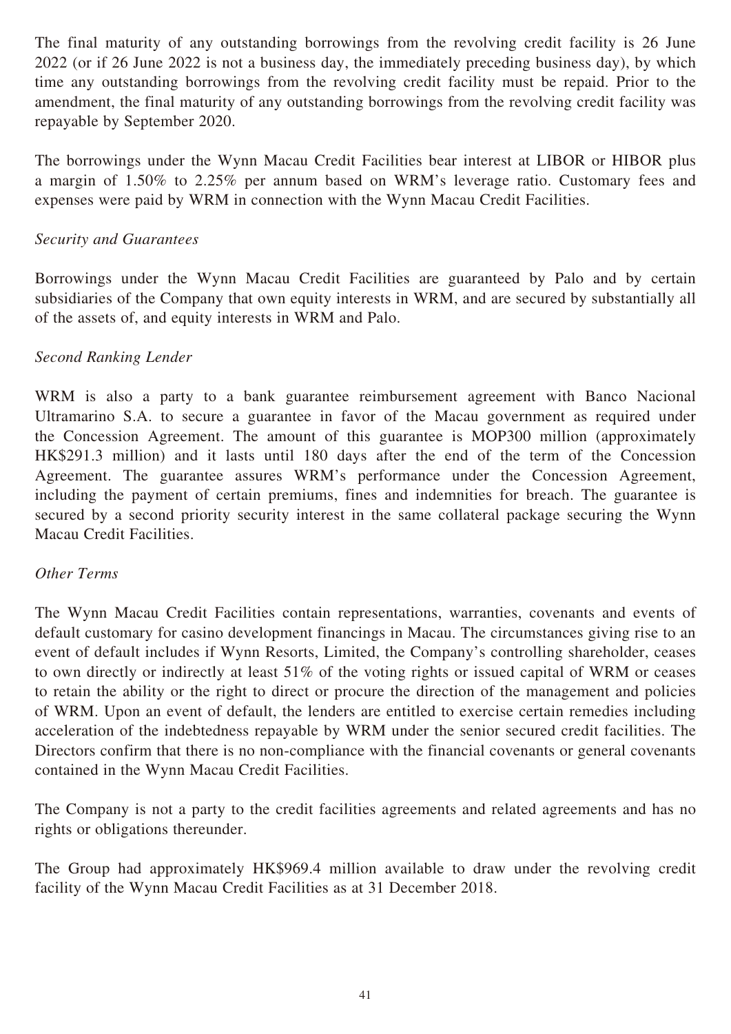The final maturity of any outstanding borrowings from the revolving credit facility is 26 June 2022 (or if 26 June 2022 is not a business day, the immediately preceding business day), by which time any outstanding borrowings from the revolving credit facility must be repaid. Prior to the amendment, the final maturity of any outstanding borrowings from the revolving credit facility was repayable by September 2020.

The borrowings under the Wynn Macau Credit Facilities bear interest at LIBOR or HIBOR plus a margin of 1.50% to 2.25% per annum based on WRM's leverage ratio. Customary fees and expenses were paid by WRM in connection with the Wynn Macau Credit Facilities.

*Security and Guarantees*

Borrowings under the Wynn Macau Credit Facilities are guaranteed by Palo and by certain subsidiaries of the Company that own equity interests in WRM, and are secured by substantially all of the assets of, and equity interests in WRM and Palo.

*Second Ranking Lender*

WRM is also a party to a bank guarantee reimbursement agreement with Banco Nacional Ultramarino S.A. to secure a guarantee in favor of the Macau government as required under the Concession Agreement. The amount of this guarantee is MOP300 million (approximately HK$291.3 million) and it lasts until 180 days after the end of the term of the Concession Agreement. The guarantee assures WRM's performance under the Concession Agreement, including the payment of certain premiums, fines and indemnities for breach. The guarantee is secured by a second priority security interest in the same collateral package securing the Wynn Macau Credit Facilities.

*Other Terms*

The Wynn Macau Credit Facilities contain representations, warranties, covenants and events of default customary for casino development financings in Macau. The circumstances giving rise to an event of default includes if Wynn Resorts, Limited, the Company's controlling shareholder, ceases to own directly or indirectly at least 51% of the voting rights or issued capital of WRM or ceases to retain the ability or the right to direct or procure the direction of the management and policies of WRM. Upon an event of default, the lenders are entitled to exercise certain remedies including acceleration of the indebtedness repayable by WRM under the senior secured credit facilities. The Directors confirm that there is no non-compliance with the financial covenants or general covenants contained in the Wynn Macau Credit Facilities.

The Company is not a party to the credit facilities agreements and related agreements and has no rights or obligations thereunder.

The Group had approximately HK$969.4 million available to draw under the revolving credit facility of the Wynn Macau Credit Facilities as at 31 December 2018.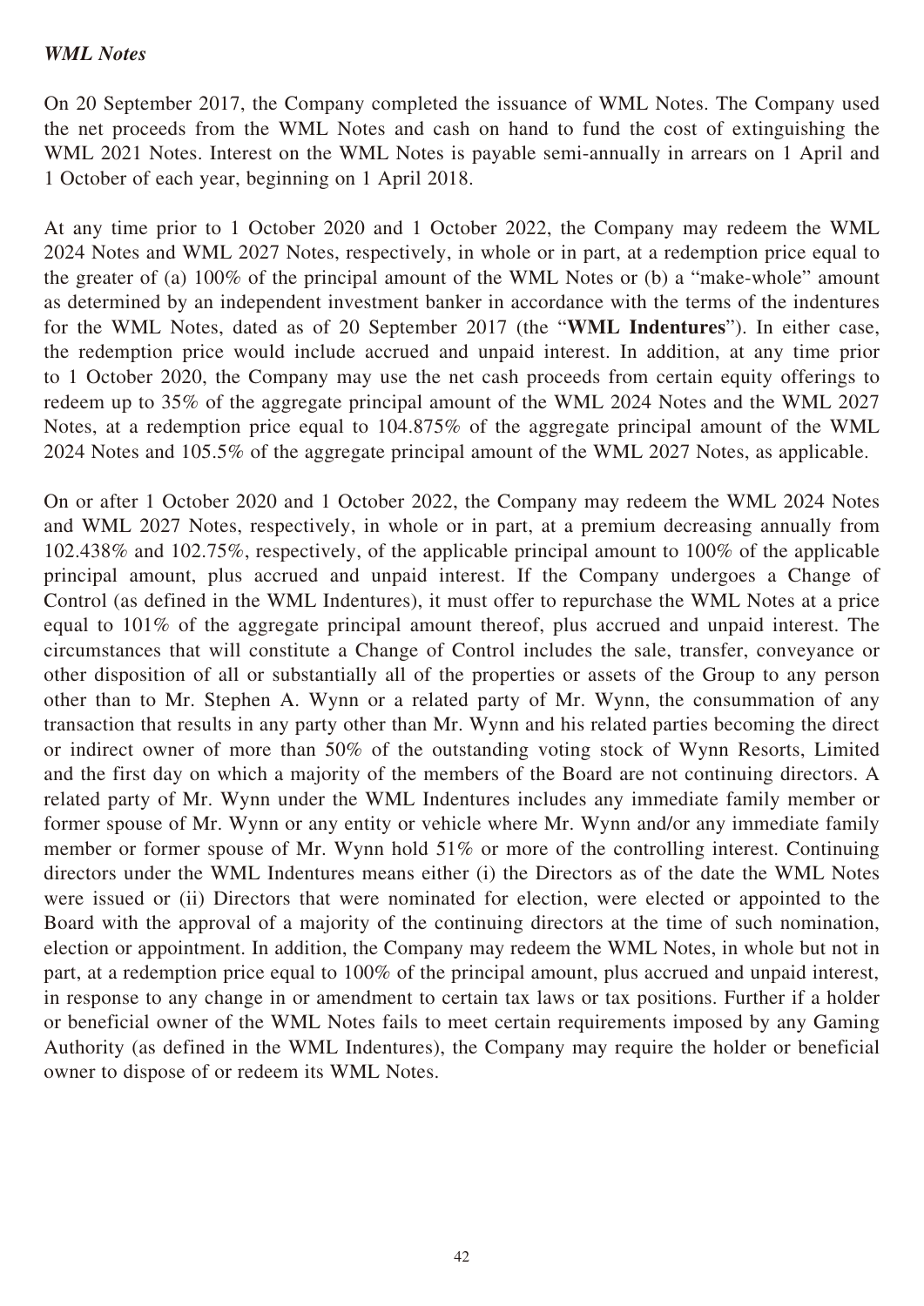*WML Notes*

On 20 September 2017, the Company completed the issuance of WML Notes. The Company used the net proceeds from the WML Notes and cash on hand to fund the cost of extinguishing the WML 2021 Notes. Interest on the WML Notes is payable semi-annually in arrears on 1 April and 1 October of each year, beginning on 1 April 2018.

At any time prior to 1 October 2020 and 1 October 2022, the Company may redeem the WML 2024 Notes and WML 2027 Notes, respectively, in whole or in part, at a redemption price equal to the greater of (a) 100% of the principal amount of the WML Notes or (b) a "make-whole" amount as determined by an independent investment banker in accordance with the terms of the indentures for the WML Notes, dated as of 20 September 2017 (the "**WML Indentures**"). In either case, the redemption price would include accrued and unpaid interest. In addition, at any time prior to 1 October 2020, the Company may use the net cash proceeds from certain equity offerings to redeem up to 35% of the aggregate principal amount of the WML 2024 Notes and the WML 2027 Notes, at a redemption price equal to 104.875% of the aggregate principal amount of the WML 2024 Notes and 105.5% of the aggregate principal amount of the WML 2027 Notes, as applicable.

On or after 1 October 2020 and 1 October 2022, the Company may redeem the WML 2024 Notes and WML 2027 Notes, respectively, in whole or in part, at a premium decreasing annually from 102.438% and 102.75%, respectively, of the applicable principal amount to 100% of the applicable principal amount, plus accrued and unpaid interest. If the Company undergoes a Change of Control (as defined in the WML Indentures), it must offer to repurchase the WML Notes at a price equal to 101% of the aggregate principal amount thereof, plus accrued and unpaid interest. The circumstances that will constitute a Change of Control includes the sale, transfer, conveyance or other disposition of all or substantially all of the properties or assets of the Group to any person other than to Mr. Stephen A. Wynn or a related party of Mr. Wynn, the consummation of any transaction that results in any party other than Mr. Wynn and his related parties becoming the direct or indirect owner of more than 50% of the outstanding voting stock of Wynn Resorts, Limited and the first day on which a majority of the members of the Board are not continuing directors. A related party of Mr. Wynn under the WML Indentures includes any immediate family member or former spouse of Mr. Wynn or any entity or vehicle where Mr. Wynn and/or any immediate family member or former spouse of Mr. Wynn hold 51% or more of the controlling interest. Continuing directors under the WML Indentures means either (i) the Directors as of the date the WML Notes were issued or (ii) Directors that were nominated for election, were elected or appointed to the Board with the approval of a majority of the continuing directors at the time of such nomination, election or appointment. In addition, the Company may redeem the WML Notes, in whole but not in part, at a redemption price equal to 100% of the principal amount, plus accrued and unpaid interest, in response to any change in or amendment to certain tax laws or tax positions. Further if a holder or beneficial owner of the WML Notes fails to meet certain requirements imposed by any Gaming Authority (as defined in the WML Indentures), the Company may require the holder or beneficial owner to dispose of or redeem its WML Notes.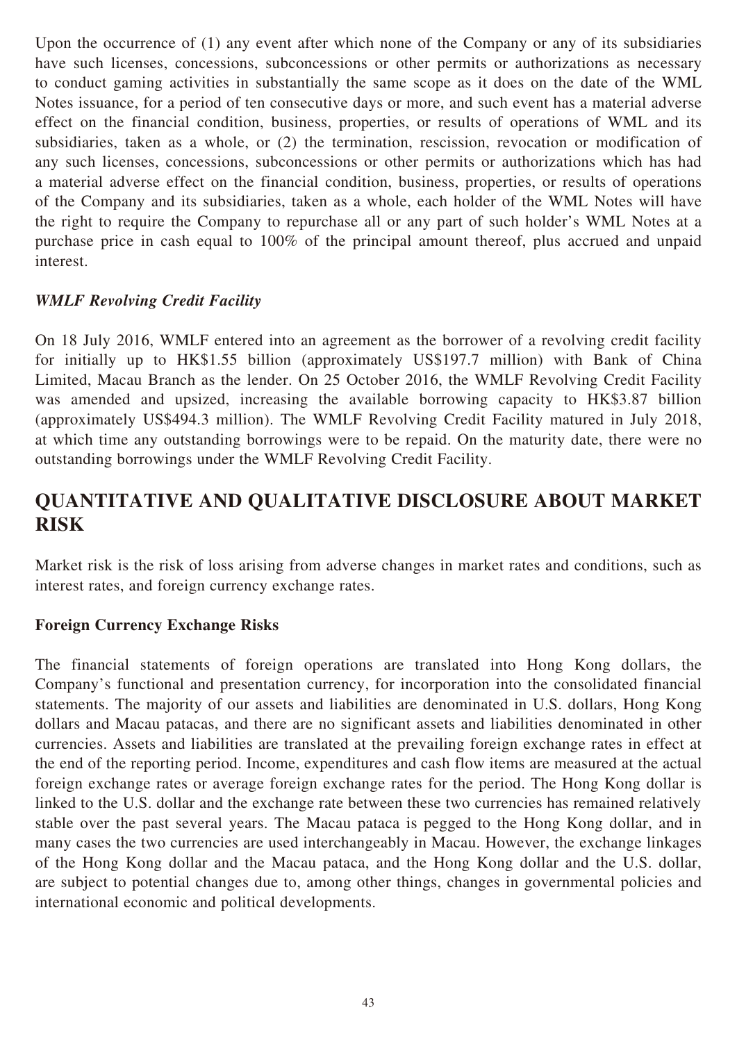Upon the occurrence of (1) any event after which none of the Company or any of its subsidiaries have such licenses, concessions, subconcessions or other permits or authorizations as necessary to conduct gaming activities in substantially the same scope as it does on the date of the WML Notes issuance, for a period of ten consecutive days or more, and such event has a material adverse effect on the financial condition, business, properties, or results of operations of WML and its subsidiaries, taken as a whole, or (2) the termination, rescission, revocation or modification of any such licenses, concessions, subconcessions or other permits or authorizations which has had a material adverse effect on the financial condition, business, properties, or results of operations of the Company and its subsidiaries, taken as a whole, each holder of the WML Notes will have the right to require the Company to repurchase all or any part of such holder's WML Notes at a purchase price in cash equal to 100% of the principal amount thereof, plus accrued and unpaid interest.

### *WMLF Revolving Credit Facility*

On 18 July 2016, WMLF entered into an agreement as the borrower of a revolving credit facility for initially up to HK$1.55 billion (approximately US$197.7 million) with Bank of China Limited, Macau Branch as the lender. On 25 October 2016, the WMLF Revolving Credit Facility was amended and upsized, increasing the available borrowing capacity to HK$3.87 billion (approximately US$494.3 million). The WMLF Revolving Credit Facility matured in July 2018, at which time any outstanding borrowings were to be repaid. On the maturity date, there were no outstanding borrowings under the WMLF Revolving Credit Facility.

## QUANTITATIVE AND QUALITATIVE DISCLOSURE ABOUT MARKET RISK

Market risk is the risk of loss arising from adverse changes in market rates and conditions, such as interest rates, and foreign currency exchange rates.

### Foreign Currency Exchange Risks

The financial statements of foreign operations are translated into Hong Kong dollars, the Company's functional and presentation currency, for incorporation into the consolidated financial statements. The majority of our assets and liabilities are denominated in U.S. dollars, Hong Kong dollars and Macau patacas, and there are no significant assets and liabilities denominated in other currencies. Assets and liabilities are translated at the prevailing foreign exchange rates in effect at the end of the reporting period. Income, expenditures and cash flow items are measured at the actual foreign exchange rates or average foreign exchange rates for the period. The Hong Kong dollar is linked to the U.S. dollar and the exchange rate between these two currencies has remained relatively stable over the past several years. The Macau pataca is pegged to the Hong Kong dollar, and in many cases the two currencies are used interchangeably in Macau. However, the exchange linkages of the Hong Kong dollar and the Macau pataca, and the Hong Kong dollar and the U.S. dollar, are subject to potential changes due to, among other things, changes in governmental policies and international economic and political developments.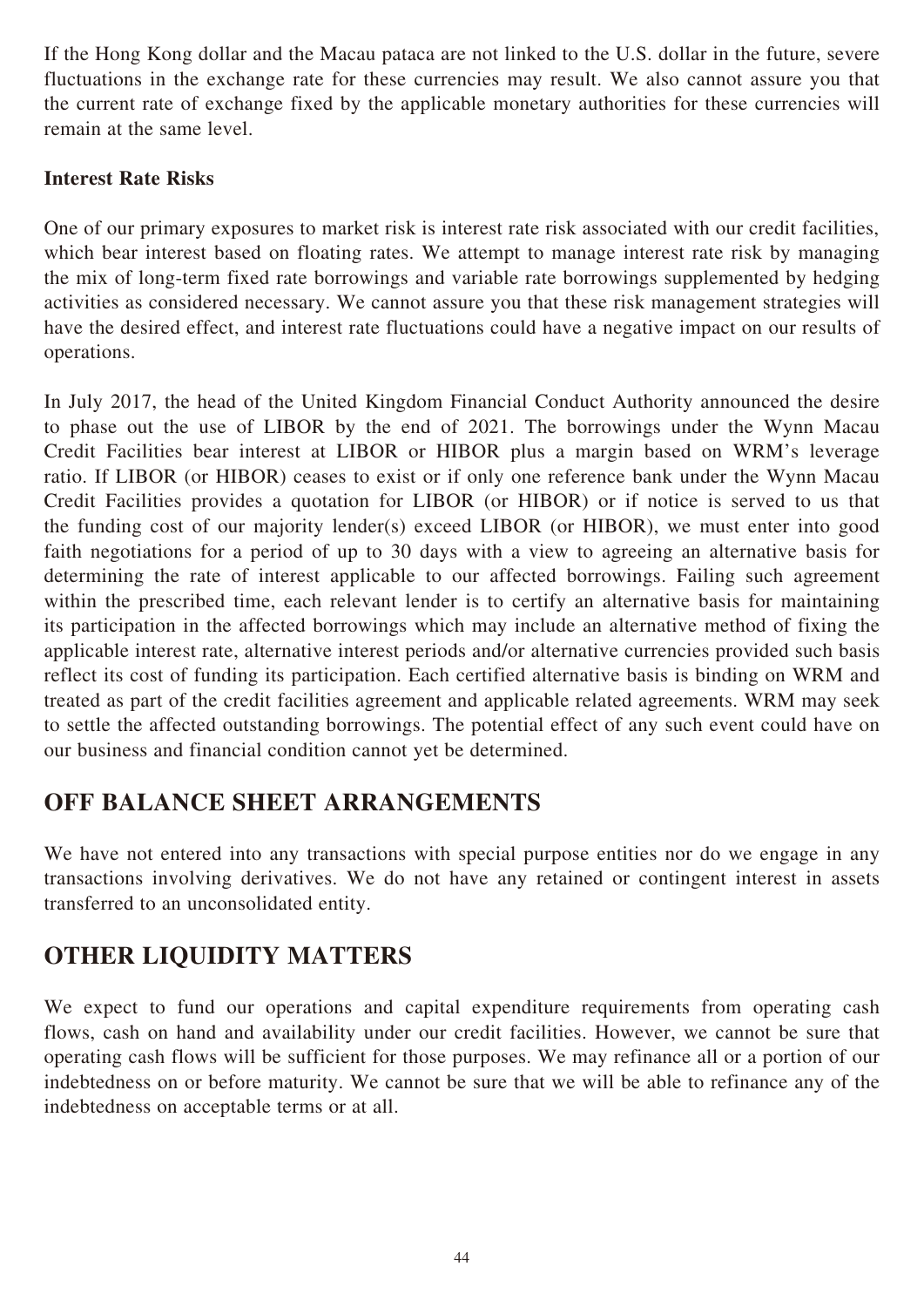If the Hong Kong dollar and the Macau pataca are not linked to the U.S. dollar in the future, severe fluctuations in the exchange rate for these currencies may result. We also cannot assure you that the current rate of exchange fixed by the applicable monetary authorities for these currencies will remain at the same level.

**Interest Rate Risks**

One of our primary exposures to market risk is interest rate risk associated with our credit facilities, which bear interest based on floating rates. We attempt to manage interest rate risk by managing the mix of long-term fixed rate borrowings and variable rate borrowings supplemented by hedging activities as considered necessary. We cannot assure you that these risk management strategies will have the desired effect, and interest rate fluctuations could have a negative impact on our results of operations.

In July 2017, the head of the United Kingdom Financial Conduct Authority announced the desire to phase out the use of LIBOR by the end of 2021. The borrowings under the Wynn Macau Credit Facilities bear interest at LIBOR or HIBOR plus a margin based on WRM's leverage ratio. If LIBOR (or HIBOR) ceases to exist or if only one reference bank under the Wynn Macau Credit Facilities provides a quotation for LIBOR (or HIBOR) or if notice is served to us that the funding cost of our majority lender(s) exceed LIBOR (or HIBOR), we must enter into good faith negotiations for a period of up to 30 days with a view to agreeing an alternative basis for determining the rate of interest applicable to our affected borrowings. Failing such agreement within the prescribed time, each relevant lender is to certify an alternative basis for maintaining its participation in the affected borrowings which may include an alternative method of fixing the applicable interest rate, alternative interest periods and/or alternative currencies provided such basis reflect its cost of funding its participation. Each certified alternative basis is binding on WRM and treated as part of the credit facilities agreement and applicable related agreements. WRM may seek to settle the affected outstanding borrowings. The potential effect of any such event could have on our business and financial condition cannot yet be determined.

## OFF BALANCE SHEET ARRANGEMENTS

We have not entered into any transactions with special purpose entities nor do we engage in any transactions involving derivatives. We do not have any retained or contingent interest in assets transferred to an unconsolidated entity.

## OTHER LIQUIDITY MATTERS

We expect to fund our operations and capital expenditure requirements from operating cash flows, cash on hand and availability under our credit facilities. However, we cannot be sure that operating cash flows will be sufficient for those purposes. We may refinance all or a portion of our indebtedness on or before maturity. We cannot be sure that we will be able to refinance any of the indebtedness on acceptable terms or at all.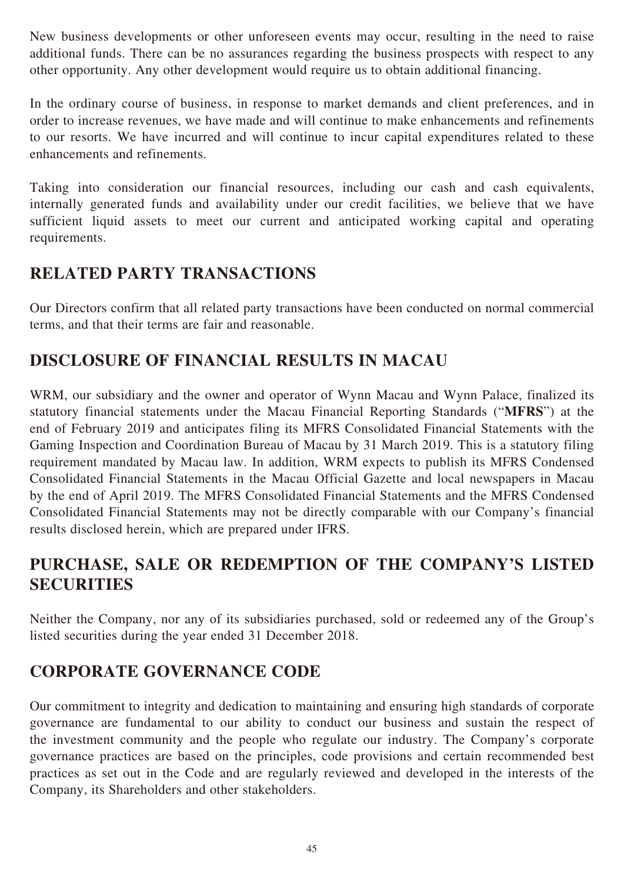New business developments or other unforeseen events may occur, resulting in the need to raise additional funds. There can be no assurances regarding the business prospects with respect to any other opportunity. Any other development would require us to obtain additional financing.

In the ordinary course of business, in response to market demands and client preferences, and in order to increase revenues, we have made and will continue to make enhancements and refinements to our resorts. We have incurred and will continue to incur capital expenditures related to these enhancements and refinements.

Taking into consideration our financial resources, including our cash and cash equivalents, internally generated funds and availability under our credit facilities, we believe that we have sufficient liquid assets to meet our current and anticipated working capital and operating requirements.

## RELATED PARTY TRANSACTIONS

Our Directors confirm that all related party transactions have been conducted on normal commercial terms, and that their terms are fair and reasonable.

## DISCLOSURE OF FINANCIAL RESULTS IN MACAU

WRM, our subsidiary and the owner and operator of Wynn Macau and Wynn Palace, finalized its statutory financial statements under the Macau Financial Reporting Standards ("**MFRS**") at the end of February 2019 and anticipates filing its MFRS Consolidated Financial Statements with the Gaming Inspection and Coordination Bureau of Macau by 31 March 2019. This is a statutory filing requirement mandated by Macau law. In addition, WRM expects to publish its MFRS Condensed Consolidated Financial Statements in the Macau Official Gazette and local newspapers in Macau by the end of April 2019. The MFRS Consolidated Financial Statements and the MFRS Condensed Consolidated Financial Statements may not be directly comparable with our Company's financial results disclosed herein, which are prepared under IFRS.

## PURCHASE, SALE OR REDEMPTION OF THE COMPANY'S LISTED SECURITIES

Neither the Company, nor any of its subsidiaries purchased, sold or redeemed any of the Group's listed securities during the year ended 31 December 2018.

## CORPORATE GOVERNANCE CODE

Our commitment to integrity and dedication to maintaining and ensuring high standards of corporate governance are fundamental to our ability to conduct our business and sustain the respect of the investment community and the people who regulate our industry. The Company's corporate governance practices are based on the principles, code provisions and certain recommended best practices as set out in the Code and are regularly reviewed and developed in the interests of the Company, its Shareholders and other stakeholders.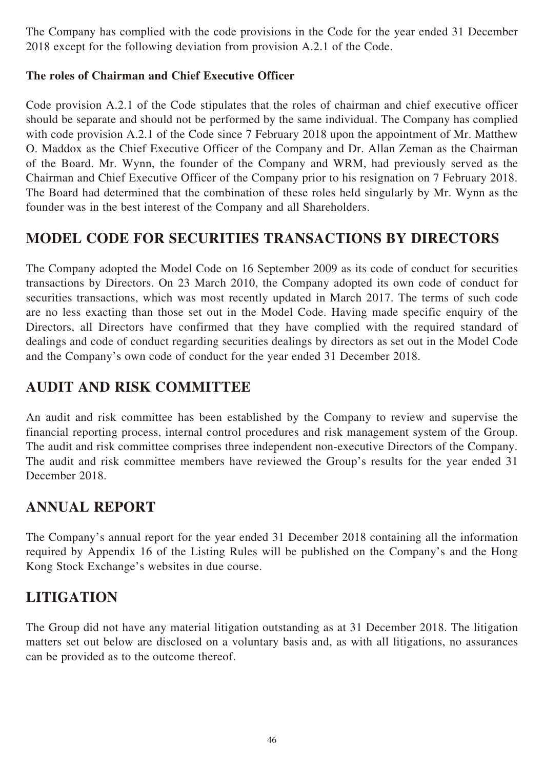The Company has complied with the code provisions in the Code for the year ended 31 December 2018 except for the following deviation from provision A.2.1 of the Code.

**The roles of Chairman and Chief Executive Officer**

Code provision A.2.1 of the Code stipulates that the roles of chairman and chief executive officer should be separate and should not be performed by the same individual. The Company has complied with code provision A.2.1 of the Code since 7 February 2018 upon the appointment of Mr. Matthew O. Maddox as the Chief Executive Officer of the Company and Dr. Allan Zeman as the Chairman of the Board. Mr. Wynn, the founder of the Company and WRM, had previously served as the Chairman and Chief Executive Officer of the Company prior to his resignation on 7 February 2018. The Board had determined that the combination of these roles held singularly by Mr. Wynn as the founder was in the best interest of the Company and all Shareholders.

## MODEL CODE FOR SECURITIES TRANSACTIONS BY DIRECTORS

The Company adopted the Model Code on 16 September 2009 as its code of conduct for securities transactions by Directors. On 23 March 2010, the Company adopted its own code of conduct for securities transactions, which was most recently updated in March 2017. The terms of such code are no less exacting than those set out in the Model Code. Having made specific enquiry of the Directors, all Directors have confirmed that they have complied with the required standard of dealings and code of conduct regarding securities dealings by directors as set out in the Model Code and the Company's own code of conduct for the year ended 31 December 2018.

## AUDIT AND RISK COMMITTEE

An audit and risk committee has been established by the Company to review and supervise the financial reporting process, internal control procedures and risk management system of the Group. The audit and risk committee comprises three independent non-executive Directors of the Company. The audit and risk committee members have reviewed the Group's results for the year ended 31 December 2018.

## ANNUAL REPORT

The Company's annual report for the year ended 31 December 2018 containing all the information required by Appendix 16 of the Listing Rules will be published on the Company's and the Hong Kong Stock Exchange's websites in due course.

## LITIGATION

The Group did not have any material litigation outstanding as at 31 December 2018. The litigation matters set out below are disclosed on a voluntary basis and, as with all litigations, no assurances can be provided as to the outcome thereof.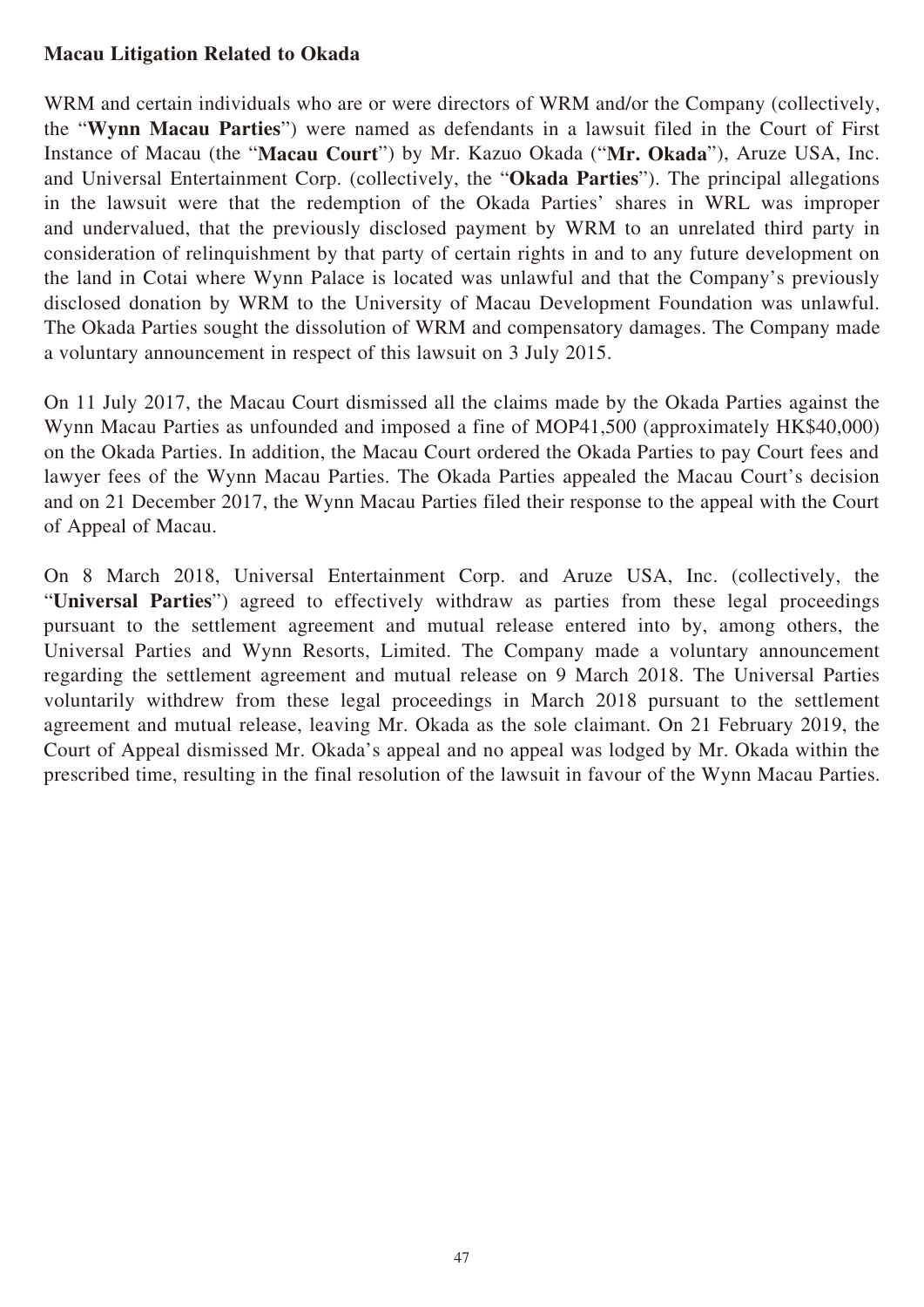**Macau Litigation Related to Okada**

WRM and certain individuals who are or were directors of WRM and/or the Company (collectively, the "**Wynn Macau Parties**") were named as defendants in a lawsuit filed in the Court of First Instance of Macau (the "**Macau Court**") by Mr. Kazuo Okada ("**Mr. Okada**"), Aruze USA, Inc. and Universal Entertainment Corp. (collectively, the "**Okada Parties**"). The principal allegations in the lawsuit were that the redemption of the Okada Parties' shares in WRL was improper and undervalued, that the previously disclosed payment by WRM to an unrelated third party in consideration of relinquishment by that party of certain rights in and to any future development on the land in Cotai where Wynn Palace is located was unlawful and that the Company's previously disclosed donation by WRM to the University of Macau Development Foundation was unlawful. The Okada Parties sought the dissolution of WRM and compensatory damages. The Company made a voluntary announcement in respect of this lawsuit on 3 July 2015.

On 11 July 2017, the Macau Court dismissed all the claims made by the Okada Parties against the Wynn Macau Parties as unfounded and imposed a fine of MOP41,500 (approximately HK$40,000) on the Okada Parties. In addition, the Macau Court ordered the Okada Parties to pay Court fees and lawyer fees of the Wynn Macau Parties. The Okada Parties appealed the Macau Court's decision and on 21 December 2017, the Wynn Macau Parties filed their response to the appeal with the Court of Appeal of Macau.

On 8 March 2018, Universal Entertainment Corp. and Aruze USA, Inc. (collectively, the "**Universal Parties**") agreed to effectively withdraw as parties from these legal proceedings pursuant to the settlement agreement and mutual release entered into by, among others, the Universal Parties and Wynn Resorts, Limited. The Company made a voluntary announcement regarding the settlement agreement and mutual release on 9 March 2018. The Universal Parties voluntarily withdrew from these legal proceedings in March 2018 pursuant to the settlement agreement and mutual release, leaving Mr. Okada as the sole claimant. On 21 February 2019, the Court of Appeal dismissed Mr. Okada's appeal and no appeal was lodged by Mr. Okada within the prescribed time, resulting in the final resolution of the lawsuit in favour of the Wynn Macau Parties.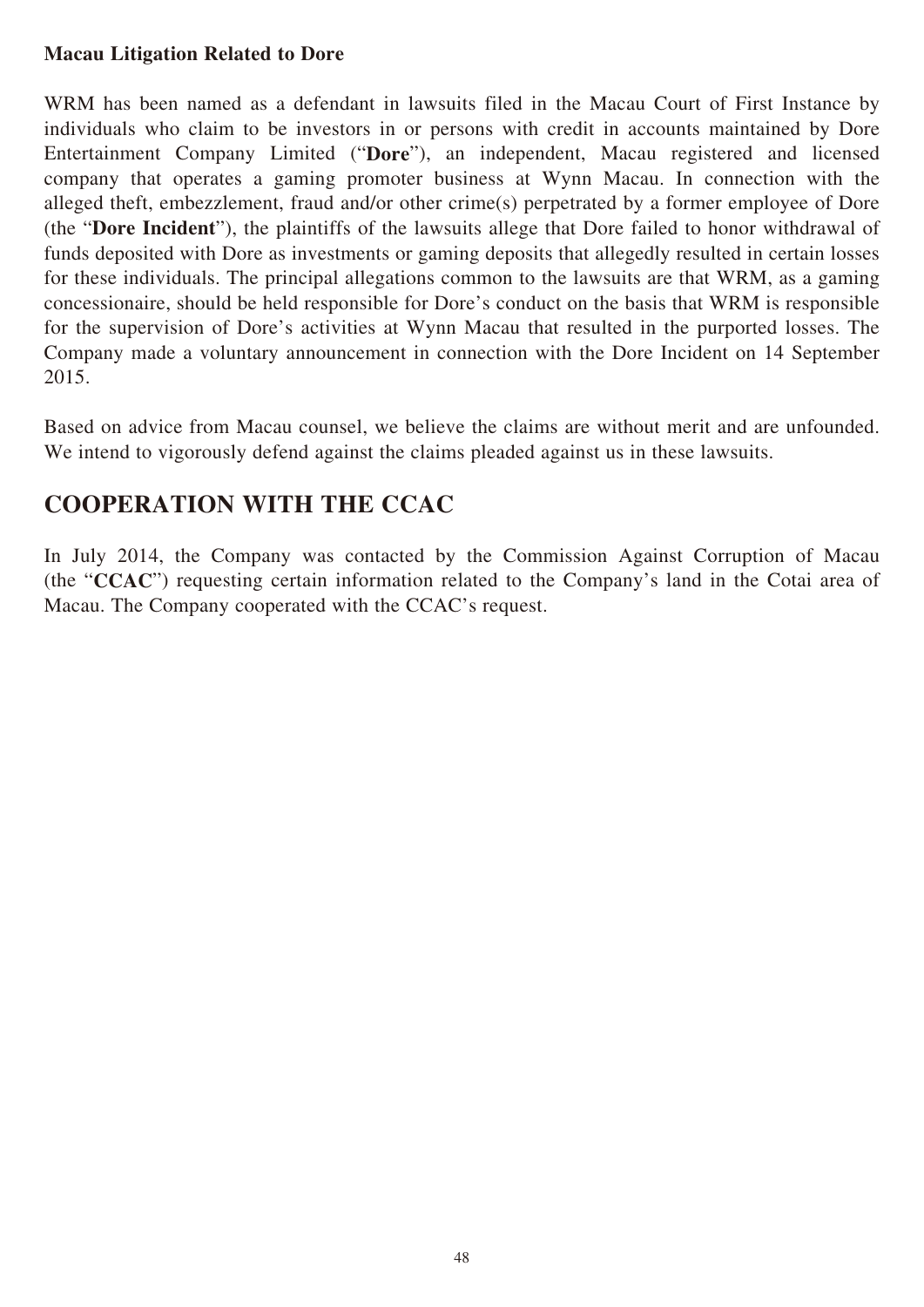**Macau Litigation Related to Dore**

WRM has been named as a defendant in lawsuits filed in the Macau Court of First Instance by individuals who claim to be investors in or persons with credit in accounts maintained by Dore Entertainment Company Limited ("**Dore**"), an independent, Macau registered and licensed company that operates a gaming promoter business at Wynn Macau. In connection with the alleged theft, embezzlement, fraud and/or other crime(s) perpetrated by a former employee of Dore (the "**Dore Incident**"), the plaintiffs of the lawsuits allege that Dore failed to honor withdrawal of funds deposited with Dore as investments or gaming deposits that allegedly resulted in certain losses for these individuals. The principal allegations common to the lawsuits are that WRM, as a gaming concessionaire, should be held responsible for Dore's conduct on the basis that WRM is responsible for the supervision of Dore's activities at Wynn Macau that resulted in the purported losses. The Company made a voluntary announcement in connection with the Dore Incident on 14 September 2015.

Based on advice from Macau counsel, we believe the claims are without merit and are unfounded. We intend to vigorously defend against the claims pleaded against us in these lawsuits.

## COOPERATION WITH THE CCAC

In July 2014, the Company was contacted by the Commission Against Corruption of Macau (the "**CCAC**") requesting certain information related to the Company's land in the Cotai area of Macau. The Company cooperated with the CCAC's request.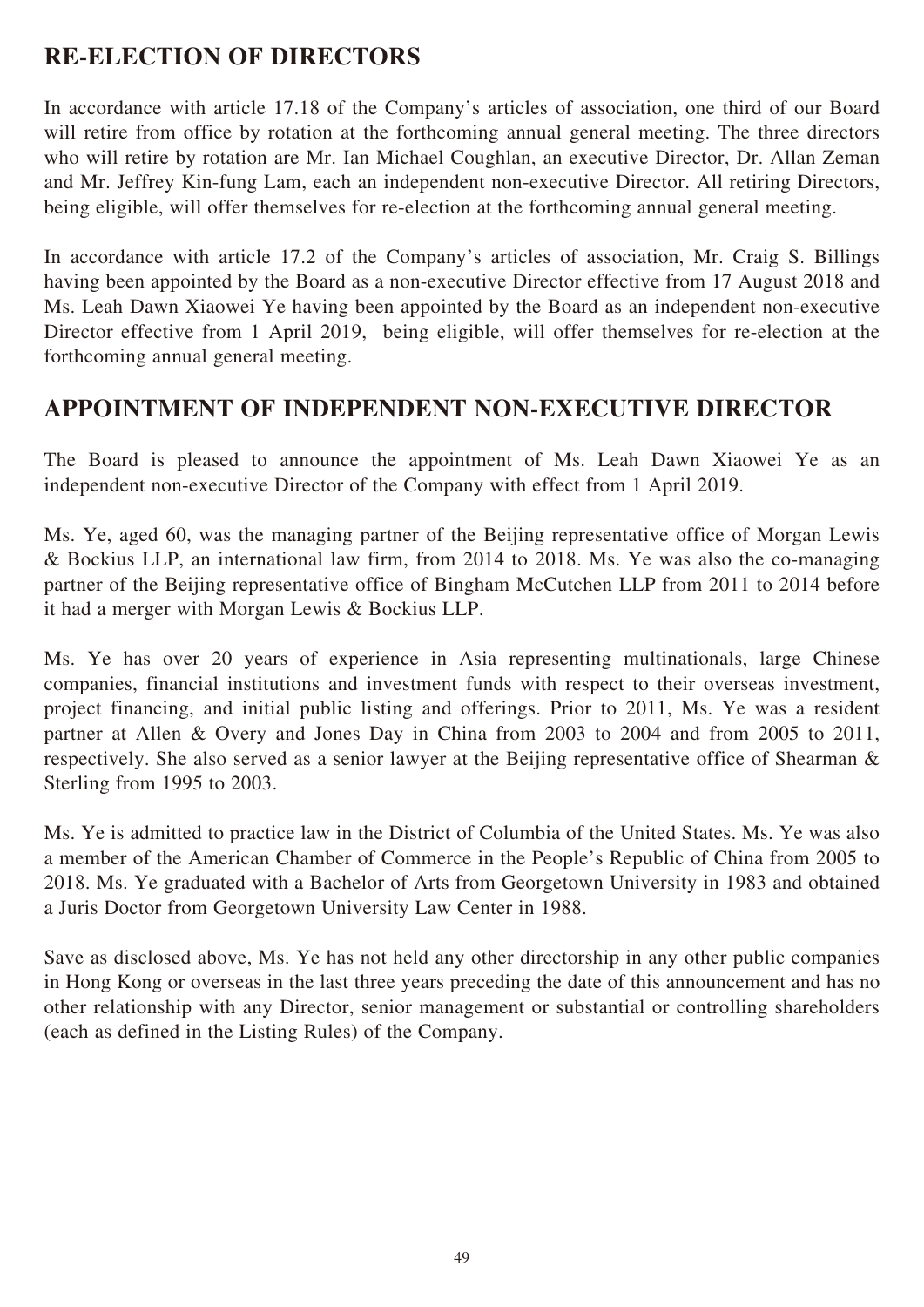## RE-ELECTION OF DIRECTORS

In accordance with article 17.18 of the Company's articles of association, one third of our Board will retire from office by rotation at the forthcoming annual general meeting. The three directors who will retire by rotation are Mr. Ian Michael Coughlan, an executive Director, Dr. Allan Zeman and Mr. Jeffrey Kin-fung Lam, each an independent non-executive Director. All retiring Directors, being eligible, will offer themselves for re-election at the forthcoming annual general meeting.

In accordance with article 17.2 of the Company's articles of association, Mr. Craig S. Billings having been appointed by the Board as a non-executive Director effective from 17 August 2018 and Ms. Leah Dawn Xiaowei Ye having been appointed by the Board as an independent non-executive Director effective from 1 April 2019, being eligible, will offer themselves for re-election at the forthcoming annual general meeting.

## APPOINTMENT OF INDEPENDENT NON-EXECUTIVE DIRECTOR

The Board is pleased to announce the appointment of Ms. Leah Dawn Xiaowei Ye as an independent non-executive Director of the Company with effect from 1 April 2019.

Ms. Ye, aged 60, was the managing partner of the Beijing representative office of Morgan Lewis & Bockius LLP, an international law firm, from 2014 to 2018. Ms. Ye was also the co-managing partner of the Beijing representative office of Bingham McCutchen LLP from 2011 to 2014 before it had a merger with Morgan Lewis & Bockius LLP.

Ms. Ye has over 20 years of experience in Asia representing multinationals, large Chinese companies, financial institutions and investment funds with respect to their overseas investment, project financing, and initial public listing and offerings. Prior to 2011, Ms. Ye was a resident partner at Allen & Overy and Jones Day in China from 2003 to 2004 and from 2005 to 2011, respectively. She also served as a senior lawyer at the Beijing representative office of Shearman & Sterling from 1995 to 2003.

Ms. Ye is admitted to practice law in the District of Columbia of the United States. Ms. Ye was also a member of the American Chamber of Commerce in the People's Republic of China from 2005 to 2018. Ms. Ye graduated with a Bachelor of Arts from Georgetown University in 1983 and obtained a Juris Doctor from Georgetown University Law Center in 1988.

Save as disclosed above, Ms. Ye has not held any other directorship in any other public companies in Hong Kong or overseas in the last three years preceding the date of this announcement and has no other relationship with any Director, senior management or substantial or controlling shareholders (each as defined in the Listing Rules) of the Company.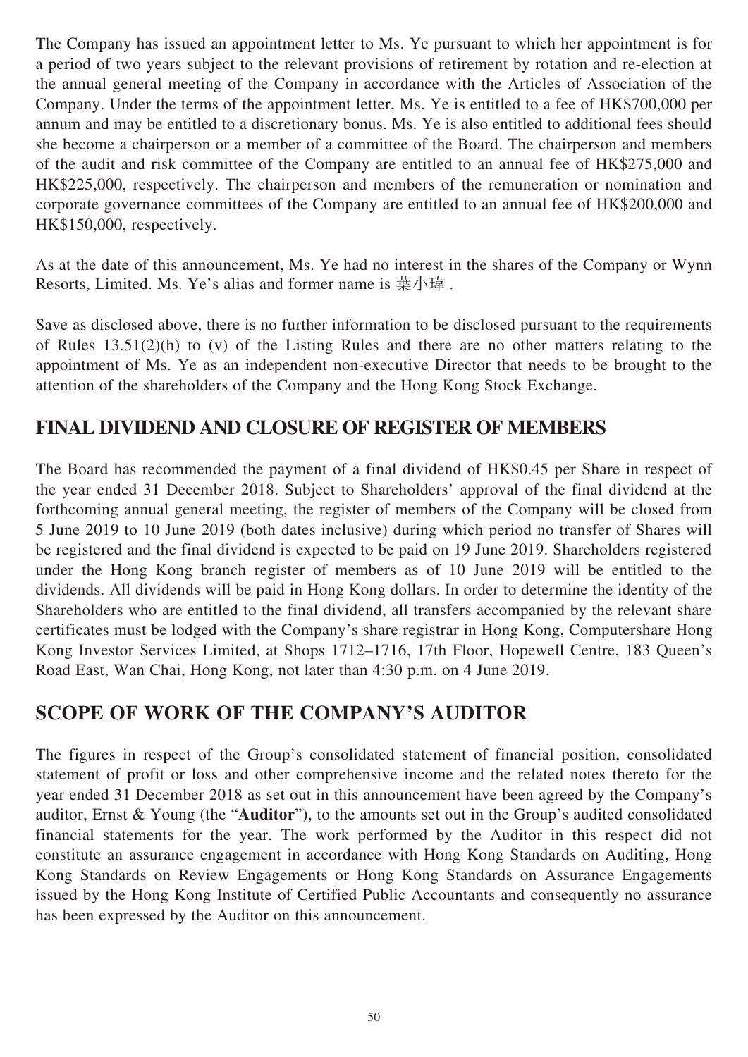The Company has issued an appointment letter to Ms. Ye pursuant to which her appointment is for a period of two years subject to the relevant provisions of retirement by rotation and re-election at the annual general meeting of the Company in accordance with the Articles of Association of the Company. Under the terms of the appointment letter, Ms. Ye is entitled to a fee of HK$700,000 per annum and may be entitled to a discretionary bonus. Ms. Ye is also entitled to additional fees should she become a chairperson or a member of a committee of the Board. The chairperson and members of the audit and risk committee of the Company are entitled to an annual fee of HK$275,000 and HK$225,000, respectively. The chairperson and members of the remuneration or nomination and corporate governance committees of the Company are entitled to an annual fee of HK$200,000 and HK$150,000, respectively.

As at the date of this announcement, Ms. Ye had no interest in the shares of the Company or Wynn Resorts, Limited. Ms. Ye's alias and former name is 葉小瑋 .

Save as disclosed above, there is no further information to be disclosed pursuant to the requirements of Rules 13.51(2)(h) to (v) of the Listing Rules and there are no other matters relating to the appointment of Ms. Ye as an independent non-executive Director that needs to be brought to the attention of the shareholders of the Company and the Hong Kong Stock Exchange.

## FINAL DIVIDEND AND CLOSURE OF REGISTER OF MEMBERS

The Board has recommended the payment of a final dividend of HK$0.45 per Share in respect of the year ended 31 December 2018. Subject to Shareholders' approval of the final dividend at the forthcoming annual general meeting, the register of members of the Company will be closed from 5 June 2019 to 10 June 2019 (both dates inclusive) during which period no transfer of Shares will be registered and the final dividend is expected to be paid on 19 June 2019. Shareholders registered under the Hong Kong branch register of members as of 10 June 2019 will be entitled to the dividends. All dividends will be paid in Hong Kong dollars. In order to determine the identity of the Shareholders who are entitled to the final dividend, all transfers accompanied by the relevant share certificates must be lodged with the Company's share registrar in Hong Kong, Computershare Hong Kong Investor Services Limited, at Shops 1712–1716, 17th Floor, Hopewell Centre, 183 Queen's Road East, Wan Chai, Hong Kong, not later than 4:30 p.m. on 4 June 2019.

## SCOPE OF WORK OF THE COMPANY'S AUDITOR

The figures in respect of the Group's consolidated statement of financial position, consolidated statement of profit or loss and other comprehensive income and the related notes thereto for the year ended 31 December 2018 as set out in this announcement have been agreed by the Company's auditor, Ernst & Young (the "**Auditor**"), to the amounts set out in the Group's audited consolidated financial statements for the year. The work performed by the Auditor in this respect did not constitute an assurance engagement in accordance with Hong Kong Standards on Auditing, Hong Kong Standards on Review Engagements or Hong Kong Standards on Assurance Engagements issued by the Hong Kong Institute of Certified Public Accountants and consequently no assurance has been expressed by the Auditor on this announcement.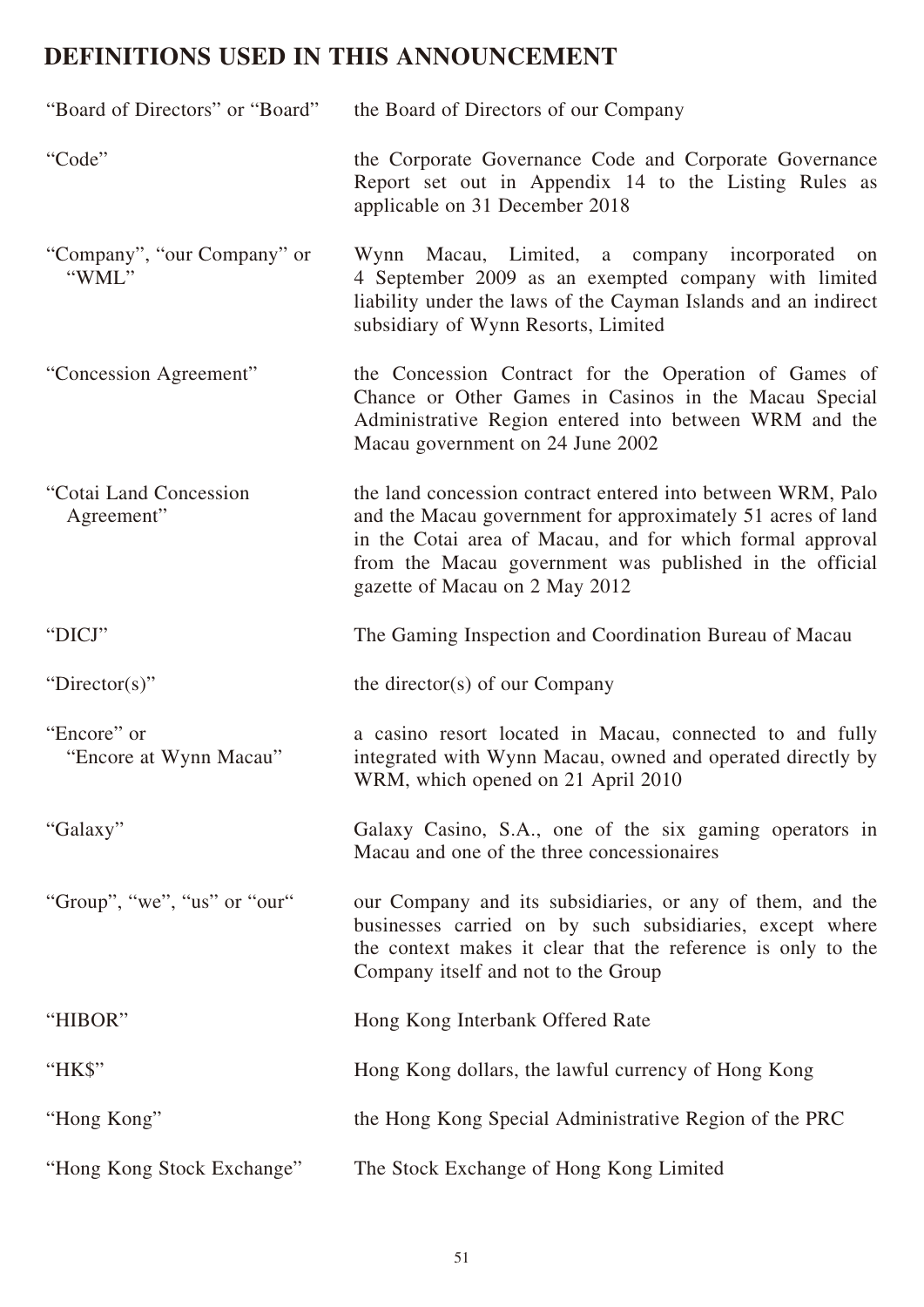# DEFINITIONS USED IN THIS ANNOUNCEMENT

| | |
|---|---|
| "Board of Directors" or "Board" | the Board of Directors of our Company |
| "Code" | the Corporate Governance Code and Corporate Governance Report set out in Appendix 14 to the Listing Rules as applicable on 31 December 2018 |
| "Company", "our Company" or "WML" | Wynn Macau, Limited, a company incorporated on 4 September 2009 as an exempted company with limited liability under the laws of the Cayman Islands and an indirect subsidiary of Wynn Resorts, Limited |
| "Concession Agreement" | the Concession Contract for the Operation of Games of Chance or Other Games in Casinos in the Macau Special Administrative Region entered into between WRM and the Macau government on 24 June 2002 |
| "Cotai Land Concession Agreement" | the land concession contract entered into between WRM, Palo and the Macau government for approximately 51 acres of land in the Cotai area of Macau, and for which formal approval from the Macau government was published in the official gazette of Macau on 2 May 2012 |
| "DICJ" | The Gaming Inspection and Coordination Bureau of Macau |
| "Director(s)" | the director(s) of our Company |
| "Encore" or "Encore at Wynn Macau" | a casino resort located in Macau, connected to and fully integrated with Wynn Macau, owned and operated directly by WRM, which opened on 21 April 2010 |
| "Galaxy" | Galaxy Casino, S.A., one of the six gaming operators in Macau and one of the three concessionaires |
| "Group", "we", "us" or "our" | our Company and its subsidiaries, or any of them, and the businesses carried on by such subsidiaries, except where the context makes it clear that the reference is only to the Company itself and not to the Group |
| "HIBOR" | Hong Kong Interbank Offered Rate |
| "HK$" | Hong Kong dollars, the lawful currency of Hong Kong |
| "Hong Kong" | the Hong Kong Special Administrative Region of the PRC |
| "Hong Kong Stock Exchange" | The Stock Exchange of Hong Kong Limited |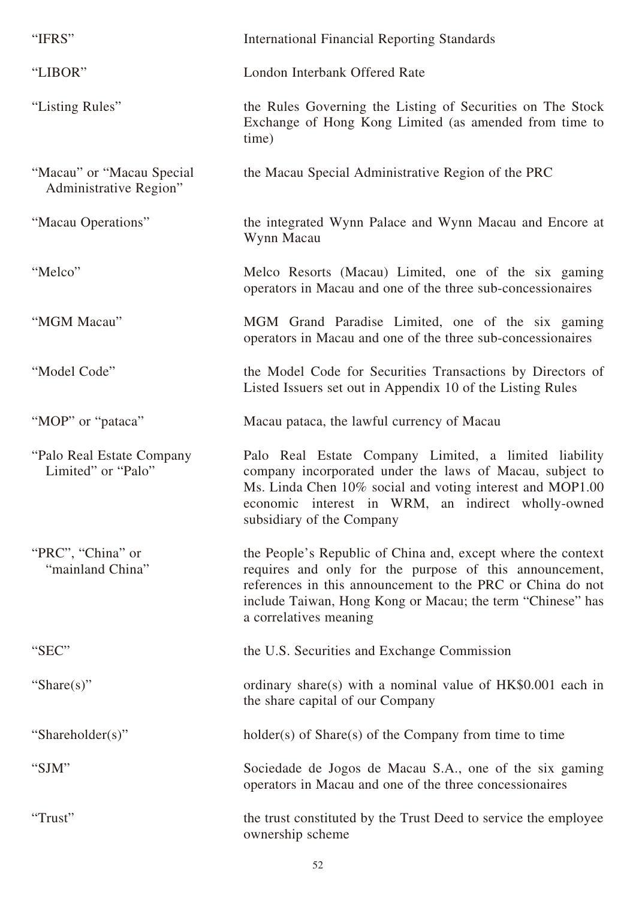| | |
|---|---|
| "IFRS" | International Financial Reporting Standards |
| "LIBOR" | London Interbank Offered Rate |
| "Listing Rules" | the Rules Governing the Listing of Securities on The Stock Exchange of Hong Kong Limited (as amended from time to time) |
| "Macau" or "Macau Special Administrative Region" | the Macau Special Administrative Region of the PRC |
| "Macau Operations" | the integrated Wynn Palace and Wynn Macau and Encore at Wynn Macau |
| "Melco" | Melco Resorts (Macau) Limited, one of the six gaming operators in Macau and one of the three sub-concessionaires |
| "MGM Macau" | MGM Grand Paradise Limited, one of the six gaming operators in Macau and one of the three sub-concessionaires |
| "Model Code" | the Model Code for Securities Transactions by Directors of Listed Issuers set out in Appendix 10 of the Listing Rules |
| "MOP" or "pataca" | Macau pataca, the lawful currency of Macau |
| "Palo Real Estate Company Limited" or "Palo" | Palo Real Estate Company Limited, a limited liability company incorporated under the laws of Macau, subject to Ms. Linda Chen 10% social and voting interest and MOP1.00 economic interest in WRM, an indirect wholly-owned subsidiary of the Company |
| "PRC", "China" or "mainland China" | the People's Republic of China and, except where the context requires and only for the purpose of this announcement, references in this announcement to the PRC or China do not include Taiwan, Hong Kong or Macau; the term "Chinese" has a correlatives meaning |
| "SEC" | the U.S. Securities and Exchange Commission |
| "Share(s)" | ordinary share(s) with a nominal value of HK$0.001 each in the share capital of our Company |
| "Shareholder(s)" | holder(s) of Share(s) of the Company from time to time |
| "SJM" | Sociedade de Jogos de Macau S.A., one of the six gaming operators in Macau and one of the three concessionaires |
| "Trust" | the trust constituted by the Trust Deed to service the employee ownership scheme |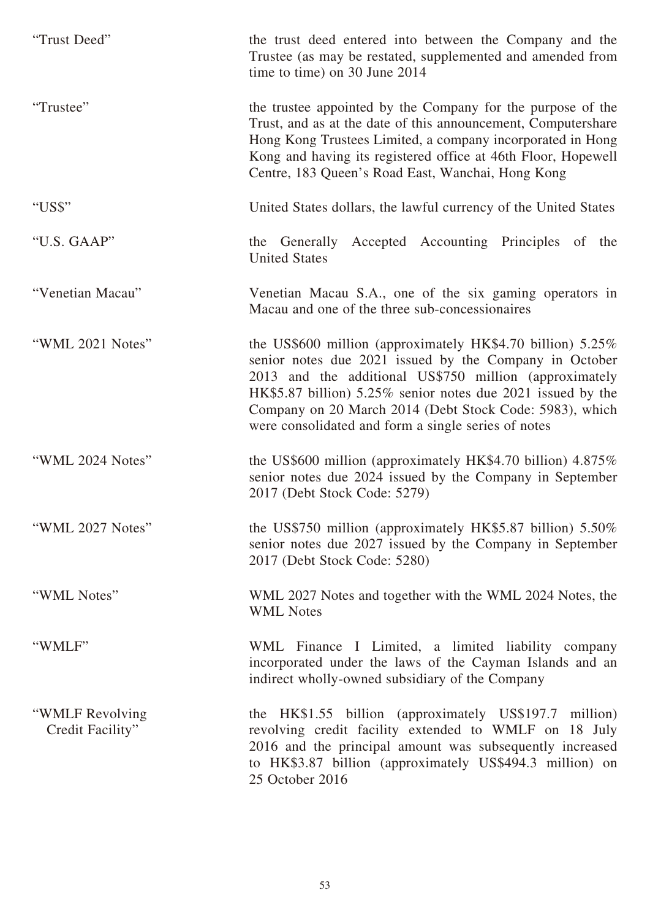| | |
|---|---|
| "Trust Deed" | the trust deed entered into between the Company and the Trustee (as may be restated, supplemented and amended from time to time) on 30 June 2014 |
| "Trustee" | the trustee appointed by the Company for the purpose of the Trust, and as at the date of this announcement, Computershare Hong Kong Trustees Limited, a company incorporated in Hong Kong and having its registered office at 46th Floor, Hopewell Centre, 183 Queen's Road East, Wanchai, Hong Kong |
| "US$" | United States dollars, the lawful currency of the United States |
| "U.S. GAAP" | the Generally Accepted Accounting Principles of the United States |
| "Venetian Macau" | Venetian Macau S.A., one of the six gaming operators in Macau and one of the three sub-concessionaires |
| "WML 2021 Notes" | the US$600 million (approximately HK$4.70 billion) 5.25% senior notes due 2021 issued by the Company in October 2013 and the additional US$750 million (approximately HK$5.87 billion) 5.25% senior notes due 2021 issued by the Company on 20 March 2014 (Debt Stock Code: 5983), which were consolidated and form a single series of notes |
| "WML 2024 Notes" | the US$600 million (approximately HK$4.70 billion) 4.875% senior notes due 2024 issued by the Company in September 2017 (Debt Stock Code: 5279) |
| "WML 2027 Notes" | the US$750 million (approximately HK$5.87 billion) 5.50% senior notes due 2027 issued by the Company in September 2017 (Debt Stock Code: 5280) |
| "WML Notes" | WML 2027 Notes and together with the WML 2024 Notes, the WML Notes |
| "WMLF" | WML Finance I Limited, a limited liability company incorporated under the laws of the Cayman Islands and an indirect wholly-owned subsidiary of the Company |
| "WMLF Revolving Credit Facility" | the HK$1.55 billion (approximately US$197.7 million) revolving credit facility extended to WMLF on 18 July 2016 and the principal amount was subsequently increased to HK$3.87 billion (approximately US$494.3 million) on 25 October 2016 |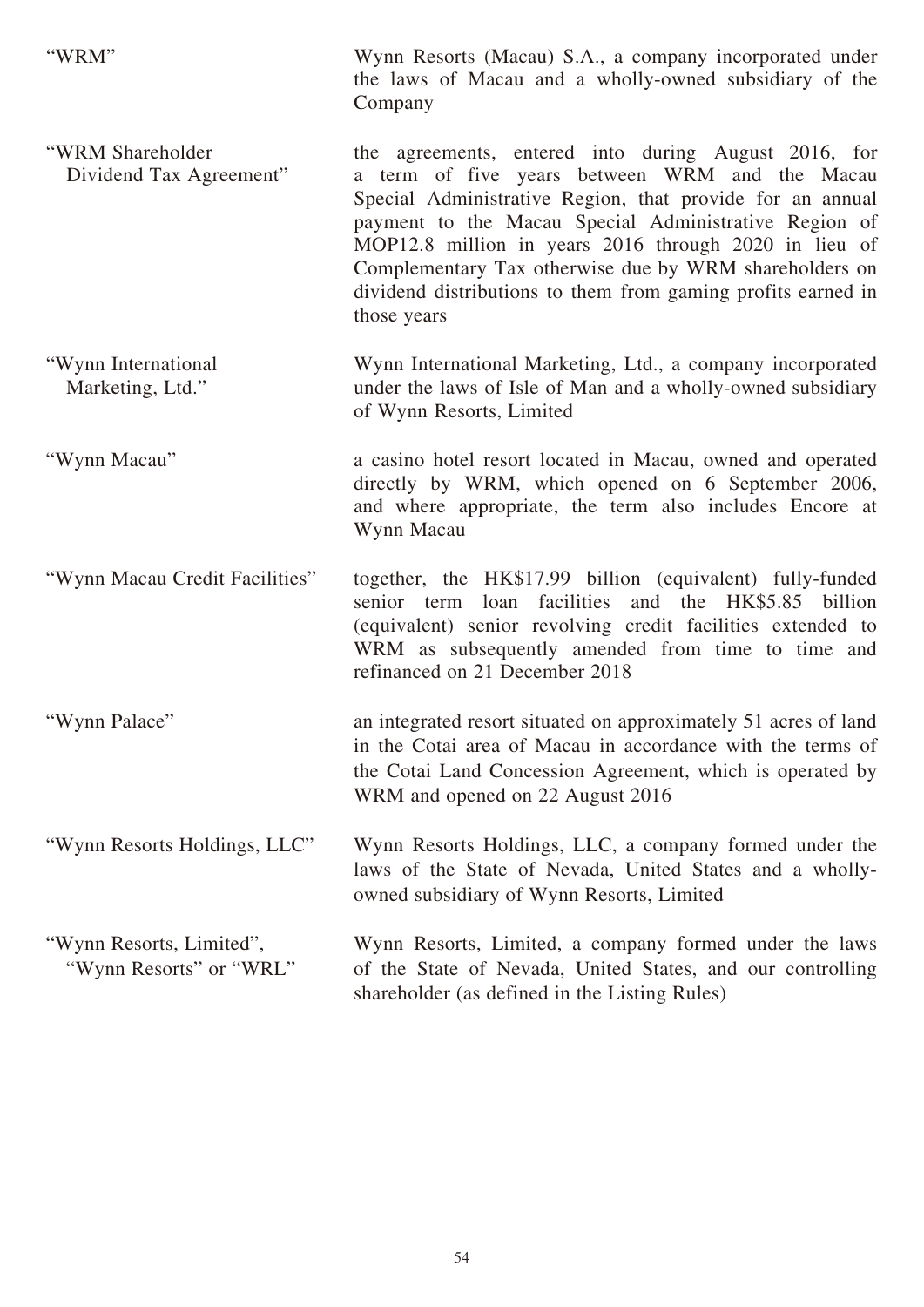| | |
|---|---|
| "WRM" | Wynn Resorts (Macau) S.A., a company incorporated under the laws of Macau and a wholly-owned subsidiary of the Company |
| "WRM Shareholder Dividend Tax Agreement" | the agreements, entered into during August 2016, for a term of five years between WRM and the Macau Special Administrative Region, that provide for an annual payment to the Macau Special Administrative Region of MOP12.8 million in years 2016 through 2020 in lieu of Complementary Tax otherwise due by WRM shareholders on dividend distributions to them from gaming profits earned in those years |
| "Wynn International Marketing, Ltd." | Wynn International Marketing, Ltd., a company incorporated under the laws of Isle of Man and a wholly-owned subsidiary of Wynn Resorts, Limited |
| "Wynn Macau" | a casino hotel resort located in Macau, owned and operated directly by WRM, which opened on 6 September 2006, and where appropriate, the term also includes Encore at Wynn Macau |
| "Wynn Macau Credit Facilities" | together, the HK$17.99 billion (equivalent) fully-funded senior term loan facilities and the HK$5.85 billion (equivalent) senior revolving credit facilities extended to WRM as subsequently amended from time to time and refinanced on 21 December 2018 |
| "Wynn Palace" | an integrated resort situated on approximately 51 acres of land in the Cotai area of Macau in accordance with the terms of the Cotai Land Concession Agreement, which is operated by WRM and opened on 22 August 2016 |
| "Wynn Resorts Holdings, LLC" | Wynn Resorts Holdings, LLC, a company formed under the laws of the State of Nevada, United States and a wholly-owned subsidiary of Wynn Resorts, Limited |
| "Wynn Resorts, Limited", "Wynn Resorts" or "WRL" | Wynn Resorts, Limited, a company formed under the laws of the State of Nevada, United States, and our controlling shareholder (as defined in the Listing Rules) |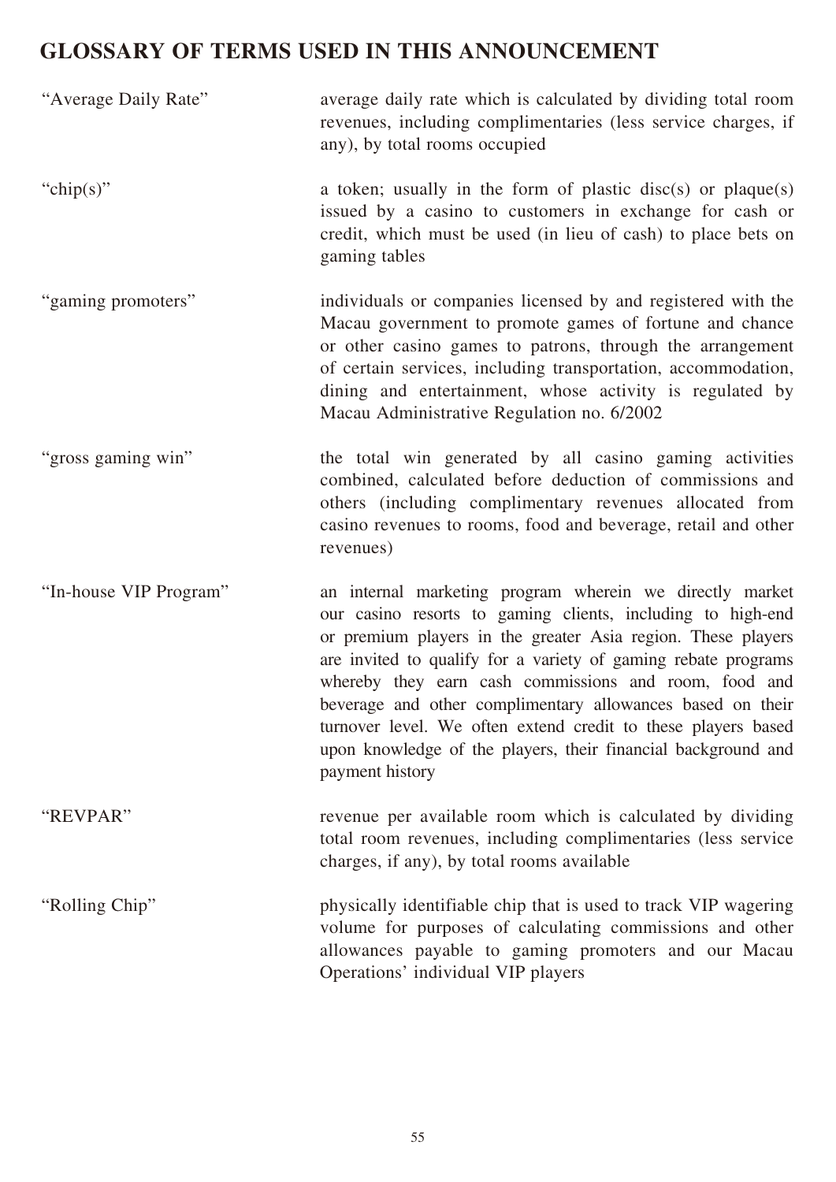# GLOSSARY OF TERMS USED IN THIS ANNOUNCEMENT

| | |
|---|---|
| "Average Daily Rate" | average daily rate which is calculated by dividing total room revenues, including complimentaries (less service charges, if any), by total rooms occupied |
| "chip(s)" | a token; usually in the form of plastic disc(s) or plaque(s) issued by a casino to customers in exchange for cash or credit, which must be used (in lieu of cash) to place bets on gaming tables |
| "gaming promoters" | individuals or companies licensed by and registered with the Macau government to promote games of fortune and chance or other casino games to patrons, through the arrangement of certain services, including transportation, accommodation, dining and entertainment, whose activity is regulated by Macau Administrative Regulation no. 6/2002 |
| "gross gaming win" | the total win generated by all casino gaming activities combined, calculated before deduction of commissions and others (including complimentary revenues allocated from casino revenues to rooms, food and beverage, retail and other revenues) |
| "In-house VIP Program" | an internal marketing program wherein we directly market our casino resorts to gaming clients, including to high-end or premium players in the greater Asia region. These players are invited to qualify for a variety of gaming rebate programs whereby they earn cash commissions and room, food and beverage and other complimentary allowances based on their turnover level. We often extend credit to these players based upon knowledge of the players, their financial background and payment history |
| "REVPAR" | revenue per available room which is calculated by dividing total room revenues, including complimentaries (less service charges, if any), by total rooms available |
| "Rolling Chip" | physically identifiable chip that is used to track VIP wagering volume for purposes of calculating commissions and other allowances payable to gaming promoters and our Macau Operations' individual VIP players |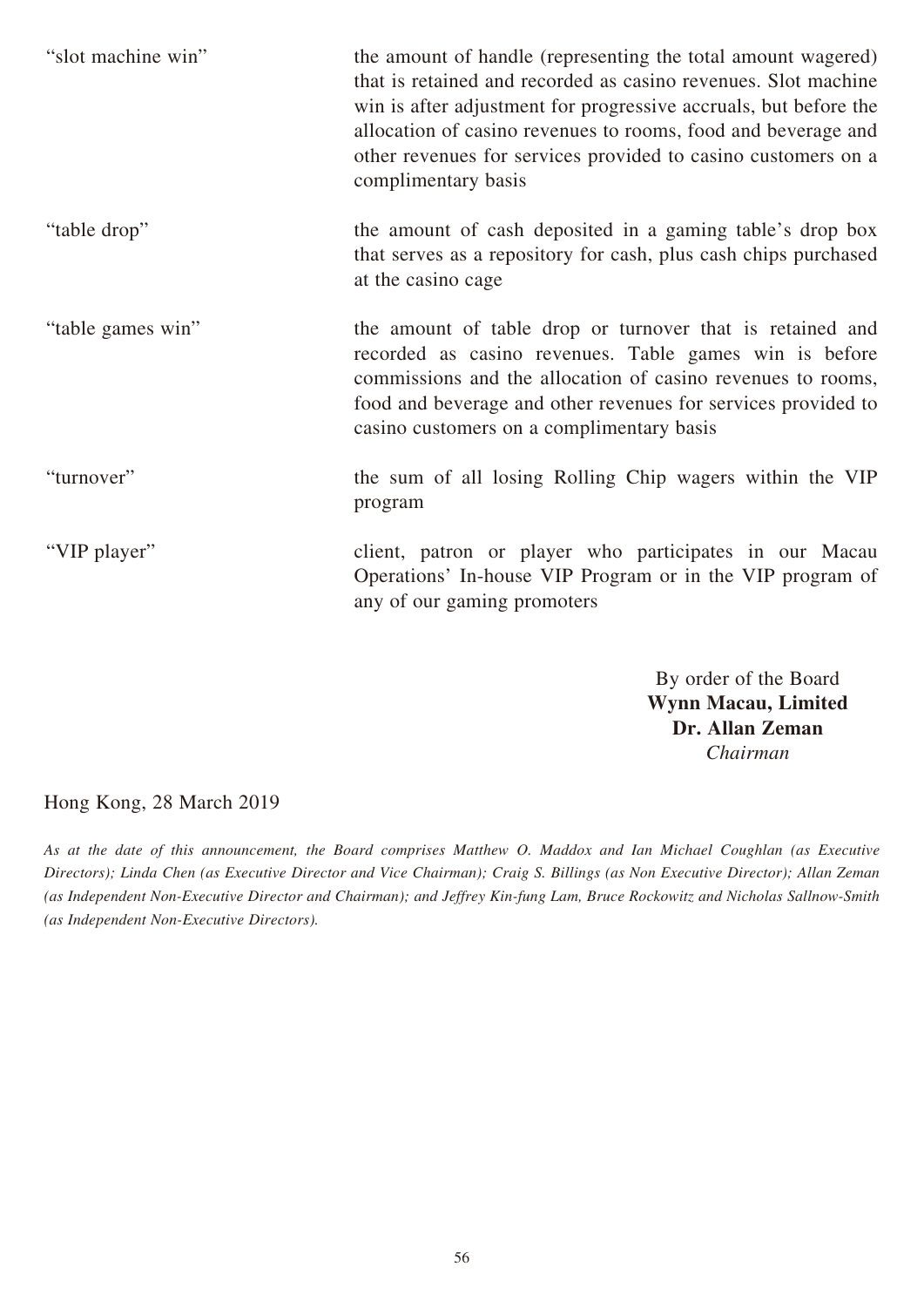| | |
|---|---|
| "slot machine win" | the amount of handle (representing the total amount wagered) that is retained and recorded as casino revenues. Slot machine win is after adjustment for progressive accruals, but before the allocation of casino revenues to rooms, food and beverage and other revenues for services provided to casino customers on a complimentary basis |
| "table drop" | the amount of cash deposited in a gaming table's drop box that serves as a repository for cash, plus cash chips purchased at the casino cage |
| "table games win" | the amount of table drop or turnover that is retained and recorded as casino revenues. Table games win is before commissions and the allocation of casino revenues to rooms, food and beverage and other revenues for services provided to casino customers on a complimentary basis |
| "turnover" | the sum of all losing Rolling Chip wagers within the VIP program |
| "VIP player" | client, patron or player who participates in our Macau Operations' In-house VIP Program or in the VIP program of any of our gaming promoters |

By order of the Board
**Wynn Macau, Limited**
**Dr. Allan Zeman**
*Chairman*

Hong Kong, 28 March 2019

*As at the date of this announcement, the Board comprises Matthew O. Maddox and Ian Michael Coughlan (as Executive Directors); Linda Chen (as Executive Director and Vice Chairman); Craig S. Billings (as Non Executive Director); Allan Zeman (as Independent Non-Executive Director and Chairman); and Jeffrey Kin-fung Lam, Bruce Rockowitz and Nicholas Sallnow-Smith (as Independent Non-Executive Directors).*